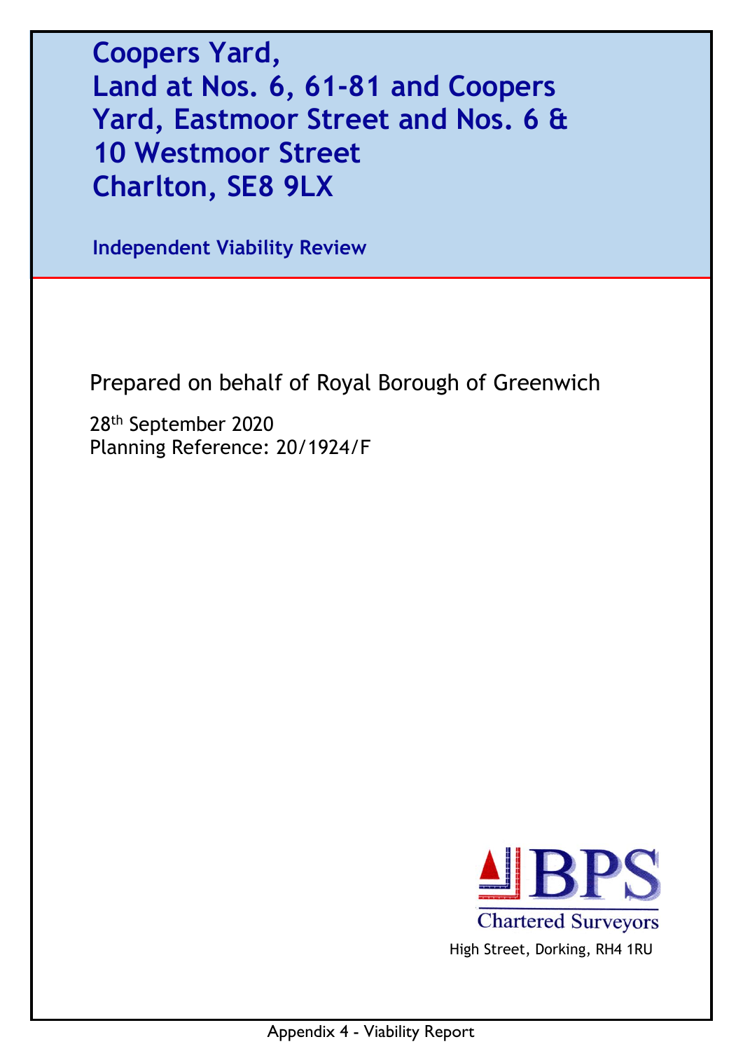# Coopers Yard, Land at Nos. 6, 61-81 and Coopers Yard, Eastmoor Street and Nos. 6 & 10 Westmoor Street Charlton, SE8 9LX

## Independent Viability Review

Prepared on behalf of Royal Borough of Greenwich

28th September 2020
Planning Reference: 20/1924/F

BPS Chartered Surveyors
High Street, Dorking, RH4 1RU

Appendix 4 - Viability Report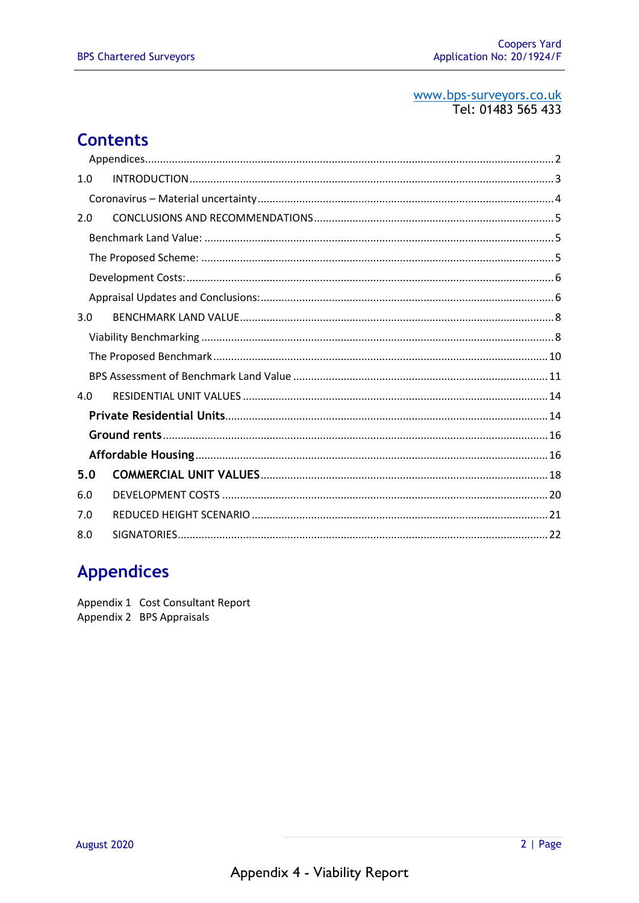www.bps-surveyors.co.uk
Tel: 01483 565 433

# Contents

- Appendices ..... 2
- 1.0 INTRODUCTION ..... 3
  - Coronavirus – Material uncertainty ..... 4
- 2.0 CONCLUSIONS AND RECOMMENDATIONS ..... 5
  - Benchmark Land Value: ..... 5
  - The Proposed Scheme: ..... 5
  - Development Costs: ..... 6
  - Appraisal Updates and Conclusions: ..... 6
- 3.0 BENCHMARK LAND VALUE ..... 8
  - Viability Benchmarking ..... 8
  - The Proposed Benchmark ..... 10
  - BPS Assessment of Benchmark Land Value ..... 11
- 4.0 RESIDENTIAL UNIT VALUES ..... 14
  - **Private Residential Units** ..... 14
  - **Ground rents** ..... 16
  - **Affordable Housing** ..... 16
- **5.0 COMMERCIAL UNIT VALUES** ..... 18
- 6.0 DEVELOPMENT COSTS ..... 20
- 7.0 REDUCED HEIGHT SCENARIO ..... 21
- 8.0 SIGNATORIES ..... 22

# Appendices

Appendix 1 Cost Consultant Report
Appendix 2 BPS Appraisals

Appendix 4 - Viability Report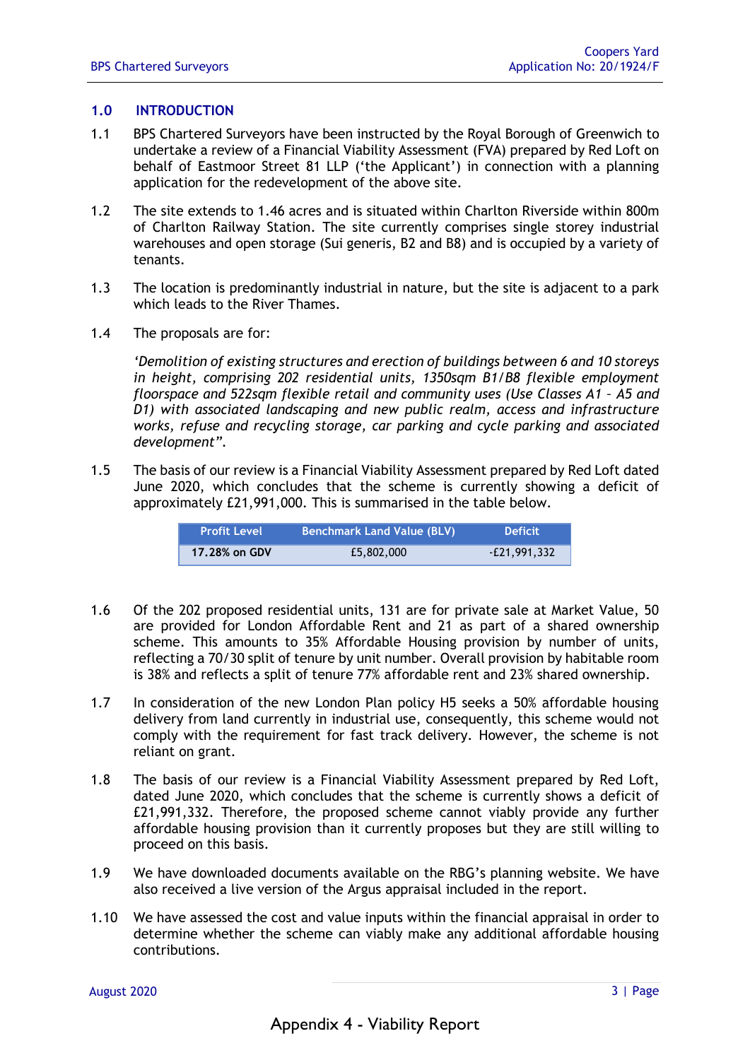## 1.0 INTRODUCTION

1.1 BPS Chartered Surveyors have been instructed by the Royal Borough of Greenwich to undertake a review of a Financial Viability Assessment (FVA) prepared by Red Loft on behalf of Eastmoor Street 81 LLP ('the Applicant') in connection with a planning application for the redevelopment of the above site.

1.2 The site extends to 1.46 acres and is situated within Charlton Riverside within 800m of Charlton Railway Station. The site currently comprises single storey industrial warehouses and open storage (Sui generis, B2 and B8) and is occupied by a variety of tenants.

1.3 The location is predominantly industrial in nature, but the site is adjacent to a park which leads to the River Thames.

1.4 The proposals are for:

*'Demolition of existing structures and erection of buildings between 6 and 10 storeys in height, comprising 202 residential units, 1350sqm B1/B8 flexible employment floorspace and 522sqm flexible retail and community uses (Use Classes A1 – A5 and D1) with associated landscaping and new public realm, access and infrastructure works, refuse and recycling storage, car parking and cycle parking and associated development".*

1.5 The basis of our review is a Financial Viability Assessment prepared by Red Loft dated June 2020, which concludes that the scheme is currently showing a deficit of approximately £21,991,000. This is summarised in the table below.

| Profit Level | Benchmark Land Value (BLV) | Deficit |
|---|---|---|
| **17.28% on GDV** | £5,802,000 | -£21,991,332 |

1.6 Of the 202 proposed residential units, 131 are for private sale at Market Value, 50 are provided for London Affordable Rent and 21 as part of a shared ownership scheme. This amounts to 35% Affordable Housing provision by number of units, reflecting a 70/30 split of tenure by unit number. Overall provision by habitable room is 38% and reflects a split of tenure 77% affordable rent and 23% shared ownership.

1.7 In consideration of the new London Plan policy H5 seeks a 50% affordable housing delivery from land currently in industrial use, consequently, this scheme would not comply with the requirement for fast track delivery. However, the scheme is not reliant on grant.

1.8 The basis of our review is a Financial Viability Assessment prepared by Red Loft, dated June 2020, which concludes that the scheme is currently shows a deficit of £21,991,332. Therefore, the proposed scheme cannot viably provide any further affordable housing provision than it currently proposes but they are still willing to proceed on this basis.

1.9 We have downloaded documents available on the RBG's planning website. We have also received a live version of the Argus appraisal included in the report.

1.10 We have assessed the cost and value inputs within the financial appraisal in order to determine whether the scheme can viably make any additional affordable housing contributions.

Appendix 4 - Viability Report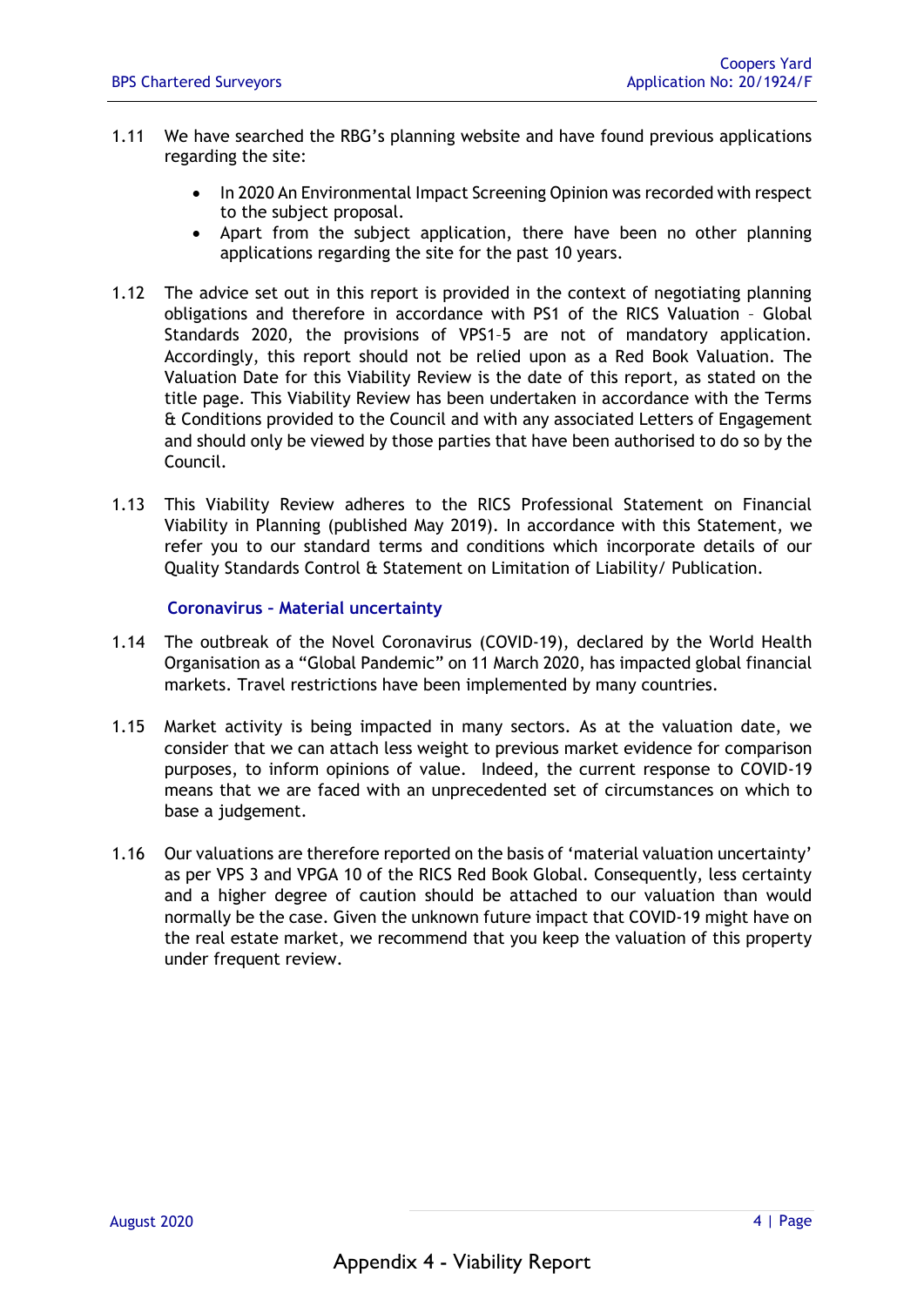1.11 We have searched the RBG's planning website and have found previous applications regarding the site:

- In 2020 An Environmental Impact Screening Opinion was recorded with respect to the subject proposal.
- Apart from the subject application, there have been no other planning applications regarding the site for the past 10 years.

1.12 The advice set out in this report is provided in the context of negotiating planning obligations and therefore in accordance with PS1 of the RICS Valuation – Global Standards 2020, the provisions of VPS1–5 are not of mandatory application. Accordingly, this report should not be relied upon as a Red Book Valuation. The Valuation Date for this Viability Review is the date of this report, as stated on the title page. This Viability Review has been undertaken in accordance with the Terms & Conditions provided to the Council and with any associated Letters of Engagement and should only be viewed by those parties that have been authorised to do so by the Council.

1.13 This Viability Review adheres to the RICS Professional Statement on Financial Viability in Planning (published May 2019). In accordance with this Statement, we refer you to our standard terms and conditions which incorporate details of our Quality Standards Control & Statement on Limitation of Liability/ Publication.

### Coronavirus – Material uncertainty

1.14 The outbreak of the Novel Coronavirus (COVID-19), declared by the World Health Organisation as a "Global Pandemic" on 11 March 2020, has impacted global financial markets. Travel restrictions have been implemented by many countries.

1.15 Market activity is being impacted in many sectors. As at the valuation date, we consider that we can attach less weight to previous market evidence for comparison purposes, to inform opinions of value. Indeed, the current response to COVID-19 means that we are faced with an unprecedented set of circumstances on which to base a judgement.

1.16 Our valuations are therefore reported on the basis of 'material valuation uncertainty' as per VPS 3 and VPGA 10 of the RICS Red Book Global. Consequently, less certainty and a higher degree of caution should be attached to our valuation than would normally be the case. Given the unknown future impact that COVID-19 might have on the real estate market, we recommend that you keep the valuation of this property under frequent review.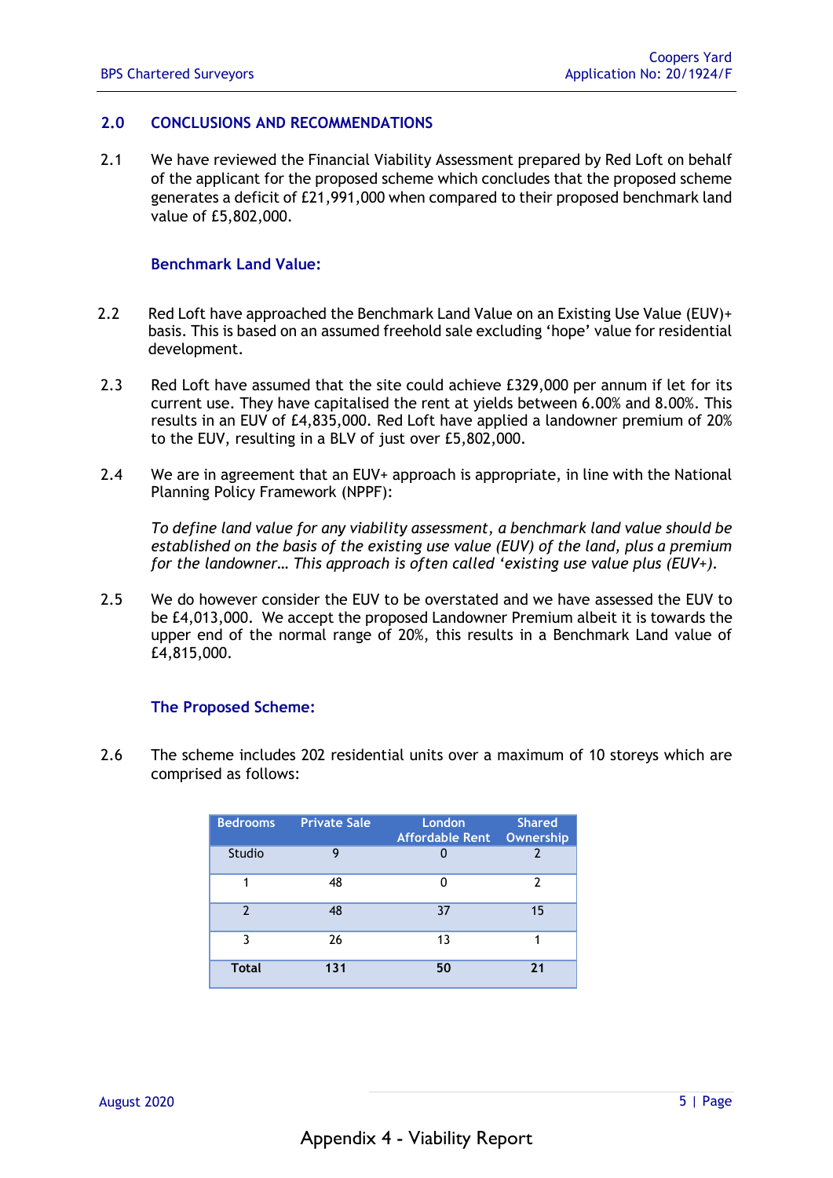## 2.0 CONCLUSIONS AND RECOMMENDATIONS

2.1 We have reviewed the Financial Viability Assessment prepared by Red Loft on behalf of the applicant for the proposed scheme which concludes that the proposed scheme generates a deficit of £21,991,000 when compared to their proposed benchmark land value of £5,802,000.

### Benchmark Land Value:

2.2 Red Loft have approached the Benchmark Land Value on an Existing Use Value (EUV)+ basis. This is based on an assumed freehold sale excluding 'hope' value for residential development.

2.3 Red Loft have assumed that the site could achieve £329,000 per annum if let for its current use. They have capitalised the rent at yields between 6.00% and 8.00%. This results in an EUV of £4,835,000. Red Loft have applied a landowner premium of 20% to the EUV, resulting in a BLV of just over £5,802,000.

2.4 We are in agreement that an EUV+ approach is appropriate, in line with the National Planning Policy Framework (NPPF):

*To define land value for any viability assessment, a benchmark land value should be established on the basis of the existing use value (EUV) of the land, plus a premium for the landowner… This approach is often called 'existing use value plus (EUV+).*

2.5 We do however consider the EUV to be overstated and we have assessed the EUV to be £4,013,000. We accept the proposed Landowner Premium albeit it is towards the upper end of the normal range of 20%, this results in a Benchmark Land value of £4,815,000.

### The Proposed Scheme:

2.6 The scheme includes 202 residential units over a maximum of 10 storeys which are comprised as follows:

| Bedrooms | Private Sale | London Affordable Rent | Shared Ownership |
|---|---|---|---|
| Studio | 9 | 0 | 2 |
| 1 | 48 | 0 | 2 |
| 2 | 48 | 37 | 15 |
| 3 | 26 | 13 | 1 |
| **Total** | **131** | **50** | **21** |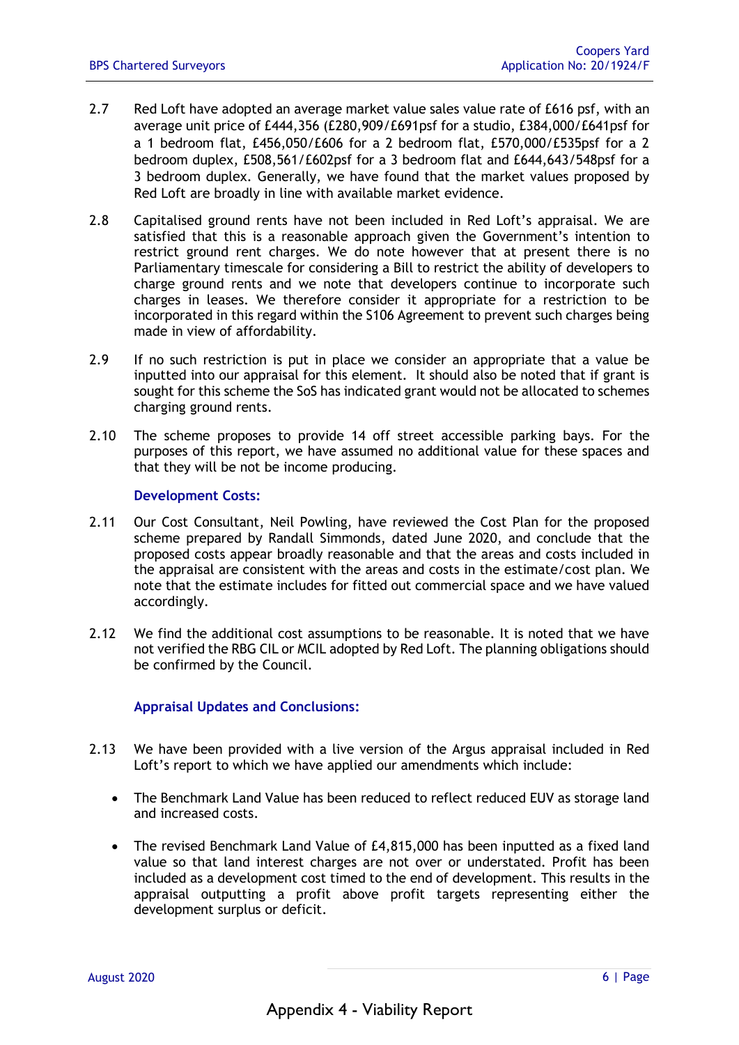2.7 Red Loft have adopted an average market value sales value rate of £616 psf, with an average unit price of £444,356 (£280,909/£691psf for a studio, £384,000/£641psf for a 1 bedroom flat, £456,050/£606 for a 2 bedroom flat, £570,000/£535psf for a 2 bedroom duplex, £508,561/£602psf for a 3 bedroom flat and £644,643/548psf for a 3 bedroom duplex. Generally, we have found that the market values proposed by Red Loft are broadly in line with available market evidence.

2.8 Capitalised ground rents have not been included in Red Loft's appraisal. We are satisfied that this is a reasonable approach given the Government's intention to restrict ground rent charges. We do note however that at present there is no Parliamentary timescale for considering a Bill to restrict the ability of developers to charge ground rents and we note that developers continue to incorporate such charges in leases. We therefore consider it appropriate for a restriction to be incorporated in this regard within the S106 Agreement to prevent such charges being made in view of affordability.

2.9 If no such restriction is put in place we consider an appropriate that a value be inputted into our appraisal for this element. It should also be noted that if grant is sought for this scheme the SoS has indicated grant would not be allocated to schemes charging ground rents.

2.10 The scheme proposes to provide 14 off street accessible parking bays. For the purposes of this report, we have assumed no additional value for these spaces and that they will be not be income producing.

### Development Costs:

2.11 Our Cost Consultant, Neil Powling, have reviewed the Cost Plan for the proposed scheme prepared by Randall Simmonds, dated June 2020, and conclude that the proposed costs appear broadly reasonable and that the areas and costs included in the appraisal are consistent with the areas and costs in the estimate/cost plan. We note that the estimate includes for fitted out commercial space and we have valued accordingly.

2.12 We find the additional cost assumptions to be reasonable. It is noted that we have not verified the RBG CIL or MCIL adopted by Red Loft. The planning obligations should be confirmed by the Council.

### Appraisal Updates and Conclusions:

2.13 We have been provided with a live version of the Argus appraisal included in Red Loft's report to which we have applied our amendments which include:

- The Benchmark Land Value has been reduced to reflect reduced EUV as storage land and increased costs.
- The revised Benchmark Land Value of £4,815,000 has been inputted as a fixed land value so that land interest charges are not over or understated. Profit has been included as a development cost timed to the end of development. This results in the appraisal outputting a profit above profit targets representing either the development surplus or deficit.

Appendix 4 - Viability Report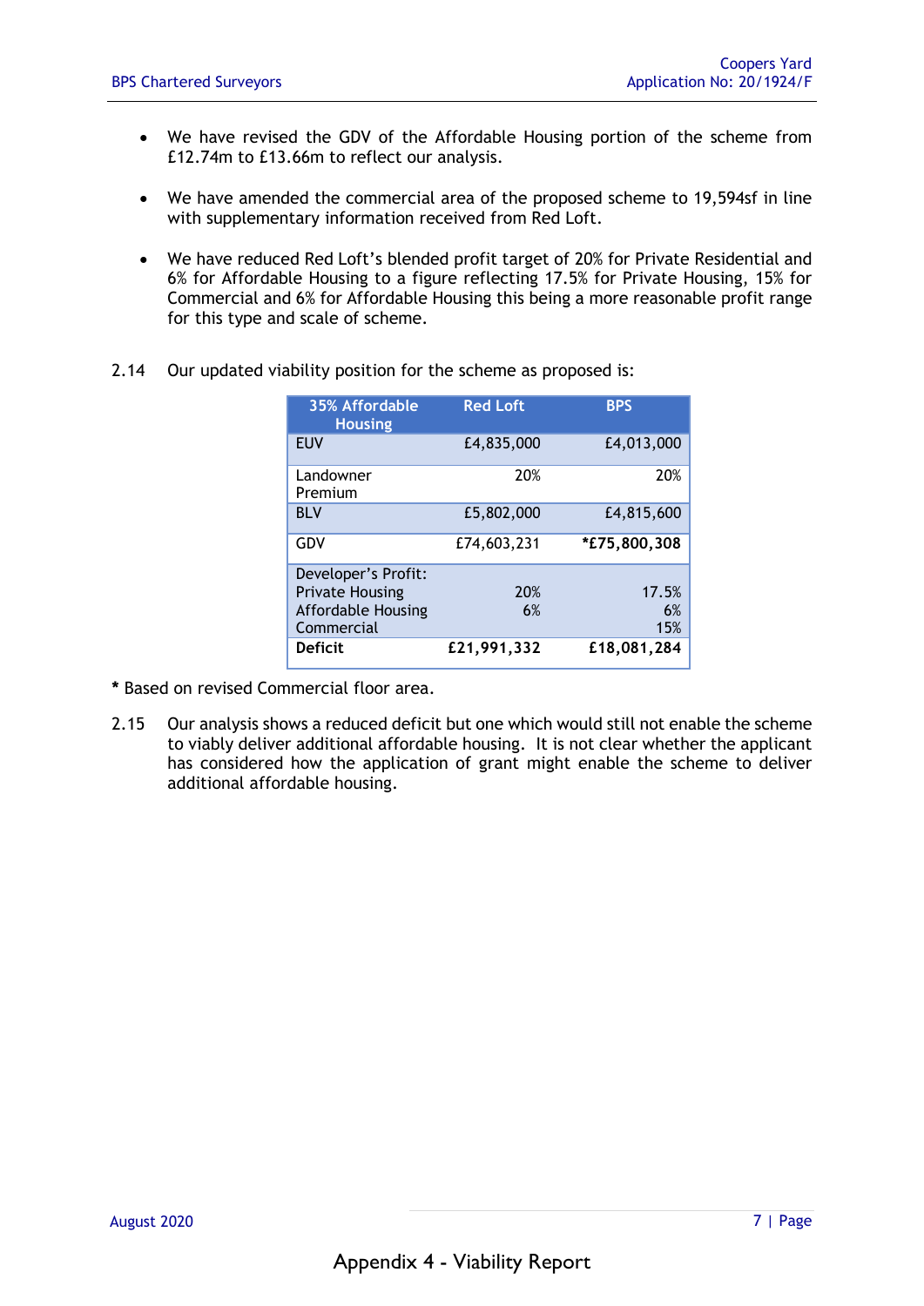- We have revised the GDV of the Affordable Housing portion of the scheme from £12.74m to £13.66m to reflect our analysis.

- We have amended the commercial area of the proposed scheme to 19,594sf in line with supplementary information received from Red Loft.

- We have reduced Red Loft's blended profit target of 20% for Private Residential and 6% for Affordable Housing to a figure reflecting 17.5% for Private Housing, 15% for Commercial and 6% for Affordable Housing this being a more reasonable profit range for this type and scale of scheme.

2.14 Our updated viability position for the scheme as proposed is:

| 35% Affordable Housing | Red Loft | BPS |
|---|---|---|
| EUV | £4,835,000 | £4,013,000 |
| Landowner Premium | 20% | 20% |
| BLV | £5,802,000 | £4,815,600 |
| GDV | £74,603,231 | **\*£75,800,308** |
| Developer's Profit: | | |
| Private Housing | 20% | 17.5% |
| Affordable Housing | 6% | 6% |
| Commercial | | 15% |
| **Deficit** | **£21,991,332** | **£18,081,284** |

**\*** Based on revised Commercial floor area.

2.15 Our analysis shows a reduced deficit but one which would still not enable the scheme to viably deliver additional affordable housing. It is not clear whether the applicant has considered how the application of grant might enable the scheme to deliver additional affordable housing.

Appendix 4 - Viability Report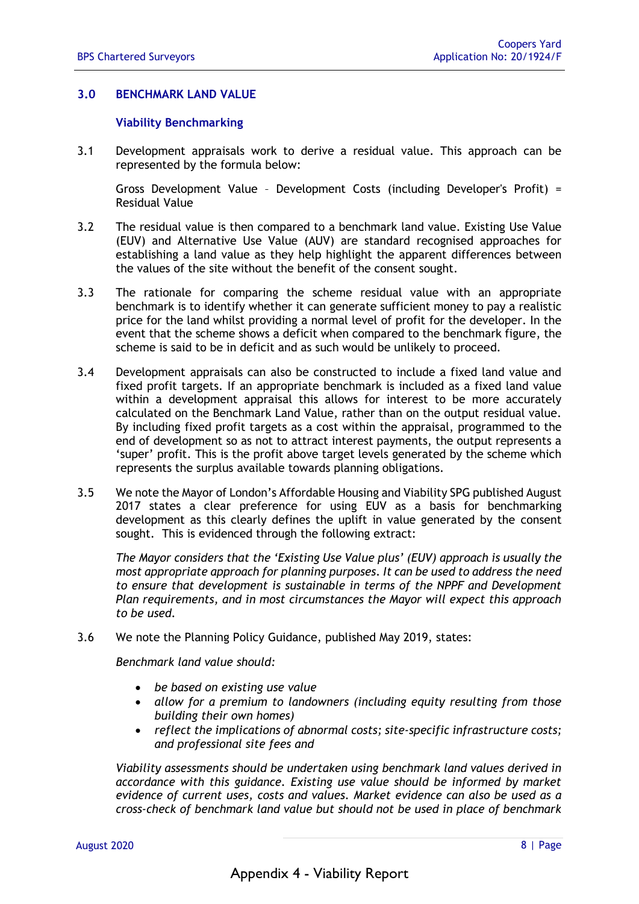## 3.0 BENCHMARK LAND VALUE

### Viability Benchmarking

3.1 Development appraisals work to derive a residual value. This approach can be represented by the formula below:

Gross Development Value – Development Costs (including Developer's Profit) = Residual Value

3.2 The residual value is then compared to a benchmark land value. Existing Use Value (EUV) and Alternative Use Value (AUV) are standard recognised approaches for establishing a land value as they help highlight the apparent differences between the values of the site without the benefit of the consent sought.

3.3 The rationale for comparing the scheme residual value with an appropriate benchmark is to identify whether it can generate sufficient money to pay a realistic price for the land whilst providing a normal level of profit for the developer. In the event that the scheme shows a deficit when compared to the benchmark figure, the scheme is said to be in deficit and as such would be unlikely to proceed.

3.4 Development appraisals can also be constructed to include a fixed land value and fixed profit targets. If an appropriate benchmark is included as a fixed land value within a development appraisal this allows for interest to be more accurately calculated on the Benchmark Land Value, rather than on the output residual value. By including fixed profit targets as a cost within the appraisal, programmed to the end of development so as not to attract interest payments, the output represents a 'super' profit. This is the profit above target levels generated by the scheme which represents the surplus available towards planning obligations.

3.5 We note the Mayor of London's Affordable Housing and Viability SPG published August 2017 states a clear preference for using EUV as a basis for benchmarking development as this clearly defines the uplift in value generated by the consent sought. This is evidenced through the following extract:

*The Mayor considers that the 'Existing Use Value plus' (EUV) approach is usually the most appropriate approach for planning purposes. It can be used to address the need to ensure that development is sustainable in terms of the NPPF and Development Plan requirements, and in most circumstances the Mayor will expect this approach to be used.*

3.6 We note the Planning Policy Guidance, published May 2019, states:

*Benchmark land value should:*

- *be based on existing use value*
- *allow for a premium to landowners (including equity resulting from those building their own homes)*
- *reflect the implications of abnormal costs; site-specific infrastructure costs; and professional site fees and*

*Viability assessments should be undertaken using benchmark land values derived in accordance with this guidance. Existing use value should be informed by market evidence of current uses, costs and values. Market evidence can also be used as a cross-check of benchmark land value but should not be used in place of benchmark*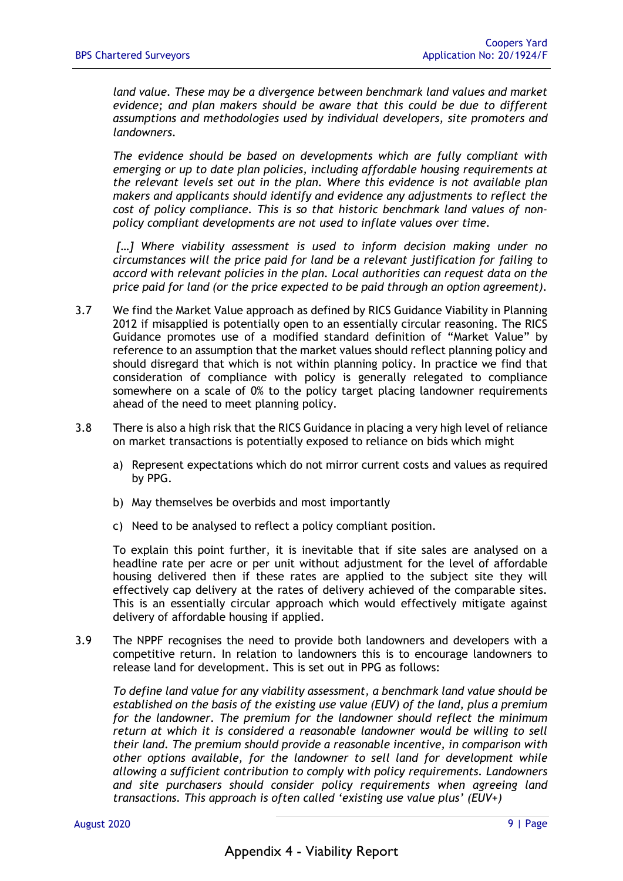*land value. These may be a divergence between benchmark land values and market evidence; and plan makers should be aware that this could be due to different assumptions and methodologies used by individual developers, site promoters and landowners.*

*The evidence should be based on developments which are fully compliant with emerging or up to date plan policies, including affordable housing requirements at the relevant levels set out in the plan. Where this evidence is not available plan makers and applicants should identify and evidence any adjustments to reflect the cost of policy compliance. This is so that historic benchmark land values of non-policy compliant developments are not used to inflate values over time.*

*[…] Where viability assessment is used to inform decision making under no circumstances will the price paid for land be a relevant justification for failing to accord with relevant policies in the plan. Local authorities can request data on the price paid for land (or the price expected to be paid through an option agreement).*

3.7 We find the Market Value approach as defined by RICS Guidance Viability in Planning 2012 if misapplied is potentially open to an essentially circular reasoning. The RICS Guidance promotes use of a modified standard definition of "Market Value" by reference to an assumption that the market values should reflect planning policy and should disregard that which is not within planning policy. In practice we find that consideration of compliance with policy is generally relegated to compliance somewhere on a scale of 0% to the policy target placing landowner requirements ahead of the need to meet planning policy.

3.8 There is also a high risk that the RICS Guidance in placing a very high level of reliance on market transactions is potentially exposed to reliance on bids which might

a) Represent expectations which do not mirror current costs and values as required by PPG.

b) May themselves be overbids and most importantly

c) Need to be analysed to reflect a policy compliant position.

To explain this point further, it is inevitable that if site sales are analysed on a headline rate per acre or per unit without adjustment for the level of affordable housing delivered then if these rates are applied to the subject site they will effectively cap delivery at the rates of delivery achieved of the comparable sites. This is an essentially circular approach which would effectively mitigate against delivery of affordable housing if applied.

3.9 The NPPF recognises the need to provide both landowners and developers with a competitive return. In relation to landowners this is to encourage landowners to release land for development. This is set out in PPG as follows:

*To define land value for any viability assessment, a benchmark land value should be established on the basis of the existing use value (EUV) of the land, plus a premium for the landowner. The premium for the landowner should reflect the minimum return at which it is considered a reasonable landowner would be willing to sell their land. The premium should provide a reasonable incentive, in comparison with other options available, for the landowner to sell land for development while allowing a sufficient contribution to comply with policy requirements. Landowners and site purchasers should consider policy requirements when agreeing land transactions. This approach is often called 'existing use value plus' (EUV+)*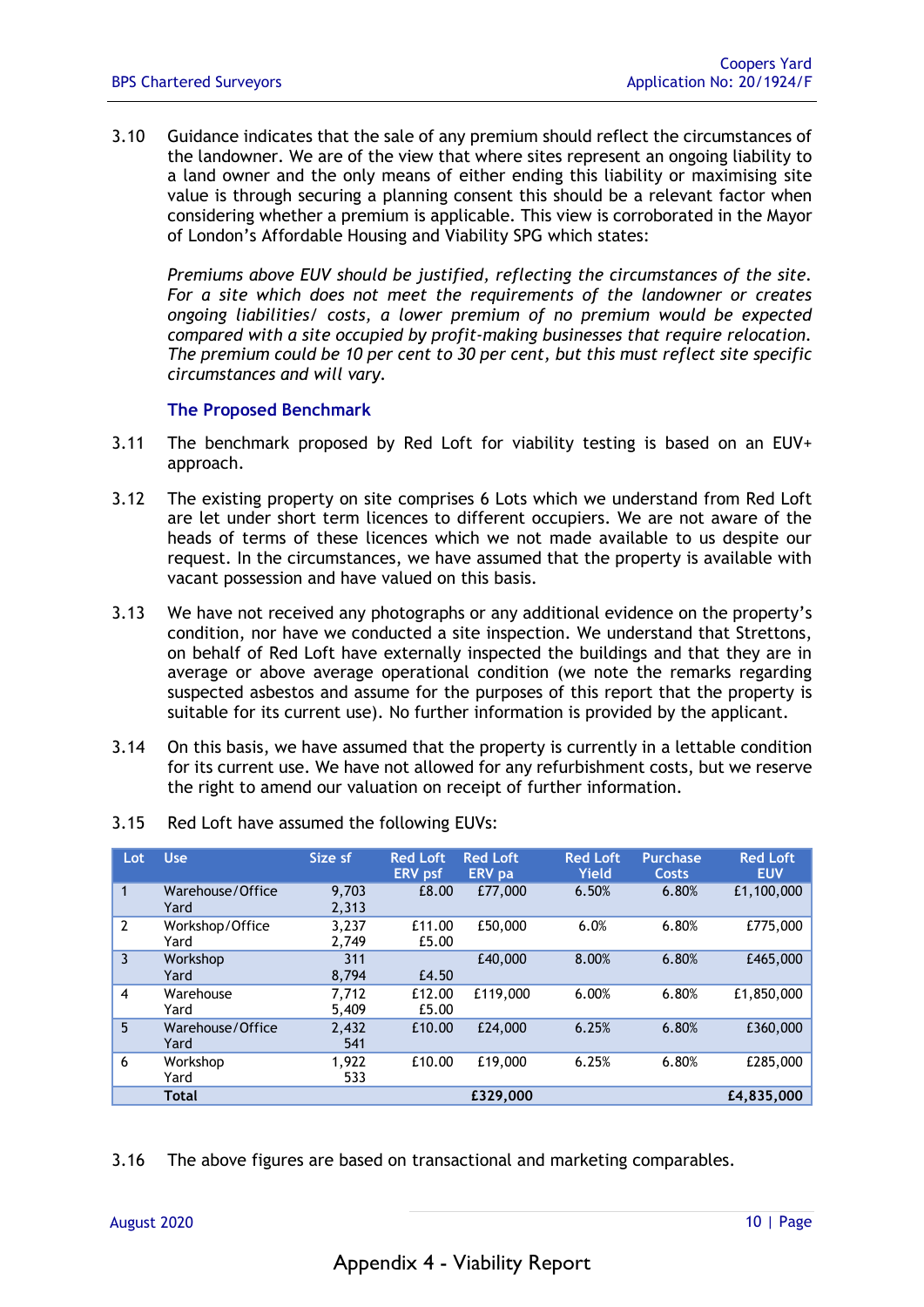3.10 Guidance indicates that the sale of any premium should reflect the circumstances of the landowner. We are of the view that where sites represent an ongoing liability to a land owner and the only means of either ending this liability or maximising site value is through securing a planning consent this should be a relevant factor when considering whether a premium is applicable. This view is corroborated in the Mayor of London's Affordable Housing and Viability SPG which states:

*Premiums above EUV should be justified, reflecting the circumstances of the site. For a site which does not meet the requirements of the landowner or creates ongoing liabilities/ costs, a lower premium of no premium would be expected compared with a site occupied by profit-making businesses that require relocation. The premium could be 10 per cent to 30 per cent, but this must reflect site specific circumstances and will vary.*

### The Proposed Benchmark

3.11 The benchmark proposed by Red Loft for viability testing is based on an EUV+ approach.

3.12 The existing property on site comprises 6 Lots which we understand from Red Loft are let under short term licences to different occupiers. We are not aware of the heads of terms of these licences which we not made available to us despite our request. In the circumstances, we have assumed that the property is available with vacant possession and have valued on this basis.

3.13 We have not received any photographs or any additional evidence on the property's condition, nor have we conducted a site inspection. We understand that Strettons, on behalf of Red Loft have externally inspected the buildings and that they are in average or above average operational condition (we note the remarks regarding suspected asbestos and assume for the purposes of this report that the property is suitable for its current use). No further information is provided by the applicant.

3.14 On this basis, we have assumed that the property is currently in a lettable condition for its current use. We have not allowed for any refurbishment costs, but we reserve the right to amend our valuation on receipt of further information.

3.15 Red Loft have assumed the following EUVs:

| Lot | Use | Size sf | Red Loft ERV psf | Red Loft ERV pa | Red Loft Yield | Purchase Costs | Red Loft EUV |
|---|---|---|---|---|---|---|---|
| 1 | Warehouse/Office<br>Yard | 9,703<br>2,313 | £8.00 | £77,000 | 6.50% | 6.80% | £1,100,000 |
| 2 | Workshop/Office<br>Yard | 3,237<br>2,749 | £11.00<br>£5.00 | £50,000 | 6.0% | 6.80% | £775,000 |
| 3 | Workshop<br>Yard | 311<br>8,794 | <br>£4.50 | £40,000 | 8.00% | 6.80% | £465,000 |
| 4 | Warehouse<br>Yard | 7,712<br>5,409 | £12.00<br>£5.00 | £119,000 | 6.00% | 6.80% | £1,850,000 |
| 5 | Warehouse/Office<br>Yard | 2,432<br>541 | £10.00 | £24,000 | 6.25% | 6.80% | £360,000 |
| 6 | Workshop<br>Yard | 1,922<br>533 | £10.00 | £19,000 | 6.25% | 6.80% | £285,000 |
| | **Total** | | | **£329,000** | | | **£4,835,000** |

3.16 The above figures are based on transactional and marketing comparables.

Appendix 4 - Viability Report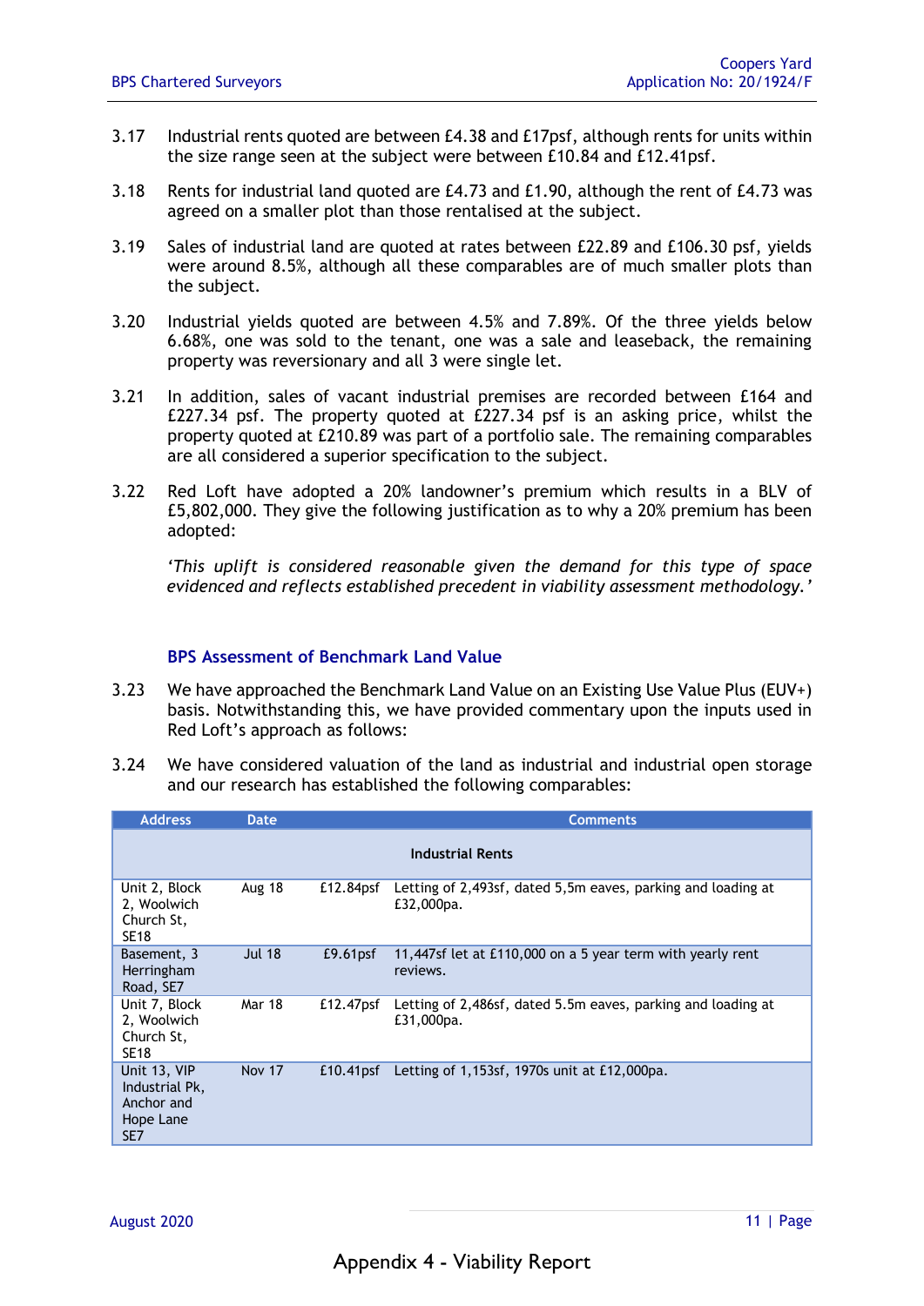3.17 Industrial rents quoted are between £4.38 and £17psf, although rents for units within the size range seen at the subject were between £10.84 and £12.41psf.

3.18 Rents for industrial land quoted are £4.73 and £1.90, although the rent of £4.73 was agreed on a smaller plot than those rentalised at the subject.

3.19 Sales of industrial land are quoted at rates between £22.89 and £106.30 psf, yields were around 8.5%, although all these comparables are of much smaller plots than the subject.

3.20 Industrial yields quoted are between 4.5% and 7.89%. Of the three yields below 6.68%, one was sold to the tenant, one was a sale and leaseback, the remaining property was reversionary and all 3 were single let.

3.21 In addition, sales of vacant industrial premises are recorded between £164 and £227.34 psf. The property quoted at £227.34 psf is an asking price, whilst the property quoted at £210.89 was part of a portfolio sale. The remaining comparables are all considered a superior specification to the subject.

3.22 Red Loft have adopted a 20% landowner's premium which results in a BLV of £5,802,000. They give the following justification as to why a 20% premium has been adopted:

*'This uplift is considered reasonable given the demand for this type of space evidenced and reflects established precedent in viability assessment methodology.'*

### BPS Assessment of Benchmark Land Value

3.23 We have approached the Benchmark Land Value on an Existing Use Value Plus (EUV+) basis. Notwithstanding this, we have provided commentary upon the inputs used in Red Loft's approach as follows:

3.24 We have considered valuation of the land as industrial and industrial open storage and our research has established the following comparables:

| Address | Date | | Comments |
|---|---|---|---|
| | | **Industrial Rents** | |
| Unit 2, Block 2, Woolwich Church St, SE18 | Aug 18 | £12.84psf | Letting of 2,493sf, dated 5,5m eaves, parking and loading at £32,000pa. |
| Basement, 3 Herringham Road, SE7 | Jul 18 | £9.61psf | 11,447sf let at £110,000 on a 5 year term with yearly rent reviews. |
| Unit 7, Block 2, Woolwich Church St, SE18 | Mar 18 | £12.47psf | Letting of 2,486sf, dated 5.5m eaves, parking and loading at £31,000pa. |
| Unit 13, VIP Industrial Pk, Anchor and Hope Lane SE7 | Nov 17 | £10.41psf | Letting of 1,153sf, 1970s unit at £12,000pa. |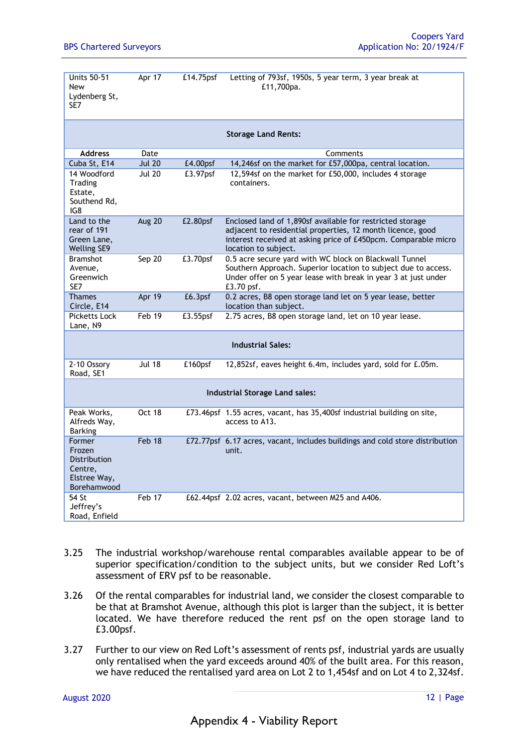| Address | Date | Rent | Comments |
|---|---|---|---|
| Units 50-51 New Lydenberg St, SE7 | Apr 17 | £14.75psf | Letting of 793sf, 1950s, 5 year term, 3 year break at £11,700pa. |
| **Storage Land Rents:** | | | |
| **Address** | Date | | Comments |
| Cuba St, E14 | Jul 20 | £4.00psf | 14,246sf on the market for £57,000pa, central location. |
| 14 Woodford Trading Estate, Southend Rd, IG8 | Jul 20 | £3.97psf | 12,594sf on the market for £50,000, includes 4 storage containers. |
| Land to the rear of 191 Green Lane, Welling SE9 | Aug 20 | £2.80psf | Enclosed land of 1,890sf available for restricted storage adjacent to residential properties, 12 month licence, good interest received at asking price of £450pcm. Comparable micro location to subject. |
| Bramshot Avenue, Greenwich SE7 | Sep 20 | £3.70psf | 0.5 acre secure yard with WC block on Blackwall Tunnel Southern Approach. Superior location to subject due to access. Under offer on 5 year lease with break in year 3 at just under £3.70 psf. |
| Thames Circle, E14 | Apr 19 | £6.3psf | 0.2 acres, B8 open storage land let on 5 year lease, better location than subject. |
| Picketts Lock Lane, N9 | Feb 19 | £3.55psf | 2.75 acres, B8 open storage land, let on 10 year lease. |
| **Industrial Sales:** | | | |
| 2-10 Ossory Road, SE1 | Jul 18 | £160psf | 12,852sf, eaves height 6.4m, includes yard, sold for £.05m. |
| **Industrial Storage Land sales:** | | | |
| Peak Works, Alfreds Way, Barking | Oct 18 | £73.46psf | 1.55 acres, vacant, has 35,400sf industrial building on site, access to A13. |
| Former Frozen Distribution Centre, Elstree Way, Borehamwood | Feb 18 | £72.77psf | 6.17 acres, vacant, includes buildings and cold store distribution unit. |
| 54 St Jeffrey's Road, Enfield | Feb 17 | £62.44psf | 2.02 acres, vacant, between M25 and A406. |

3.25 The industrial workshop/warehouse rental comparables available appear to be of superior specification/condition to the subject units, but we consider Red Loft's assessment of ERV psf to be reasonable.

3.26 Of the rental comparables for industrial land, we consider the closest comparable to be that at Bramshot Avenue, although this plot is larger than the subject, it is better located. We have therefore reduced the rent psf on the open storage land to £3.00psf.

3.27 Further to our view on Red Loft's assessment of rents psf, industrial yards are usually only rentalised when the yard exceeds around 40% of the built area. For this reason, we have reduced the rentalised yard area on Lot 2 to 1,454sf and on Lot 4 to 2,324sf.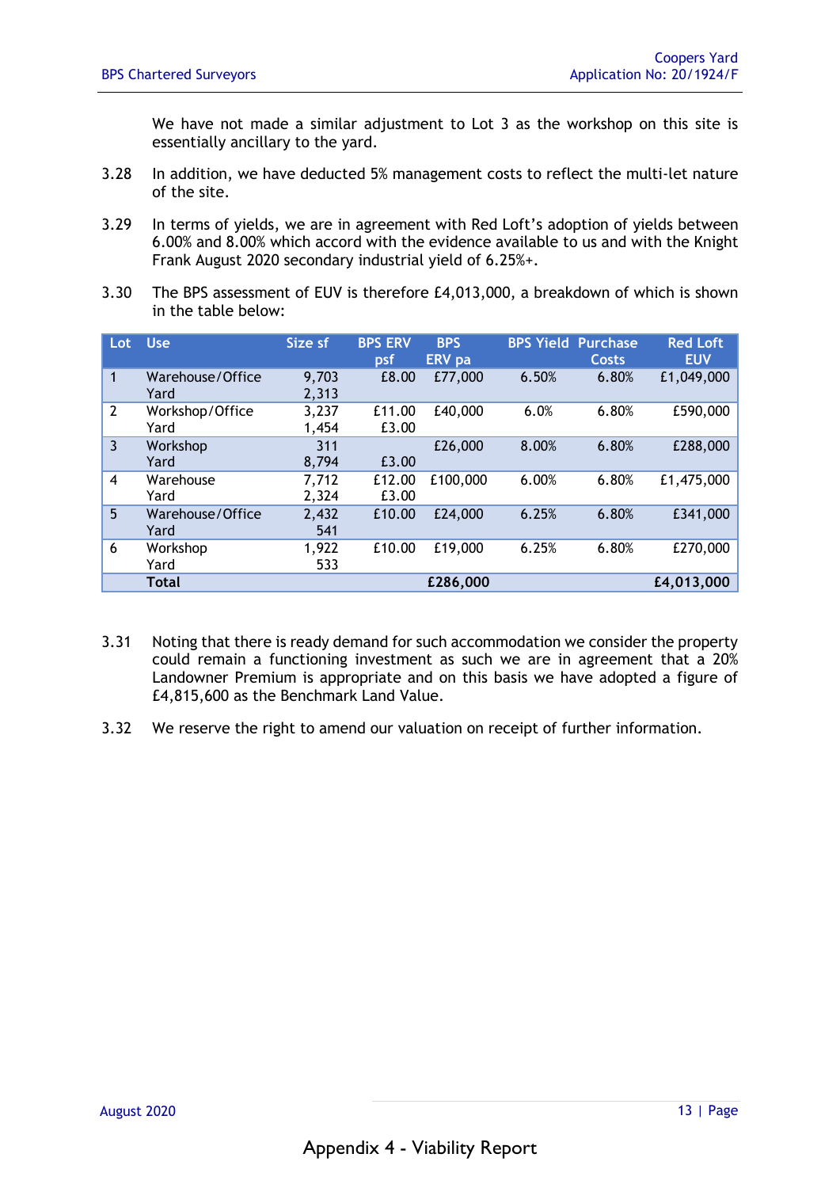We have not made a similar adjustment to Lot 3 as the workshop on this site is essentially ancillary to the yard.

3.28 In addition, we have deducted 5% management costs to reflect the multi-let nature of the site.

3.29 In terms of yields, we are in agreement with Red Loft's adoption of yields between 6.00% and 8.00% which accord with the evidence available to us and with the Knight Frank August 2020 secondary industrial yield of 6.25%+.

3.30 The BPS assessment of EUV is therefore £4,013,000, a breakdown of which is shown in the table below:

| Lot | Use | Size sf | BPS ERV psf | BPS ERV pa | BPS Yield | Purchase Costs | Red Loft EUV |
|---|---|---|---|---|---|---|---|
| 1 | Warehouse/Office<br>Yard | 9,703<br>2,313 | £8.00 | £77,000 | 6.50% | 6.80% | £1,049,000 |
| 2 | Workshop/Office<br>Yard | 3,237<br>1,454 | £11.00<br>£3.00 | £40,000 | 6.0% | 6.80% | £590,000 |
| 3 | Workshop<br>Yard | 311<br>8,794 | <br>£3.00 | £26,000 | 8.00% | 6.80% | £288,000 |
| 4 | Warehouse<br>Yard | 7,712<br>2,324 | £12.00<br>£3.00 | £100,000 | 6.00% | 6.80% | £1,475,000 |
| 5 | Warehouse/Office<br>Yard | 2,432<br>541 | £10.00 | £24,000 | 6.25% | 6.80% | £341,000 |
| 6 | Workshop<br>Yard | 1,922<br>533 | £10.00 | £19,000 | 6.25% | 6.80% | £270,000 |
| | **Total** | | | **£286,000** | | | **£4,013,000** |

3.31 Noting that there is ready demand for such accommodation we consider the property could remain a functioning investment as such we are in agreement that a 20% Landowner Premium is appropriate and on this basis we have adopted a figure of £4,815,600 as the Benchmark Land Value.

3.32 We reserve the right to amend our valuation on receipt of further information.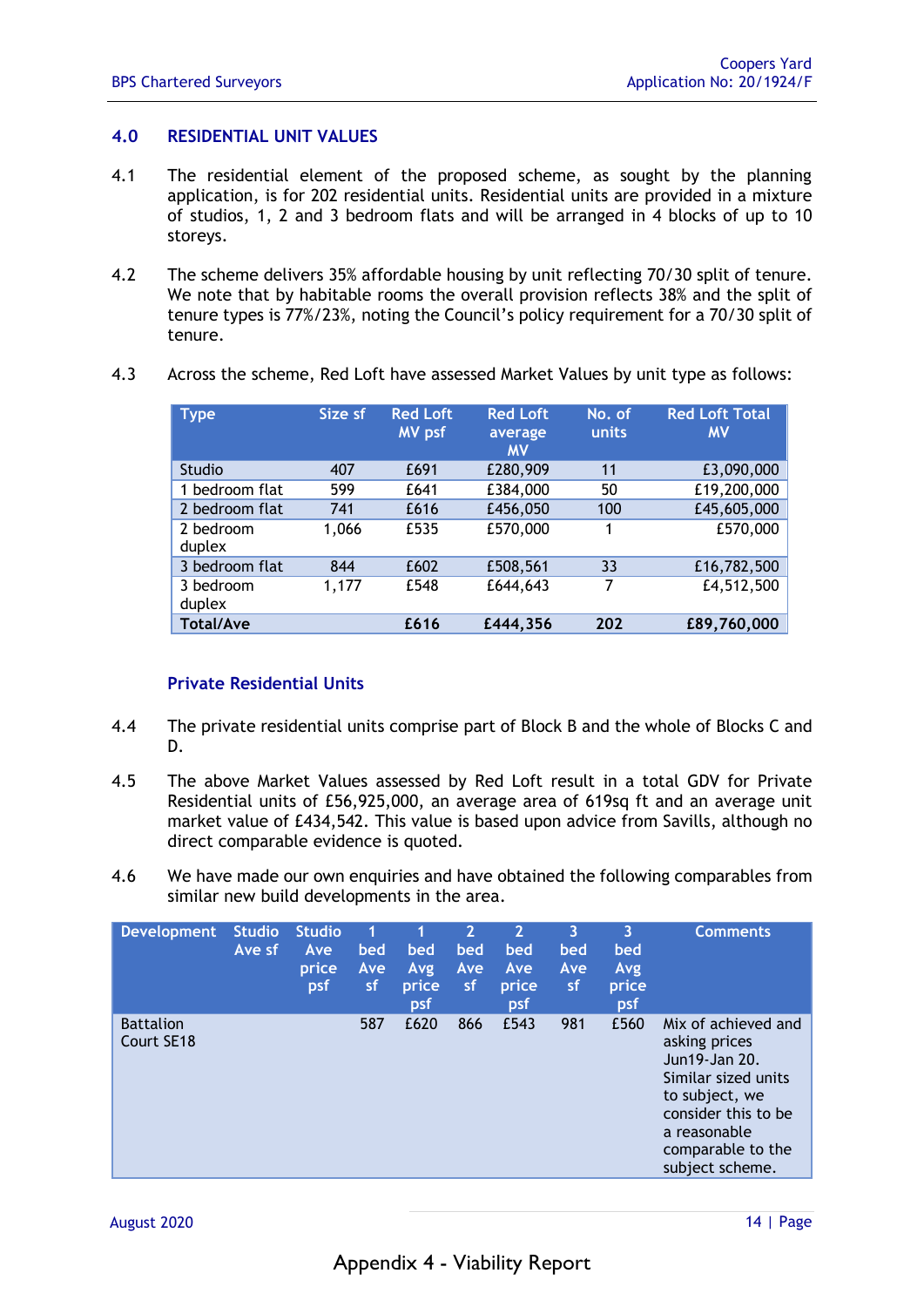## 4.0 RESIDENTIAL UNIT VALUES

4.1 The residential element of the proposed scheme, as sought by the planning application, is for 202 residential units. Residential units are provided in a mixture of studios, 1, 2 and 3 bedroom flats and will be arranged in 4 blocks of up to 10 storeys.

4.2 The scheme delivers 35% affordable housing by unit reflecting 70/30 split of tenure. We note that by habitable rooms the overall provision reflects 38% and the split of tenure types is 77%/23%, noting the Council's policy requirement for a 70/30 split of tenure.

4.3 Across the scheme, Red Loft have assessed Market Values by unit type as follows:

| Type | Size sf | Red Loft MV psf | Red Loft average MV | No. of units | Red Loft Total MV |
|---|---|---|---|---|---|
| Studio | 407 | £691 | £280,909 | 11 | £3,090,000 |
| 1 bedroom flat | 599 | £641 | £384,000 | 50 | £19,200,000 |
| 2 bedroom flat | 741 | £616 | £456,050 | 100 | £45,605,000 |
| 2 bedroom duplex | 1,066 | £535 | £570,000 | 1 | £570,000 |
| 3 bedroom flat | 844 | £602 | £508,561 | 33 | £16,782,500 |
| 3 bedroom duplex | 1,177 | £548 | £644,643 | 7 | £4,512,500 |
| **Total/Ave** | | **£616** | **£444,356** | **202** | **£89,760,000** |

### Private Residential Units

4.4 The private residential units comprise part of Block B and the whole of Blocks C and D.

4.5 The above Market Values assessed by Red Loft result in a total GDV for Private Residential units of £56,925,000, an average area of 619sq ft and an average unit market value of £434,542. This value is based upon advice from Savills, although no direct comparable evidence is quoted.

4.6 We have made our own enquiries and have obtained the following comparables from similar new build developments in the area.

| Development | Studio Ave sf | Studio Ave price psf | 1 bed Ave sf | 1 bed Avg price psf | 2 bed Ave sf | 2 bed Ave price psf | 3 bed Ave sf | 3 bed Avg price psf | Comments |
|---|---|---|---|---|---|---|---|---|---|
| Battalion Court SE18 | | | 587 | £620 | 866 | £543 | 981 | £560 | Mix of achieved and asking prices Jun19-Jan 20. Similar sized units to subject, we consider this to be a reasonable comparable to the subject scheme. |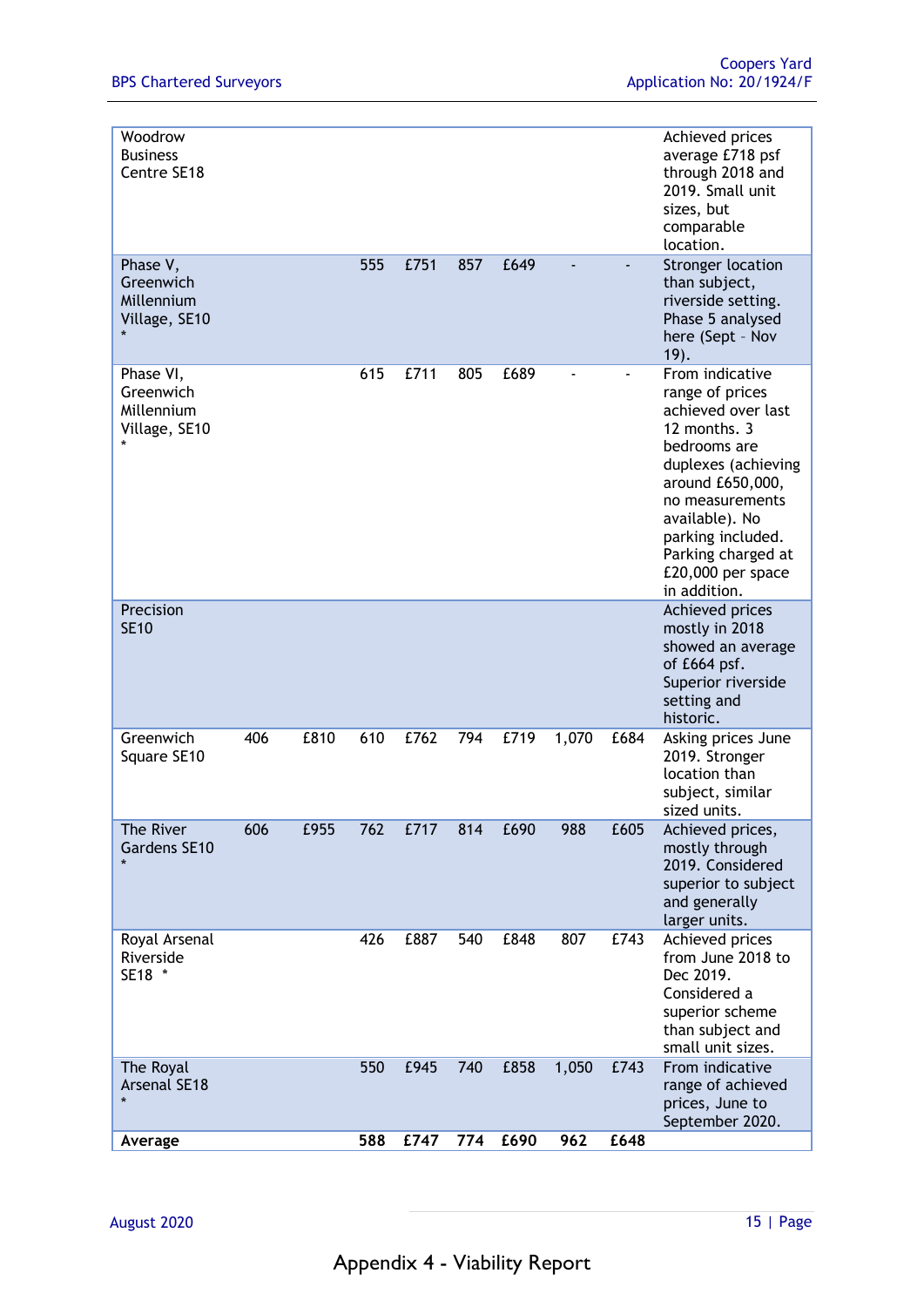| | | | | | | | | | |
|---|---|---|---|---|---|---|---|---|---|
| Woodrow Business Centre SE18 | | | | | | | | | Achieved prices average £718 psf through 2018 and 2019. Small unit sizes, but comparable location. |
| Phase V, Greenwich Millennium Village, SE10 * | | | 555 | £751 | 857 | £649 | - | - | Stronger location than subject, riverside setting. Phase 5 analysed here (Sept – Nov 19). |
| Phase VI, Greenwich Millennium Village, SE10 * | | | 615 | £711 | 805 | £689 | - | - | From indicative range of prices achieved over last 12 months. 3 bedrooms are duplexes (achieving around £650,000, no measurements available). No parking included. Parking charged at £20,000 per space in addition. |
| Precision SE10 | | | | | | | | | Achieved prices mostly in 2018 showed an average of £664 psf. Superior riverside setting and historic. |
| Greenwich Square SE10 | 406 | £810 | 610 | £762 | 794 | £719 | 1,070 | £684 | Asking prices June 2019. Stronger location than subject, similar sized units. |
| The River Gardens SE10 * | 606 | £955 | 762 | £717 | 814 | £690 | 988 | £605 | Achieved prices, mostly through 2019. Considered superior to subject and generally larger units. |
| Royal Arsenal Riverside SE18 * | | | 426 | £887 | 540 | £848 | 807 | £743 | Achieved prices from June 2018 to Dec 2019. Considered a superior scheme than subject and small unit sizes. |
| The Royal Arsenal SE18 * | | | 550 | £945 | 740 | £858 | 1,050 | £743 | From indicative range of achieved prices, June to September 2020. |
| **Average** | | | **588** | **£747** | **774** | **£690** | **962** | **£648** | |

Appendix 4 - Viability Report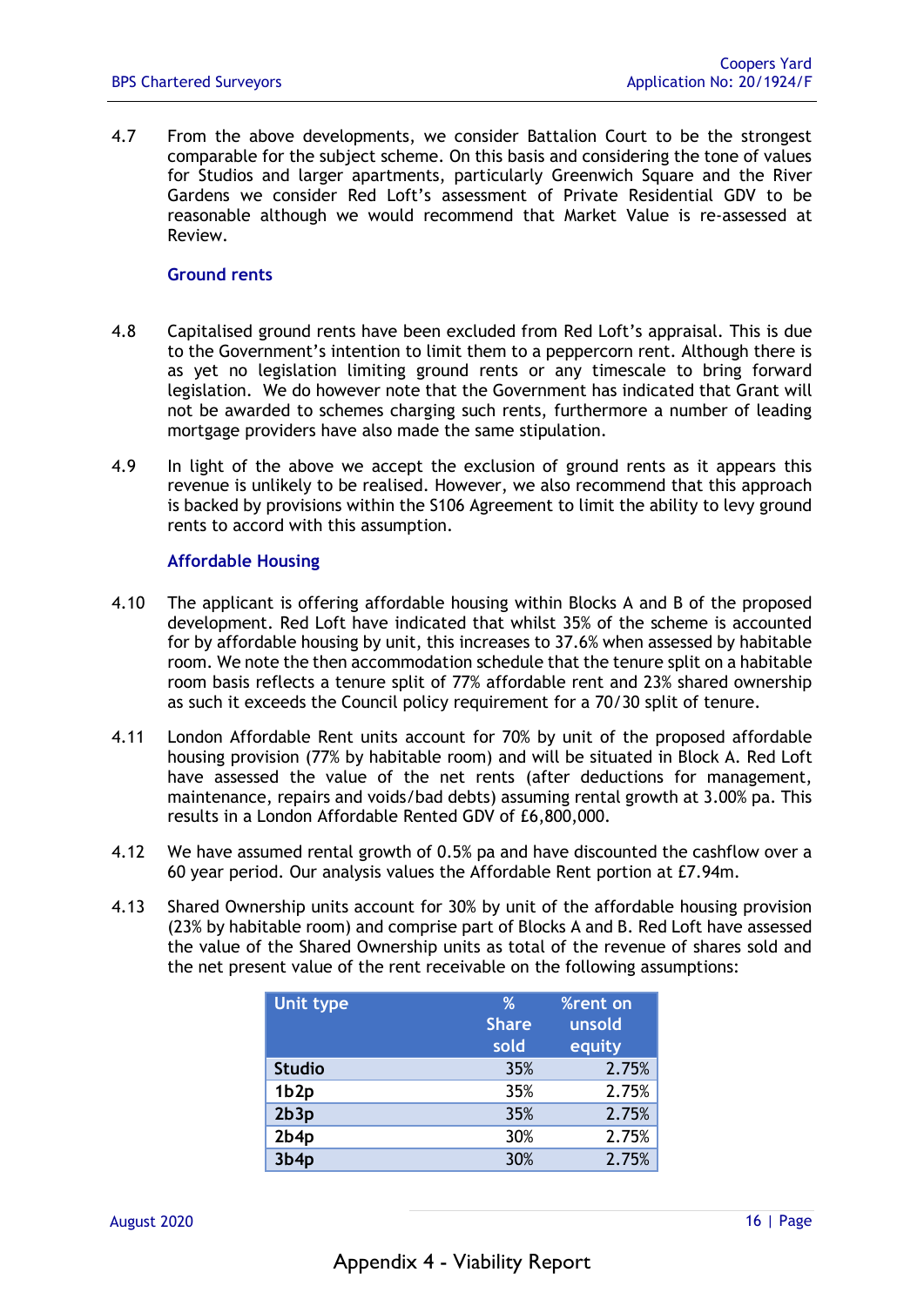4.7 From the above developments, we consider Battalion Court to be the strongest comparable for the subject scheme. On this basis and considering the tone of values for Studios and larger apartments, particularly Greenwich Square and the River Gardens we consider Red Loft's assessment of Private Residential GDV to be reasonable although we would recommend that Market Value is re-assessed at Review.

### Ground rents

4.8 Capitalised ground rents have been excluded from Red Loft's appraisal. This is due to the Government's intention to limit them to a peppercorn rent. Although there is as yet no legislation limiting ground rents or any timescale to bring forward legislation. We do however note that the Government has indicated that Grant will not be awarded to schemes charging such rents, furthermore a number of leading mortgage providers have also made the same stipulation.

4.9 In light of the above we accept the exclusion of ground rents as it appears this revenue is unlikely to be realised. However, we also recommend that this approach is backed by provisions within the S106 Agreement to limit the ability to levy ground rents to accord with this assumption.

### Affordable Housing

4.10 The applicant is offering affordable housing within Blocks A and B of the proposed development. Red Loft have indicated that whilst 35% of the scheme is accounted for by affordable housing by unit, this increases to 37.6% when assessed by habitable room. We note the then accommodation schedule that the tenure split on a habitable room basis reflects a tenure split of 77% affordable rent and 23% shared ownership as such it exceeds the Council policy requirement for a 70/30 split of tenure.

4.11 London Affordable Rent units account for 70% by unit of the proposed affordable housing provision (77% by habitable room) and will be situated in Block A. Red Loft have assessed the value of the net rents (after deductions for management, maintenance, repairs and voids/bad debts) assuming rental growth at 3.00% pa. This results in a London Affordable Rented GDV of £6,800,000.

4.12 We have assumed rental growth of 0.5% pa and have discounted the cashflow over a 60 year period. Our analysis values the Affordable Rent portion at £7.94m.

4.13 Shared Ownership units account for 30% by unit of the affordable housing provision (23% by habitable room) and comprise part of Blocks A and B. Red Loft have assessed the value of the Shared Ownership units as total of the revenue of shares sold and the net present value of the rent receivable on the following assumptions:

| Unit type | % Share sold | %rent on unsold equity |
|---|---|---|
| Studio | 35% | 2.75% |
| 1b2p | 35% | 2.75% |
| 2b3p | 35% | 2.75% |
| 2b4p | 30% | 2.75% |
| 3b4p | 30% | 2.75% |

Appendix 4 - Viability Report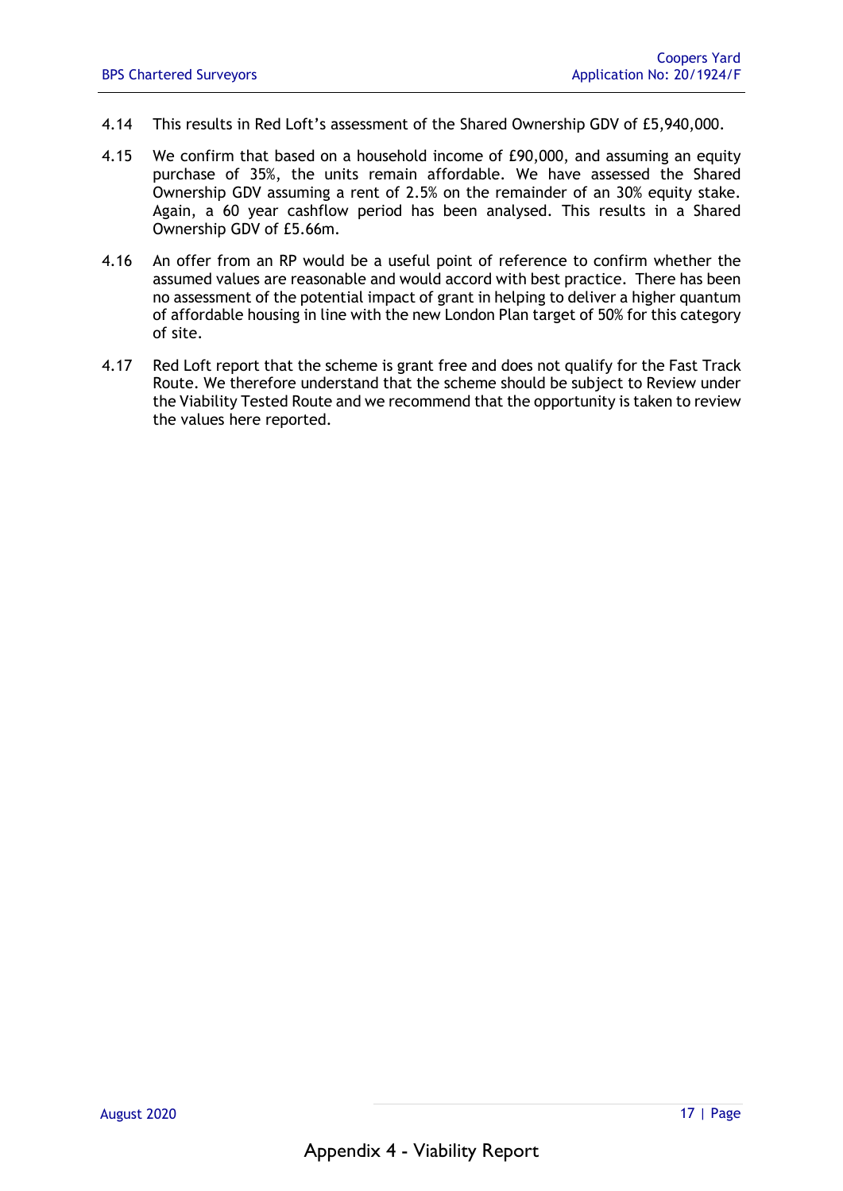4.14 This results in Red Loft's assessment of the Shared Ownership GDV of £5,940,000.

4.15 We confirm that based on a household income of £90,000, and assuming an equity purchase of 35%, the units remain affordable. We have assessed the Shared Ownership GDV assuming a rent of 2.5% on the remainder of an 30% equity stake. Again, a 60 year cashflow period has been analysed. This results in a Shared Ownership GDV of £5.66m.

4.16 An offer from an RP would be a useful point of reference to confirm whether the assumed values are reasonable and would accord with best practice. There has been no assessment of the potential impact of grant in helping to deliver a higher quantum of affordable housing in line with the new London Plan target of 50% for this category of site.

4.17 Red Loft report that the scheme is grant free and does not qualify for the Fast Track Route. We therefore understand that the scheme should be subject to Review under the Viability Tested Route and we recommend that the opportunity is taken to review the values here reported.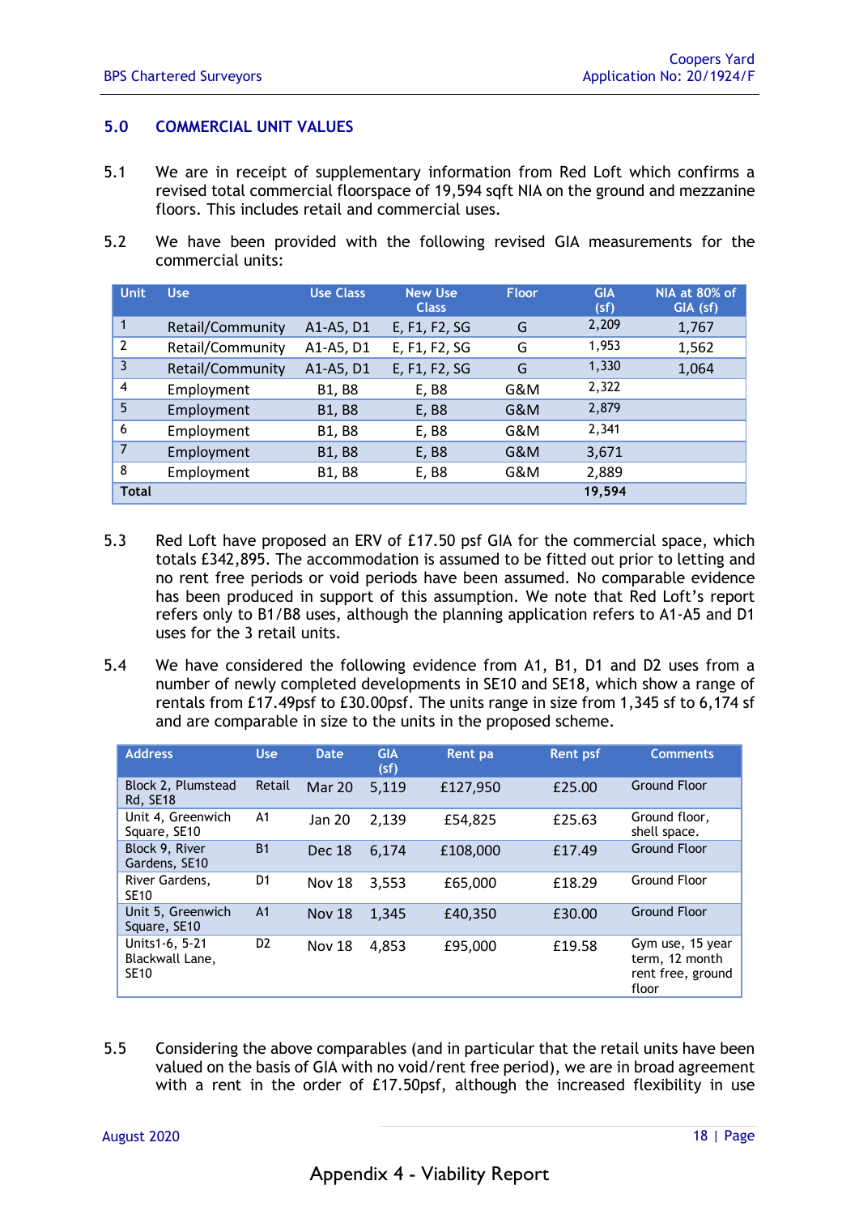## 5.0 COMMERCIAL UNIT VALUES

5.1 We are in receipt of supplementary information from Red Loft which confirms a revised total commercial floorspace of 19,594 sqft NIA on the ground and mezzanine floors. This includes retail and commercial uses.

5.2 We have been provided with the following revised GIA measurements for the commercial units:

| Unit | Use | Use Class | New Use Class | Floor | GIA (sf) | NIA at 80% of GIA (sf) |
|---|---|---|---|---|---|---|
| 1 | Retail/Community | A1-A5, D1 | E, F1, F2, SG | G | 2,209 | 1,767 |
| 2 | Retail/Community | A1-A5, D1 | E, F1, F2, SG | G | 1,953 | 1,562 |
| 3 | Retail/Community | A1-A5, D1 | E, F1, F2, SG | G | 1,330 | 1,064 |
| 4 | Employment | B1, B8 | E, B8 | G&M | 2,322 | |
| 5 | Employment | B1, B8 | E, B8 | G&M | 2,879 | |
| 6 | Employment | B1, B8 | E, B8 | G&M | 2,341 | |
| 7 | Employment | B1, B8 | E, B8 | G&M | 3,671 | |
| 8 | Employment | B1, B8 | E, B8 | G&M | 2,889 | |
| **Total** | | | | | **19,594** | |

5.3 Red Loft have proposed an ERV of £17.50 psf GIA for the commercial space, which totals £342,895. The accommodation is assumed to be fitted out prior to letting and no rent free periods or void periods have been assumed. No comparable evidence has been produced in support of this assumption. We note that Red Loft's report refers only to B1/B8 uses, although the planning application refers to A1-A5 and D1 uses for the 3 retail units.

5.4 We have considered the following evidence from A1, B1, D1 and D2 uses from a number of newly completed developments in SE10 and SE18, which show a range of rentals from £17.49psf to £30.00psf. The units range in size from 1,345 sf to 6,174 sf and are comparable in size to the units in the proposed scheme.

| Address | Use | Date | GIA (sf) | Rent pa | Rent psf | Comments |
|---|---|---|---|---|---|---|
| Block 2, Plumstead Rd, SE18 | Retail | Mar 20 | 5,119 | £127,950 | £25.00 | Ground Floor |
| Unit 4, Greenwich Square, SE10 | A1 | Jan 20 | 2,139 | £54,825 | £25.63 | Ground floor, shell space. |
| Block 9, River Gardens, SE10 | B1 | Dec 18 | 6,174 | £108,000 | £17.49 | Ground Floor |
| River Gardens, SE10 | D1 | Nov 18 | 3,553 | £65,000 | £18.29 | Ground Floor |
| Unit 5, Greenwich Square, SE10 | A1 | Nov 18 | 1,345 | £40,350 | £30.00 | Ground Floor |
| Units1-6, 5-21 Blackwall Lane, SE10 | D2 | Nov 18 | 4,853 | £95,000 | £19.58 | Gym use, 15 year term, 12 month rent free, ground floor |

5.5 Considering the above comparables (and in particular that the retail units have been valued on the basis of GIA with no void/rent free period), we are in broad agreement with a rent in the order of £17.50psf, although the increased flexibility in use

Appendix 4 - Viability Report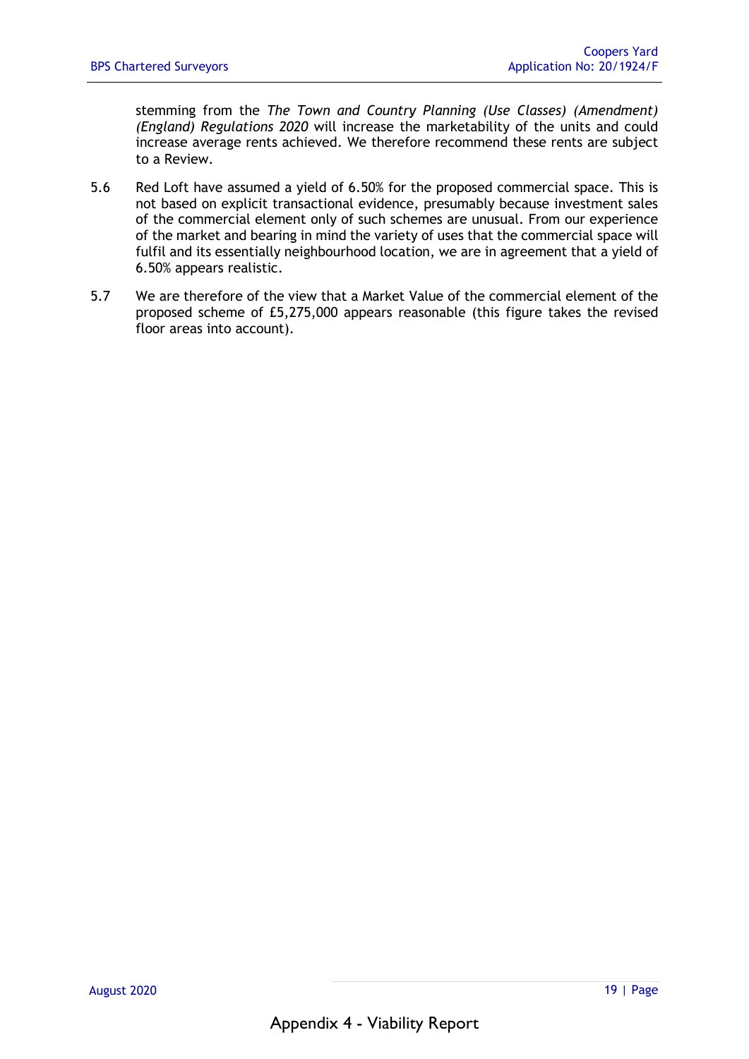stemming from the *The Town and Country Planning (Use Classes) (Amendment) (England) Regulations 2020* will increase the marketability of the units and could increase average rents achieved. We therefore recommend these rents are subject to a Review.

5.6 Red Loft have assumed a yield of 6.50% for the proposed commercial space. This is not based on explicit transactional evidence, presumably because investment sales of the commercial element only of such schemes are unusual. From our experience of the market and bearing in mind the variety of uses that the commercial space will fulfil and its essentially neighbourhood location, we are in agreement that a yield of 6.50% appears realistic.

5.7 We are therefore of the view that a Market Value of the commercial element of the proposed scheme of £5,275,000 appears reasonable (this figure takes the revised floor areas into account).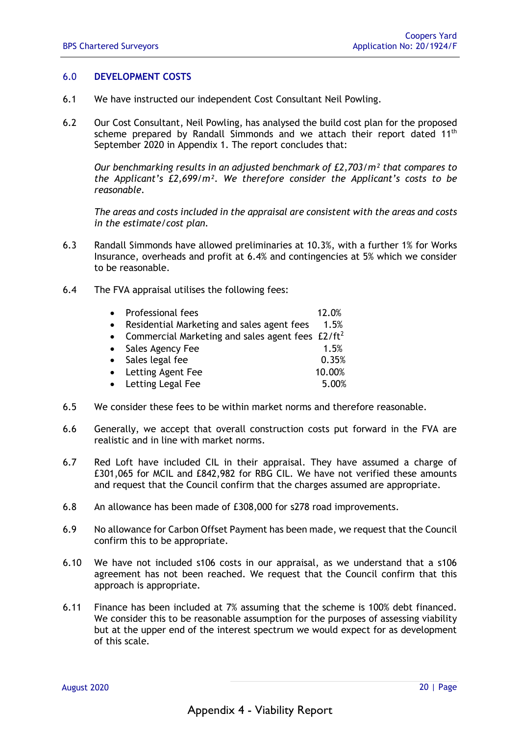## 6.0 DEVELOPMENT COSTS

6.1 We have instructed our independent Cost Consultant Neil Powling.

6.2 Our Cost Consultant, Neil Powling, has analysed the build cost plan for the proposed scheme prepared by Randall Simmonds and we attach their report dated 11th September 2020 in Appendix 1. The report concludes that:

*Our benchmarking results in an adjusted benchmark of £2,703/m² that compares to the Applicant's £2,699/m². We therefore consider the Applicant's costs to be reasonable.*

*The areas and costs included in the appraisal are consistent with the areas and costs in the estimate/cost plan.*

6.3 Randall Simmonds have allowed preliminaries at 10.3%, with a further 1% for Works Insurance, overheads and profit at 6.4% and contingencies at 5% which we consider to be reasonable.

6.4 The FVA appraisal utilises the following fees:

- Professional fees 12.0%
- Residential Marketing and sales agent fees 1.5%
- Commercial Marketing and sales agent fees £2/ft²
- Sales Agency Fee 1.5%
- Sales legal fee 0.35%
- Letting Agent Fee 10.00%
- Letting Legal Fee 5.00%

6.5 We consider these fees to be within market norms and therefore reasonable.

6.6 Generally, we accept that overall construction costs put forward in the FVA are realistic and in line with market norms.

6.7 Red Loft have included CIL in their appraisal. They have assumed a charge of £301,065 for MCIL and £842,982 for RBG CIL. We have not verified these amounts and request that the Council confirm that the charges assumed are appropriate.

6.8 An allowance has been made of £308,000 for s278 road improvements.

6.9 No allowance for Carbon Offset Payment has been made, we request that the Council confirm this to be appropriate.

6.10 We have not included s106 costs in our appraisal, as we understand that a s106 agreement has not been reached. We request that the Council confirm that this approach is appropriate.

6.11 Finance has been included at 7% assuming that the scheme is 100% debt financed. We consider this to be reasonable assumption for the purposes of assessing viability but at the upper end of the interest spectrum we would expect for as development of this scale.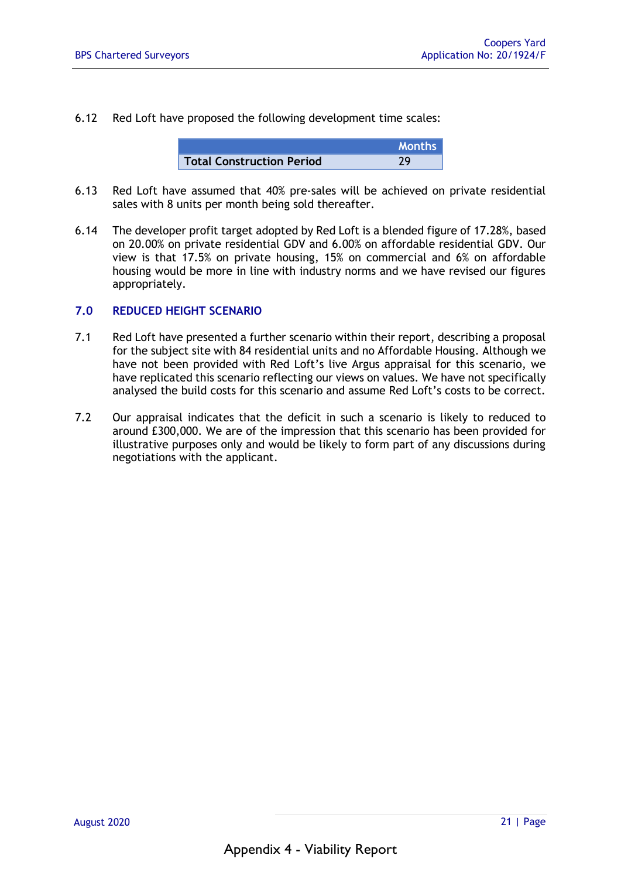6.12 Red Loft have proposed the following development time scales:

| | Months |
|---|---|
| Total Construction Period | 29 |

6.13 Red Loft have assumed that 40% pre-sales will be achieved on private residential sales with 8 units per month being sold thereafter.

6.14 The developer profit target adopted by Red Loft is a blended figure of 17.28%, based on 20.00% on private residential GDV and 6.00% on affordable residential GDV. Our view is that 17.5% on private housing, 15% on commercial and 6% on affordable housing would be more in line with industry norms and we have revised our figures appropriately.

## 7.0 REDUCED HEIGHT SCENARIO

7.1 Red Loft have presented a further scenario within their report, describing a proposal for the subject site with 84 residential units and no Affordable Housing. Although we have not been provided with Red Loft's live Argus appraisal for this scenario, we have replicated this scenario reflecting our views on values. We have not specifically analysed the build costs for this scenario and assume Red Loft's costs to be correct.

7.2 Our appraisal indicates that the deficit in such a scenario is likely to reduced to around £300,000. We are of the impression that this scenario has been provided for illustrative purposes only and would be likely to form part of any discussions during negotiations with the applicant.

Appendix 4 - Viability Report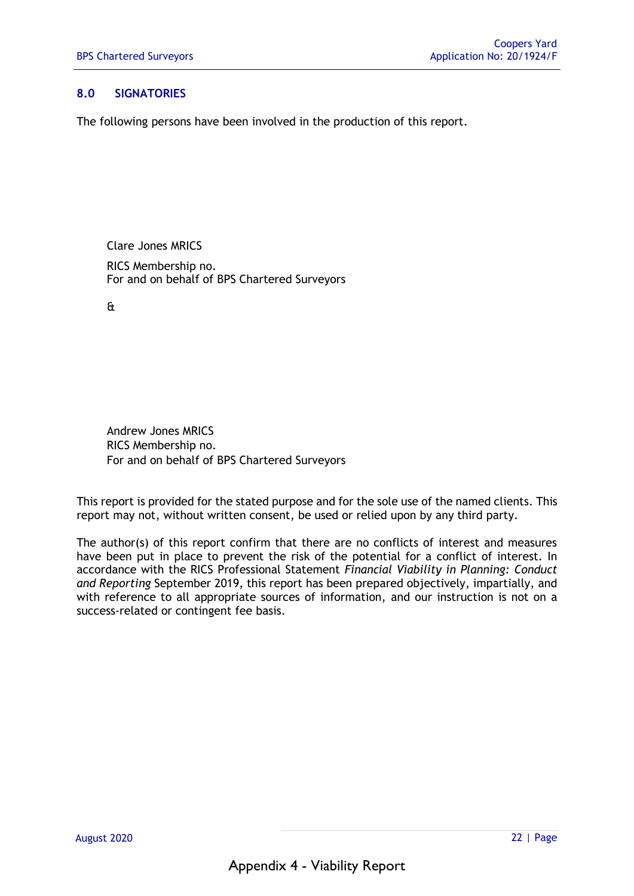## 8.0 SIGNATORIES

The following persons have been involved in the production of this report.

Clare Jones MRICS

RICS Membership no.
For and on behalf of BPS Chartered Surveyors

&

Andrew Jones MRICS
RICS Membership no.
For and on behalf of BPS Chartered Surveyors

This report is provided for the stated purpose and for the sole use of the named clients. This report may not, without written consent, be used or relied upon by any third party.

The author(s) of this report confirm that there are no conflicts of interest and measures have been put in place to prevent the risk of the potential for a conflict of interest. In accordance with the RICS Professional Statement *Financial Viability in Planning: Conduct and Reporting* September 2019, this report has been prepared objectively, impartially, and with reference to all appropriate sources of information, and our instruction is not on a success-related or contingent fee basis.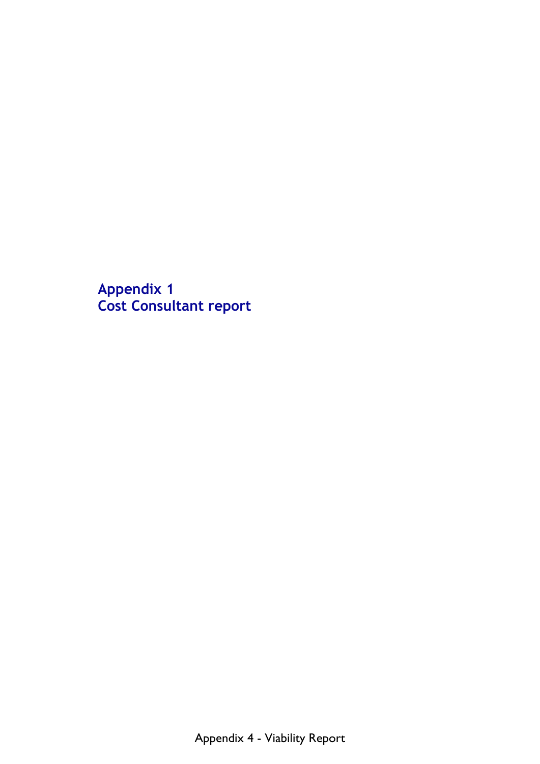# Appendix 1
# Cost Consultant report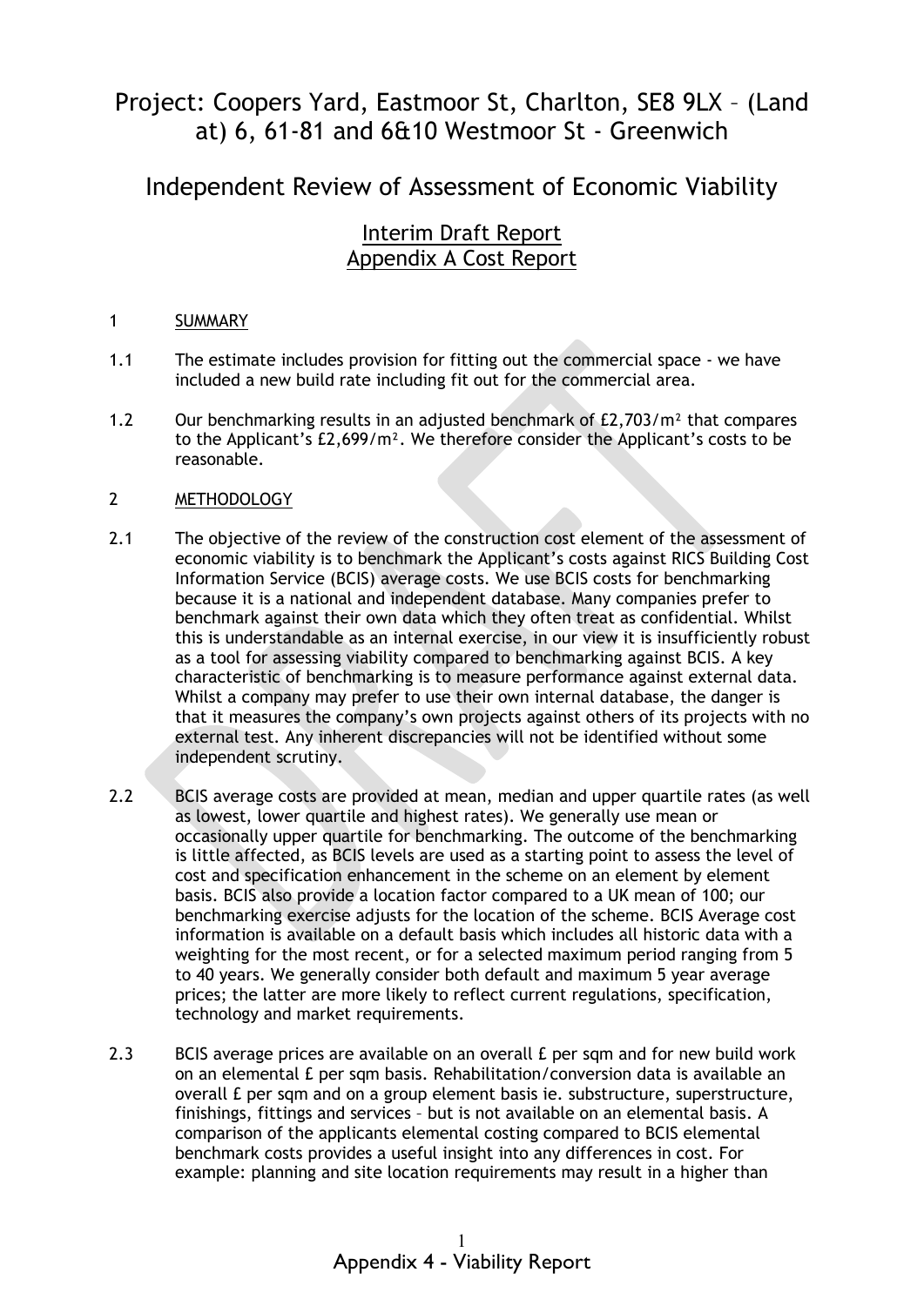# Project: Coopers Yard, Eastmoor St, Charlton, SE8 9LX – (Land at) 6, 61-81 and 6&10 Westmoor St - Greenwich

## Independent Review of Assessment of Economic Viability

### Interim Draft Report
### Appendix A Cost Report

1 SUMMARY

1.1 The estimate includes provision for fitting out the commercial space - we have included a new build rate including fit out for the commercial area.

1.2 Our benchmarking results in an adjusted benchmark of £2,703/m² that compares to the Applicant's £2,699/m². We therefore consider the Applicant's costs to be reasonable.

2 METHODOLOGY

2.1 The objective of the review of the construction cost element of the assessment of economic viability is to benchmark the Applicant's costs against RICS Building Cost Information Service (BCIS) average costs. We use BCIS costs for benchmarking because it is a national and independent database. Many companies prefer to benchmark against their own data which they often treat as confidential. Whilst this is understandable as an internal exercise, in our view it is insufficiently robust as a tool for assessing viability compared to benchmarking against BCIS. A key characteristic of benchmarking is to measure performance against external data. Whilst a company may prefer to use their own internal database, the danger is that it measures the company's own projects against others of its projects with no external test. Any inherent discrepancies will not be identified without some independent scrutiny.

2.2 BCIS average costs are provided at mean, median and upper quartile rates (as well as lowest, lower quartile and highest rates). We generally use mean or occasionally upper quartile for benchmarking. The outcome of the benchmarking is little affected, as BCIS levels are used as a starting point to assess the level of cost and specification enhancement in the scheme on an element by element basis. BCIS also provide a location factor compared to a UK mean of 100; our benchmarking exercise adjusts for the location of the scheme. BCIS Average cost information is available on a default basis which includes all historic data with a weighting for the most recent, or for a selected maximum period ranging from 5 to 40 years. We generally consider both default and maximum 5 year average prices; the latter are more likely to reflect current regulations, specification, technology and market requirements.

2.3 BCIS average prices are available on an overall £ per sqm and for new build work on an elemental £ per sqm basis. Rehabilitation/conversion data is available an overall £ per sqm and on a group element basis ie. substructure, superstructure, finishings, fittings and services – but is not available on an elemental basis. A comparison of the applicants elemental costing compared to BCIS elemental benchmark costs provides a useful insight into any differences in cost. For example: planning and site location requirements may result in a higher than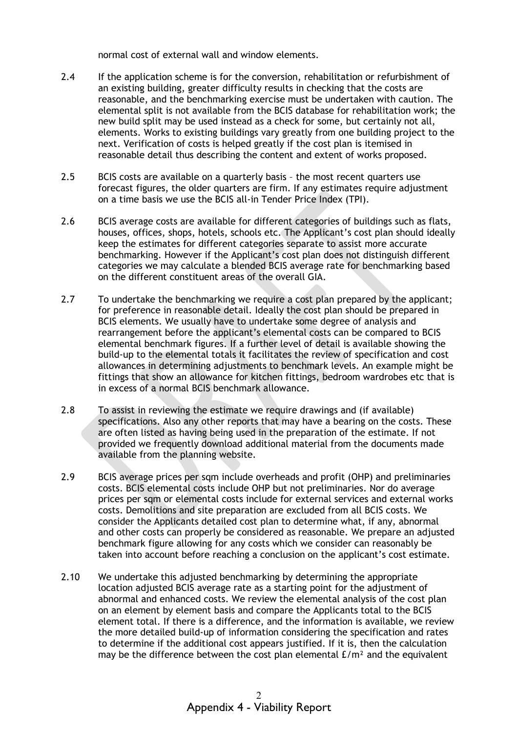normal cost of external wall and window elements.

2.4 If the application scheme is for the conversion, rehabilitation or refurbishment of an existing building, greater difficulty results in checking that the costs are reasonable, and the benchmarking exercise must be undertaken with caution. The elemental split is not available from the BCIS database for rehabilitation work; the new build split may be used instead as a check for some, but certainly not all, elements. Works to existing buildings vary greatly from one building project to the next. Verification of costs is helped greatly if the cost plan is itemised in reasonable detail thus describing the content and extent of works proposed.

2.5 BCIS costs are available on a quarterly basis – the most recent quarters use forecast figures, the older quarters are firm. If any estimates require adjustment on a time basis we use the BCIS all-in Tender Price Index (TPI).

2.6 BCIS average costs are available for different categories of buildings such as flats, houses, offices, shops, hotels, schools etc. The Applicant's cost plan should ideally keep the estimates for different categories separate to assist more accurate benchmarking. However if the Applicant's cost plan does not distinguish different categories we may calculate a blended BCIS average rate for benchmarking based on the different constituent areas of the overall GIA.

2.7 To undertake the benchmarking we require a cost plan prepared by the applicant; for preference in reasonable detail. Ideally the cost plan should be prepared in BCIS elements. We usually have to undertake some degree of analysis and rearrangement before the applicant's elemental costs can be compared to BCIS elemental benchmark figures. If a further level of detail is available showing the build-up to the elemental totals it facilitates the review of specification and cost allowances in determining adjustments to benchmark levels. An example might be fittings that show an allowance for kitchen fittings, bedroom wardrobes etc that is in excess of a normal BCIS benchmark allowance.

2.8 To assist in reviewing the estimate we require drawings and (if available) specifications. Also any other reports that may have a bearing on the costs. These are often listed as having being used in the preparation of the estimate. If not provided we frequently download additional material from the documents made available from the planning website.

2.9 BCIS average prices per sqm include overheads and profit (OHP) and preliminaries costs. BCIS elemental costs include OHP but not preliminaries. Nor do average prices per sqm or elemental costs include for external services and external works costs. Demolitions and site preparation are excluded from all BCIS costs. We consider the Applicants detailed cost plan to determine what, if any, abnormal and other costs can properly be considered as reasonable. We prepare an adjusted benchmark figure allowing for any costs which we consider can reasonably be taken into account before reaching a conclusion on the applicant's cost estimate.

2.10 We undertake this adjusted benchmarking by determining the appropriate location adjusted BCIS average rate as a starting point for the adjustment of abnormal and enhanced costs. We review the elemental analysis of the cost plan on an element by element basis and compare the Applicants total to the BCIS element total. If there is a difference, and the information is available, we review the more detailed build-up of information considering the specification and rates to determine if the additional cost appears justified. If it is, then the calculation may be the difference between the cost plan elemental £/m² and the equivalent

Appendix 4 - Viability Report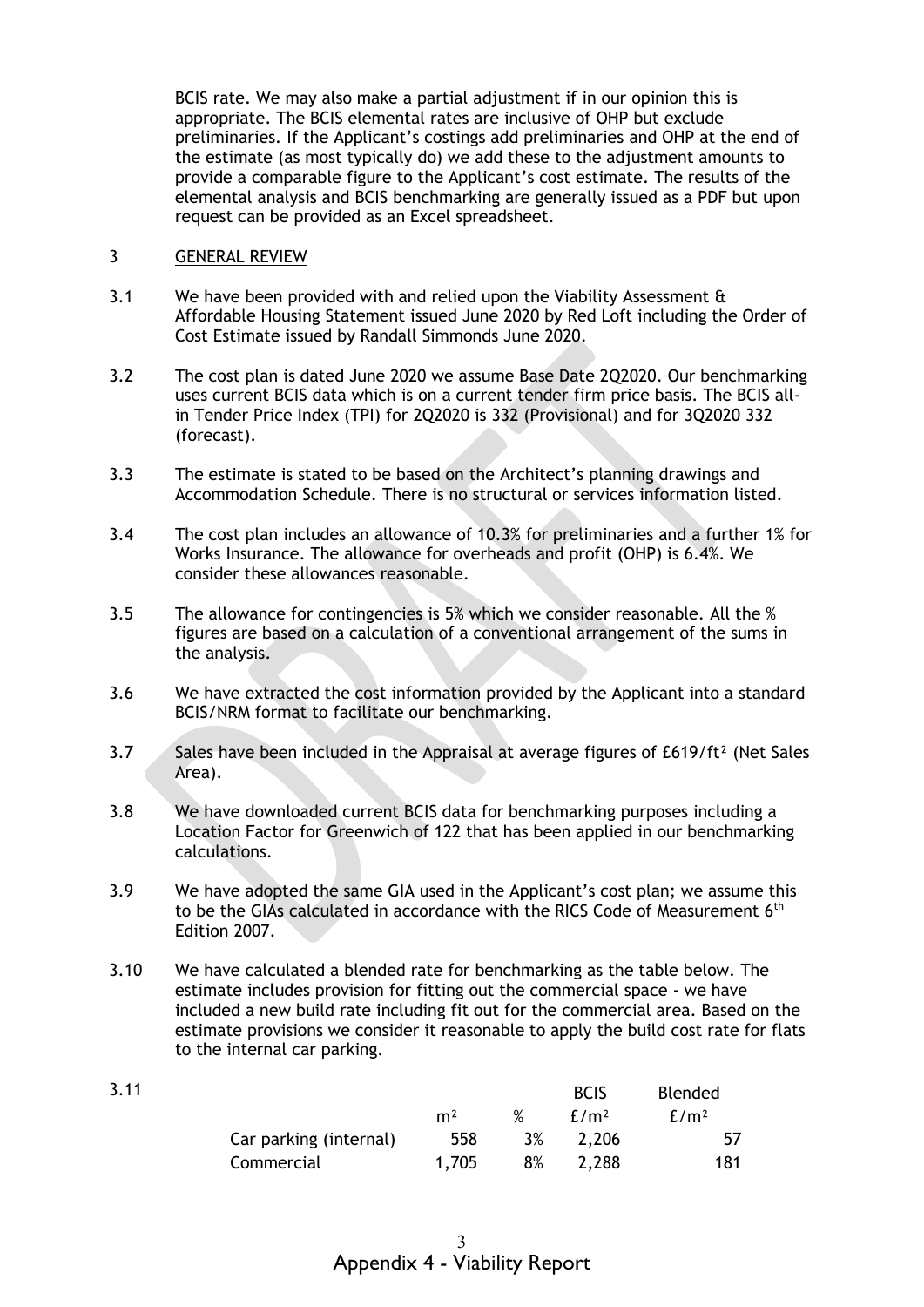BCIS rate. We may also make a partial adjustment if in our opinion this is appropriate. The BCIS elemental rates are inclusive of OHP but exclude preliminaries. If the Applicant's costings add preliminaries and OHP at the end of the estimate (as most typically do) we add these to the adjustment amounts to provide a comparable figure to the Applicant's cost estimate. The results of the elemental analysis and BCIS benchmarking are generally issued as a PDF but upon request can be provided as an Excel spreadsheet.

## 3 GENERAL REVIEW

3.1 We have been provided with and relied upon the Viability Assessment & Affordable Housing Statement issued June 2020 by Red Loft including the Order of Cost Estimate issued by Randall Simmonds June 2020.

3.2 The cost plan is dated June 2020 we assume Base Date 2Q2020. Our benchmarking uses current BCIS data which is on a current tender firm price basis. The BCIS all-in Tender Price Index (TPI) for 2Q2020 is 332 (Provisional) and for 3Q2020 332 (forecast).

3.3 The estimate is stated to be based on the Architect's planning drawings and Accommodation Schedule. There is no structural or services information listed.

3.4 The cost plan includes an allowance of 10.3% for preliminaries and a further 1% for Works Insurance. The allowance for overheads and profit (OHP) is 6.4%. We consider these allowances reasonable.

3.5 The allowance for contingencies is 5% which we consider reasonable. All the % figures are based on a calculation of a conventional arrangement of the sums in the analysis.

3.6 We have extracted the cost information provided by the Applicant into a standard BCIS/NRM format to facilitate our benchmarking.

3.7 Sales have been included in the Appraisal at average figures of £619/ft² (Net Sales Area).

3.8 We have downloaded current BCIS data for benchmarking purposes including a Location Factor for Greenwich of 122 that has been applied in our benchmarking calculations.

3.9 We have adopted the same GIA used in the Applicant's cost plan; we assume this to be the GIAs calculated in accordance with the RICS Code of Measurement 6th Edition 2007.

3.10 We have calculated a blended rate for benchmarking as the table below. The estimate includes provision for fitting out the commercial space - we have included a new build rate including fit out for the commercial area. Based on the estimate provisions we consider it reasonable to apply the build cost rate for flats to the internal car parking.

3.11

| | m² | % | BCIS £/m² | Blended £/m² |
|---|---|---|---|---|
| Car parking (internal) | 558 | 3% | 2,206 | 57 |
| Commercial | 1,705 | 8% | 2,288 | 181 |

Appendix 4 - Viability Report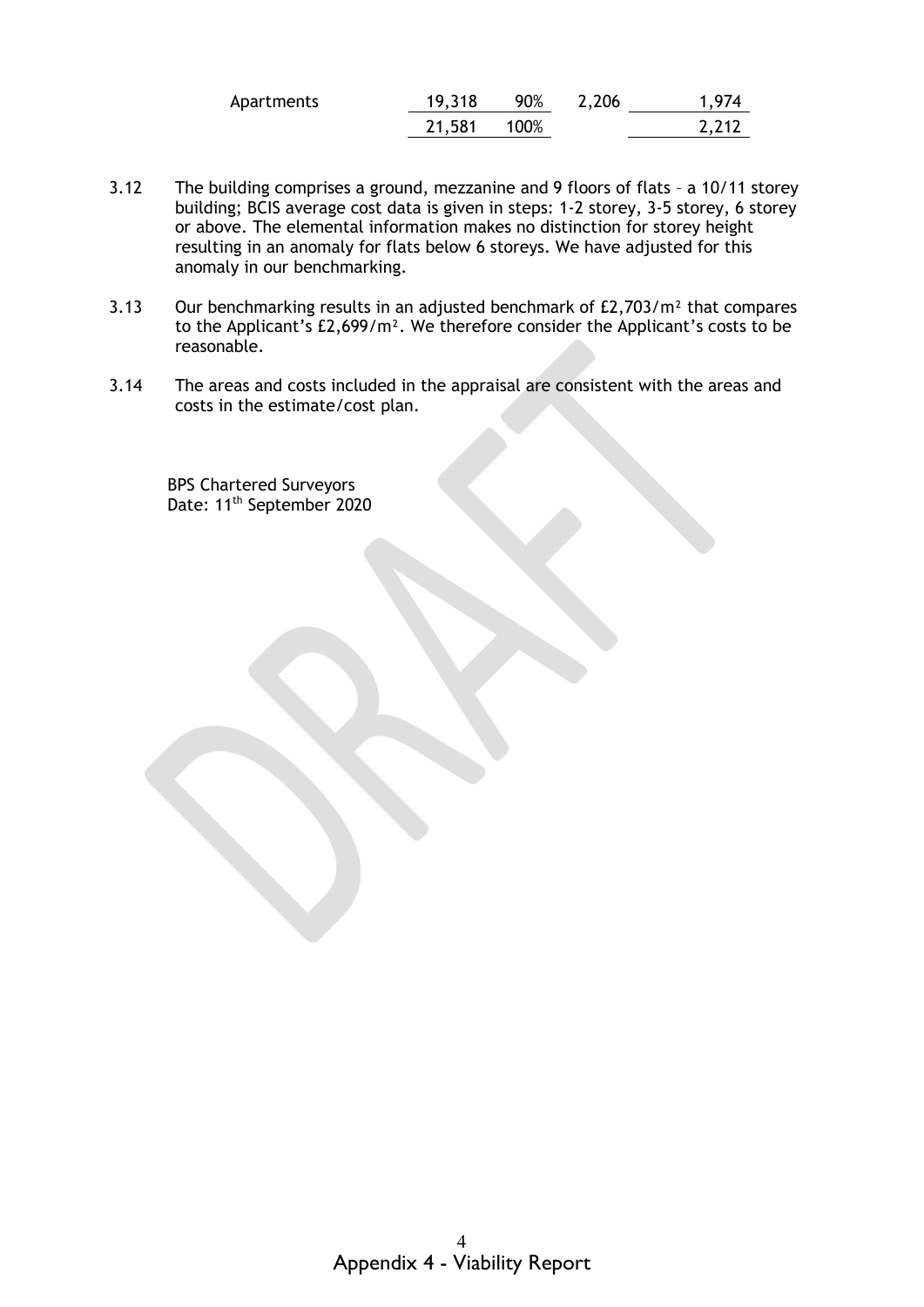| | | | | |
|---|---|---|---|---|
| Apartments | 19,318 | 90% | 2,206 | 1,974 |
| | 21,581 | 100% | | 2,212 |

3.12 The building comprises a ground, mezzanine and 9 floors of flats – a 10/11 storey building; BCIS average cost data is given in steps: 1-2 storey, 3-5 storey, 6 storey or above. The elemental information makes no distinction for storey height resulting in an anomaly for flats below 6 storeys. We have adjusted for this anomaly in our benchmarking.

3.13 Our benchmarking results in an adjusted benchmark of £2,703/m² that compares to the Applicant's £2,699/m². We therefore consider the Applicant's costs to be reasonable.

3.14 The areas and costs included in the appraisal are consistent with the areas and costs in the estimate/cost plan.

BPS Chartered Surveyors
Date: 11th September 2020

Appendix 4 - Viability Report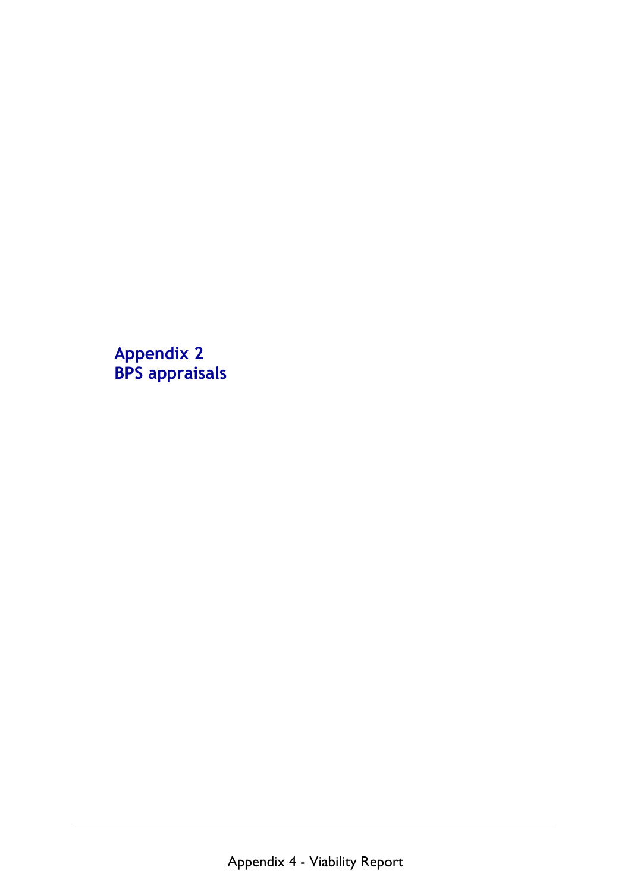# Appendix 2
# BPS appraisals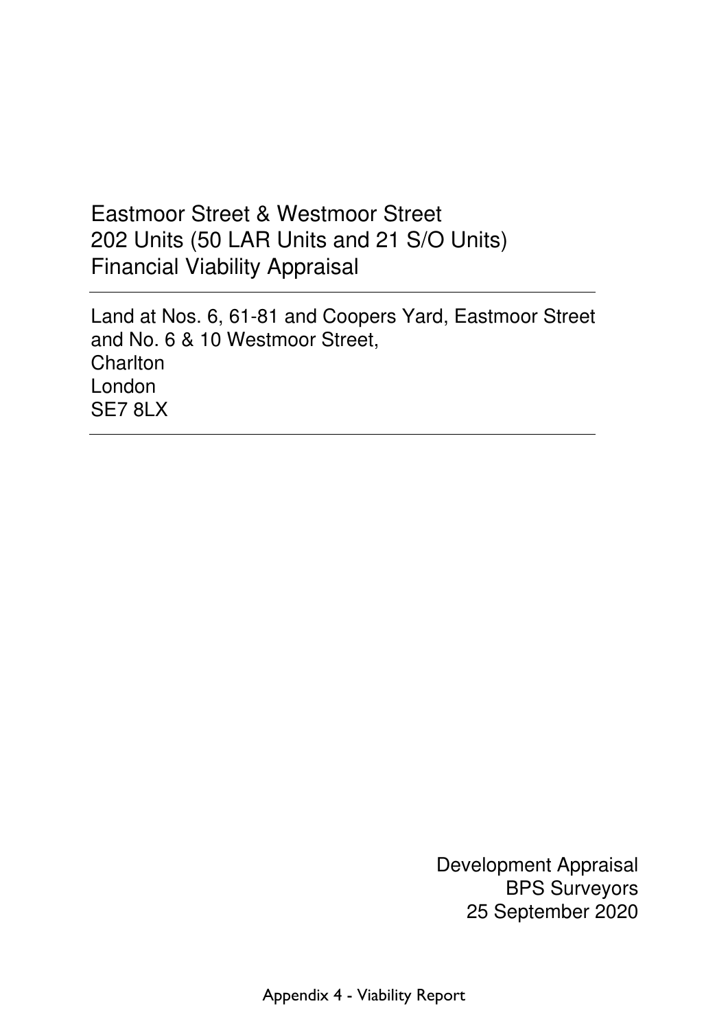# Eastmoor Street & Westmoor Street
# 202 Units (50 LAR Units and 21 S/O Units)
# Financial Viability Appraisal

---

Land at Nos. 6, 61-81 and Coopers Yard, Eastmoor Street
and No. 6 & 10 Westmoor Street,
Charlton
London
SE7 8LX

---

Development Appraisal
BPS Surveyors
25 September 2020

Appendix 4 - Viability Report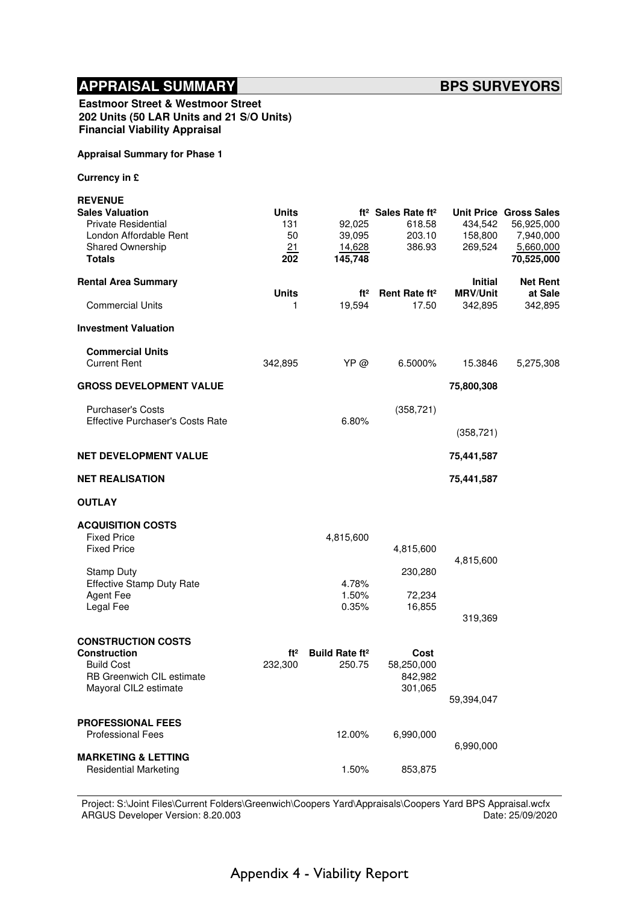# APPRAISAL SUMMARY

**BPS SURVEYORS**

**Eastmoor Street & Westmoor Street**
**202 Units (50 LAR Units and 21 S/O Units)**
**Financial Viability Appraisal**

**Appraisal Summary for Phase 1**

**Currency in £**

**REVENUE**

| **Sales Valuation** | **Units** | **ft²** | **Sales Rate ft²** | **Unit Price** | **Gross Sales** |
|---|---|---|---|---|---|
| Private Residential | 131 | 92,025 | 618.58 | 434,542 | 56,925,000 |
| London Affordable Rent | 50 | 39,095 | 203.10 | 158,800 | 7,940,000 |
| Shared Ownership | 21 | 14,628 | 386.93 | 269,524 | 5,660,000 |
| **Totals** | **202** | **145,748** | | | **70,525,000** |

| **Rental Area Summary** | **Units** | **ft²** | **Rent Rate ft²** | **Initial MRV/Unit** | **Net Rent at Sale** |
|---|---|---|---|---|---|
| Commercial Units | 1 | 19,594 | 17.50 | 342,895 | 342,895 |

**Investment Valuation**

| | | | | | |
|---|---|---|---|---|---|
| **Commercial Units** | | | | | |
| Current Rent | 342,895 | YP @ | 6.5000% | 15.3846 | 5,275,308 |

| | | | | |
|---|---|---|---|---|
| **GROSS DEVELOPMENT VALUE** | | | 75,800,308 | |
| Purchaser's Costs | | (358,721) | | |
| Effective Purchaser's Costs Rate | 6.80% | | | |
| | | | (358,721) | |
| **NET DEVELOPMENT VALUE** | | | 75,441,587 | |
| **NET REALISATION** | | | 75,441,587 | |

**OUTLAY**

**ACQUISITION COSTS**

| | | | |
|---|---|---|---|
| Fixed Price | 4,815,600 | | |
| Fixed Price | | 4,815,600 | |
| | | | 4,815,600 |
| Stamp Duty | | 230,280 | |
| Effective Stamp Duty Rate | 4.78% | | |
| Agent Fee | 1.50% | 72,234 | |
| Legal Fee | 0.35% | 16,855 | |
| | | | 319,369 |

**CONSTRUCTION COSTS**

| **Construction** | **ft²** | **Build Rate ft²** | **Cost** | |
|---|---|---|---|---|
| Build Cost | 232,300 | 250.75 | 58,250,000 | |
| RB Greenwich CIL estimate | | | 842,982 | |
| Mayoral CIL2 estimate | | | 301,065 | |
| | | | | 59,394,047 |

**PROFESSIONAL FEES**

| | | | |
|---|---|---|---|
| Professional Fees | 12.00% | 6,990,000 | |
| | | | 6,990,000 |

**MARKETING & LETTING**

| | | |
|---|---|---|
| Residential Marketing | 1.50% | 853,875 |

Project: S:\Joint Files\Current Folders\Greenwich\Coopers Yard\Appraisals\Coopers Yard BPS Appraisal.wcfx
ARGUS Developer Version: 8.20.003 Date: 25/09/2020

Appendix 4 - Viability Report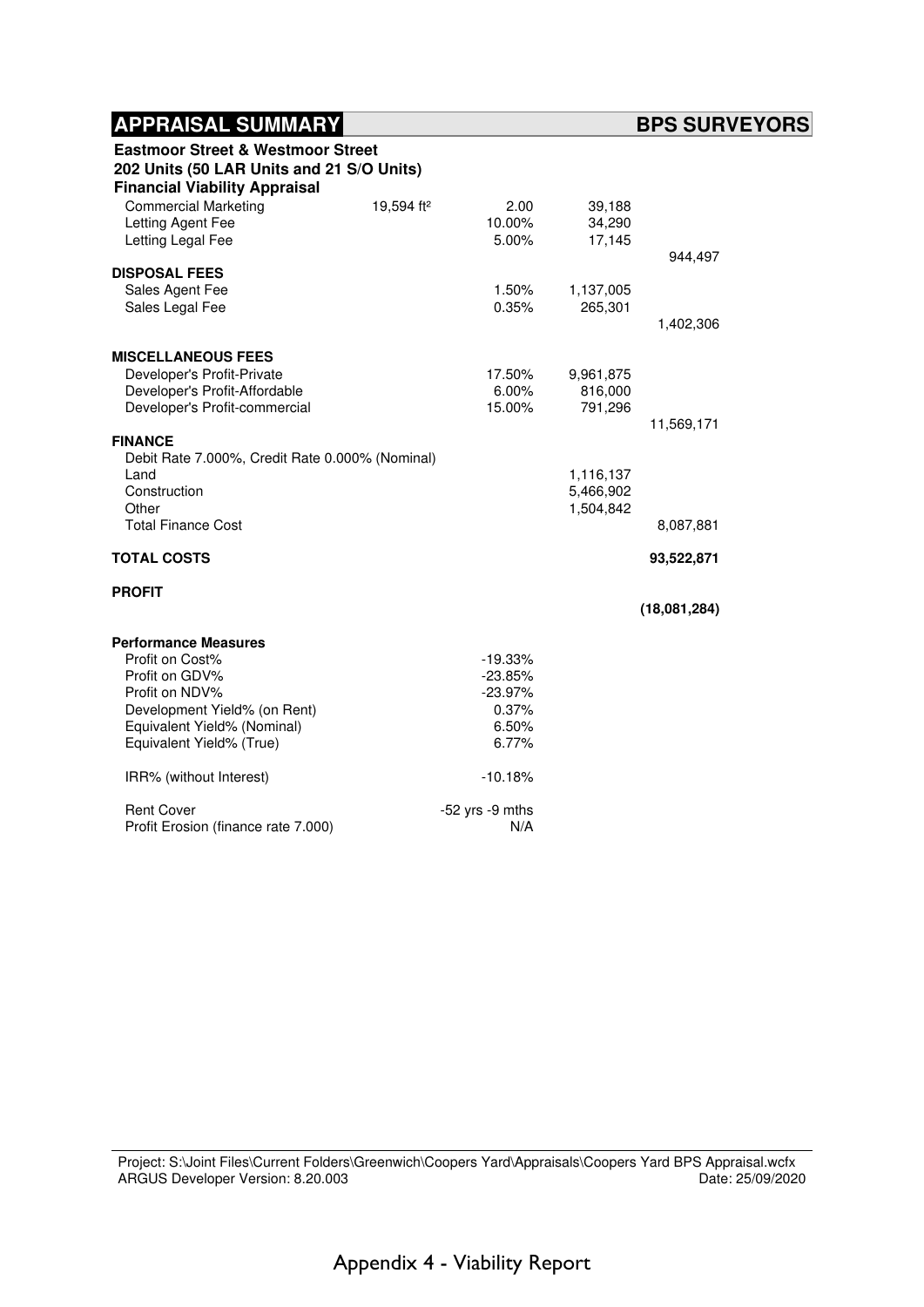# APPRAISAL SUMMARY

**BPS SURVEYORS**

**Eastmoor Street & Westmoor Street**
**202 Units (50 LAR Units and 21 S/O Units)**
**Financial Viability Appraisal**

| | | | | |
|---|---|---|---|---|
| Commercial Marketing | 19,594 ft² | 2.00 | 39,188 | |
| Letting Agent Fee | | 10.00% | 34,290 | |
| Letting Legal Fee | | 5.00% | 17,145 | |
| | | | | 944,497 |
| **DISPOSAL FEES** | | | | |
| Sales Agent Fee | | 1.50% | 1,137,005 | |
| Sales Legal Fee | | 0.35% | 265,301 | |
| | | | | 1,402,306 |
| **MISCELLANEOUS FEES** | | | | |
| Developer's Profit-Private | | 17.50% | 9,961,875 | |
| Developer's Profit-Affordable | | 6.00% | 816,000 | |
| Developer's Profit-commercial | | 15.00% | 791,296 | |
| | | | | 11,569,171 |
| **FINANCE** | | | | |
| Debit Rate 7.000%, Credit Rate 0.000% (Nominal) | | | | |
| Land | | | 1,116,137 | |
| Construction | | | 5,466,902 | |
| Other | | | 1,504,842 | |
| Total Finance Cost | | | | 8,087,881 |
| **TOTAL COSTS** | | | | **93,522,871** |
| **PROFIT** | | | | |
| | | | | **(18,081,284)** |

**Performance Measures**

| | |
|---|---|
| Profit on Cost% | -19.33% |
| Profit on GDV% | -23.85% |
| Profit on NDV% | -23.97% |
| Development Yield% (on Rent) | 0.37% |
| Equivalent Yield% (Nominal) | 6.50% |
| Equivalent Yield% (True) | 6.77% |
| IRR% (without Interest) | -10.18% |
| Rent Cover | -52 yrs -9 mths |
| Profit Erosion (finance rate 7.000) | N/A |

Project: S:\Joint Files\Current Folders\Greenwich\Coopers Yard\Appraisals\Coopers Yard BPS Appraisal.wcfx
ARGUS Developer Version: 8.20.003 Date: 25/09/2020

Appendix 4 - Viability Report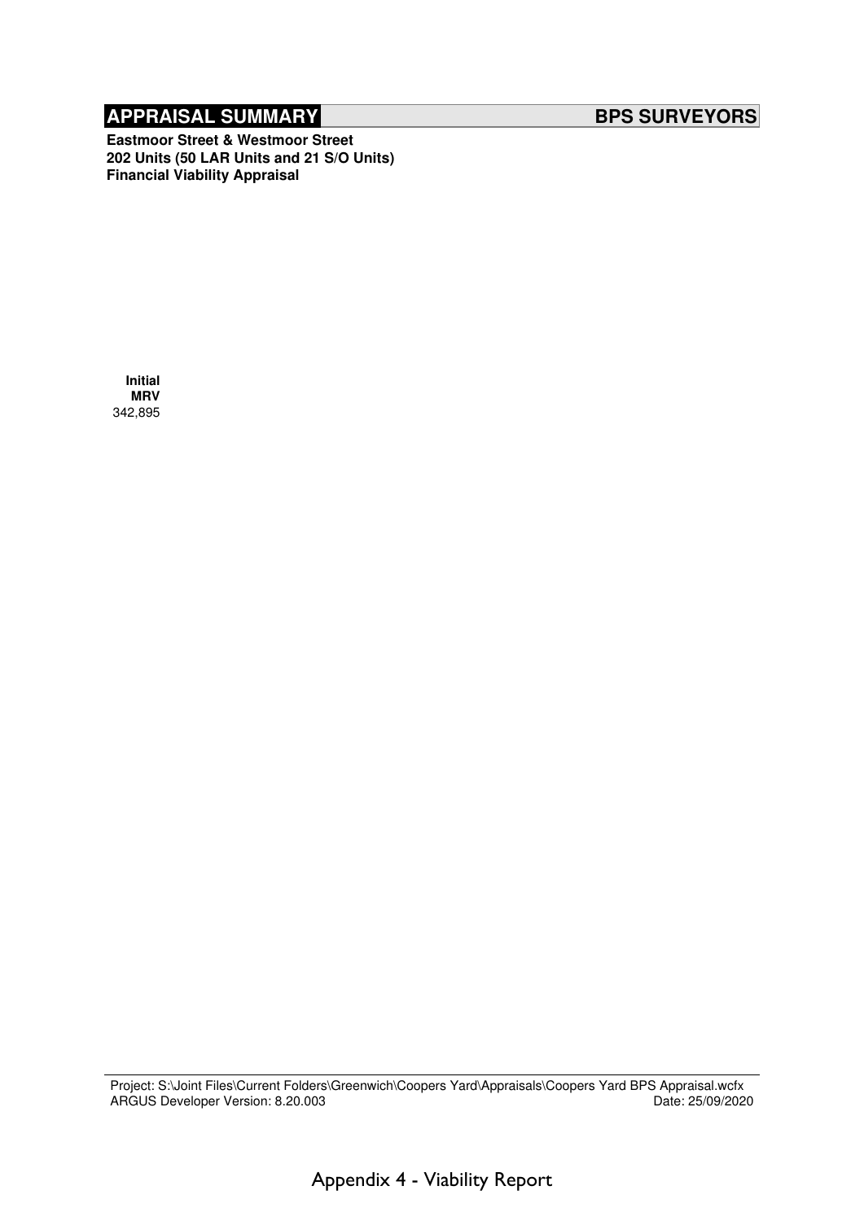# APPRAISAL SUMMARY

**BPS SURVEYORS**

**Eastmoor Street & Westmoor Street**
**202 Units (50 LAR Units and 21 S/O Units)**
**Financial Viability Appraisal**

| Initial MRV |
| --- |
| 342,895 |

Project: S:\Joint Files\Current Folders\Greenwich\Coopers Yard\Appraisals\Coopers Yard BPS Appraisal.wcfx
ARGUS Developer Version: 8.20.003 Date: 25/09/2020

Appendix 4 - Viability Report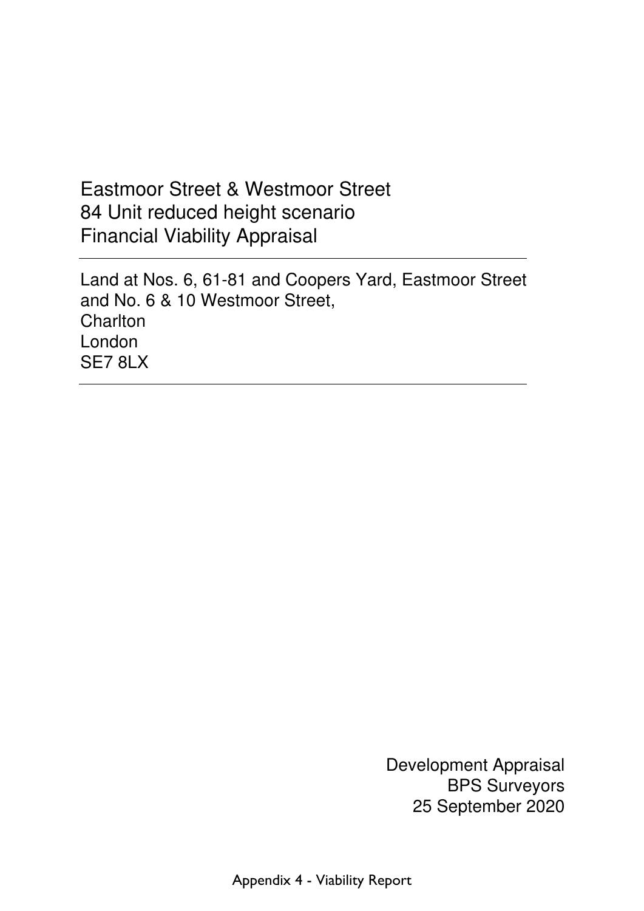Eastmoor Street & Westmoor Street
84 Unit reduced height scenario
Financial Viability Appraisal

---

Land at Nos. 6, 61-81 and Coopers Yard, Eastmoor Street
and No. 6 & 10 Westmoor Street,
Charlton
London
SE7 8LX

---

Development Appraisal
BPS Surveyors
25 September 2020

Appendix 4 - Viability Report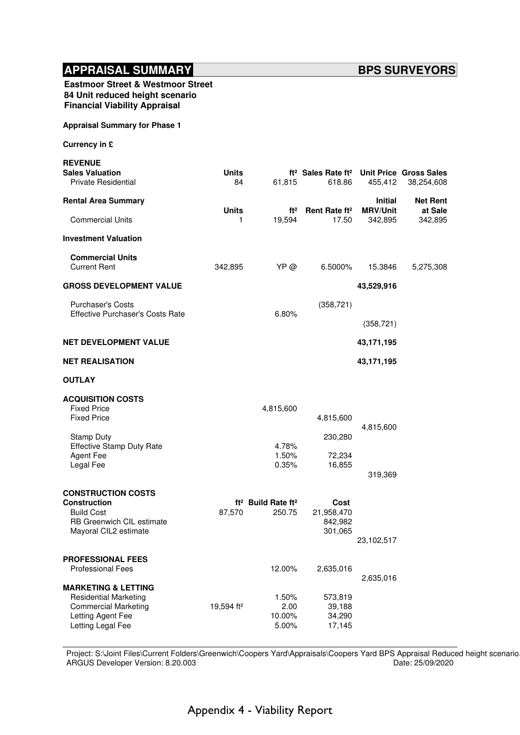## APPRAISAL SUMMARY — BPS SURVEYORS

**Eastmoor Street & Westmoor Street**
**84 Unit reduced height scenario**
**Financial Viability Appraisal**

**Appraisal Summary for Phase 1**

**Currency in £**

| | | | | | |
|---|---|---|---|---|---|
| **REVENUE** | | | | | |
| **Sales Valuation** | **Units** | **ft²** | **Sales Rate ft²** | **Unit Price** | **Gross Sales** |
| Private Residential | 84 | 61,815 | 618.86 | 455,412 | 38,254,608 |
| | | | | | |
| **Rental Area Summary** | **Units** | **ft²** | **Rent Rate ft²** | **Initial MRV/Unit** | **Net Rent at Sale** |
| Commercial Units | 1 | 19,594 | 17.50 | 342,895 | 342,895 |
| | | | | | |
| **Investment Valuation** | | | | | |
| **Commercial Units** | | | | | |
| Current Rent | 342,895 | YP @ | 6.5000% | 15.3846 | 5,275,308 |
| | | | | | |
| **GROSS DEVELOPMENT VALUE** | | | | 43,529,916 | |
| | | | | | |
| Purchaser's Costs | | | (358,721) | | |
| Effective Purchaser's Costs Rate | | 6.80% | | | |
| | | | | (358,721) | |
| | | | | | |
| **NET DEVELOPMENT VALUE** | | | | 43,171,195 | |
| | | | | | |
| **NET REALISATION** | | | | 43,171,195 | |
| | | | | | |
| **OUTLAY** | | | | | |
| | | | | | |
| **ACQUISITION COSTS** | | | | | |
| Fixed Price | | 4,815,600 | | | |
| Fixed Price | | | 4,815,600 | | |
| | | | | 4,815,600 | |
| Stamp Duty | | | 230,280 | | |
| Effective Stamp Duty Rate | | 4.78% | | | |
| Agent Fee | | 1.50% | 72,234 | | |
| Legal Fee | | 0.35% | 16,855 | | |
| | | | | 319,369 | |
| | | | | | |
| **CONSTRUCTION COSTS** | | | | | |
| **Construction** | **ft²** | **Build Rate ft²** | **Cost** | | |
| Build Cost | 87,570 | 250.75 | 21,958,470 | | |
| RB Greenwich CIL estimate | | | 842,982 | | |
| Mayoral CIL2 estimate | | | 301,065 | | |
| | | | | 23,102,517 | |
| | | | | | |
| **PROFESSIONAL FEES** | | | | | |
| Professional Fees | | 12.00% | 2,635,016 | | |
| | | | | 2,635,016 | |
| | | | | | |
| **MARKETING & LETTING** | | | | | |
| Residential Marketing | | 1.50% | 573,819 | | |
| Commercial Marketing | 19,594 ft² | 2.00 | 39,188 | | |
| Letting Agent Fee | | 10.00% | 34,290 | | |
| Letting Legal Fee | | 5.00% | 17,145 | | |

Project: S:\Joint Files\Current Folders\Greenwich\Coopers Yard\Appraisals\Coopers Yard BPS Appraisal Reduced height scenario.
ARGUS Developer Version: 8.20.003 Date: 25/09/2020

Appendix 4 - Viability Report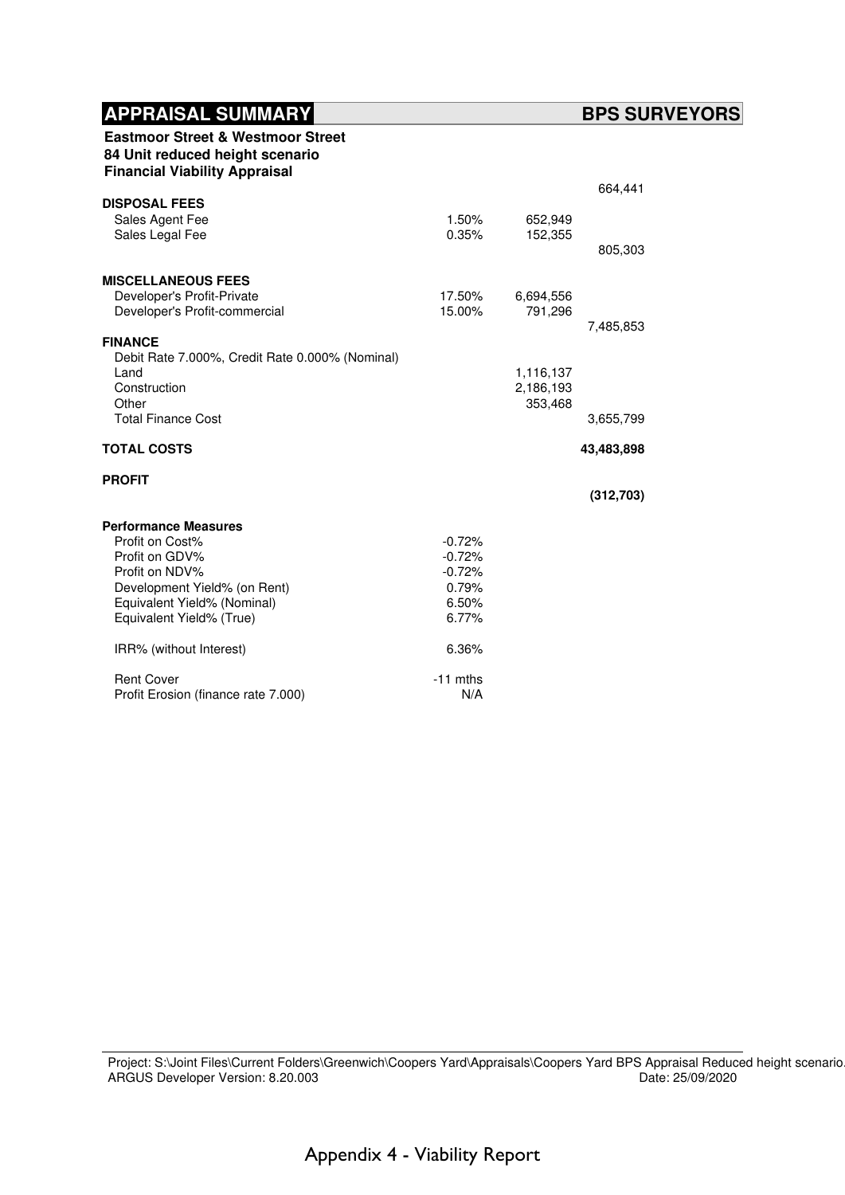# APPRAISAL SUMMARY — BPS SURVEYORS

**Eastmoor Street & Westmoor Street**
**84 Unit reduced height scenario**
**Financial Viability Appraisal**

| | | | |
|---|---|---|---|
| | | | 664,441 |
| **DISPOSAL FEES** | | | |
| Sales Agent Fee | 1.50% | 652,949 | |
| Sales Legal Fee | 0.35% | 152,355 | |
| | | | 805,303 |
| **MISCELLANEOUS FEES** | | | |
| Developer's Profit-Private | 17.50% | 6,694,556 | |
| Developer's Profit-commercial | 15.00% | 791,296 | |
| | | | 7,485,853 |
| **FINANCE** | | | |
| Debit Rate 7.000%, Credit Rate 0.000% (Nominal) | | | |
| Land | | 1,116,137 | |
| Construction | | 2,186,193 | |
| Other | | 353,468 | |
| Total Finance Cost | | | 3,655,799 |
| **TOTAL COSTS** | | | **43,483,898** |
| **PROFIT** | | | |
| | | | **(312,703)** |

**Performance Measures**

| | |
|---|---|
| Profit on Cost% | -0.72% |
| Profit on GDV% | -0.72% |
| Profit on NDV% | -0.72% |
| Development Yield% (on Rent) | 0.79% |
| Equivalent Yield% (Nominal) | 6.50% |
| Equivalent Yield% (True) | 6.77% |
| IRR% (without Interest) | 6.36% |
| Rent Cover | -11 mths |
| Profit Erosion (finance rate 7.000) | N/A |

Project: S:\Joint Files\Current Folders\Greenwich\Coopers Yard\Appraisals\Coopers Yard BPS Appraisal Reduced height scenario.
ARGUS Developer Version: 8.20.003 Date: 25/09/2020

Appendix 4 - Viability Report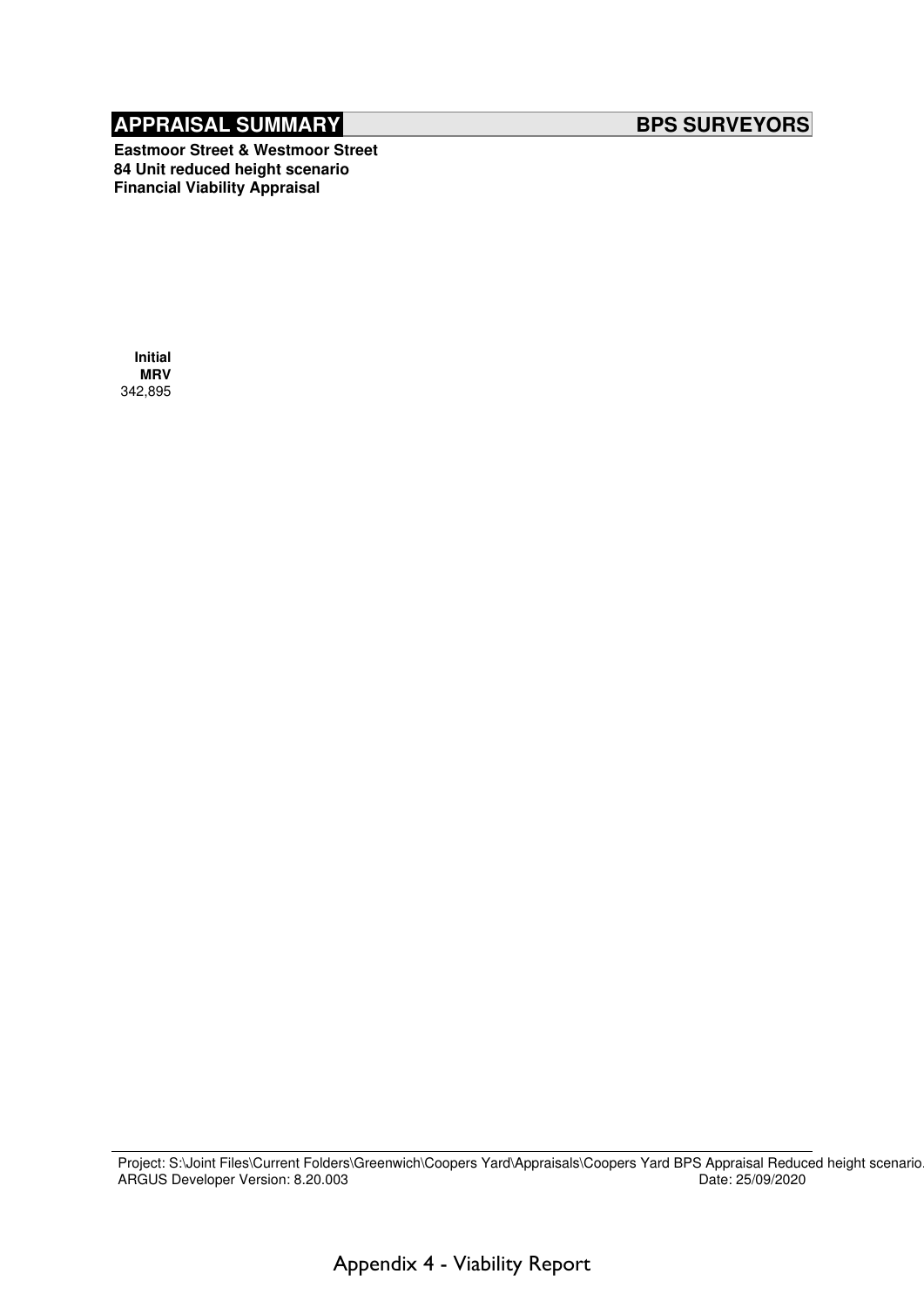## APPRAISAL SUMMARY

**BPS SURVEYORS**

**Eastmoor Street & Westmoor Street**
**84 Unit reduced height scenario**
**Financial Viability Appraisal**

| Initial MRV |
| --- |
| 342,895 |

Project: S:\Joint Files\Current Folders\Greenwich\Coopers Yard\Appraisals\Coopers Yard BPS Appraisal Reduced height scenario.
ARGUS Developer Version: 8.20.003 Date: 25/09/2020

Appendix 4 - Viability Report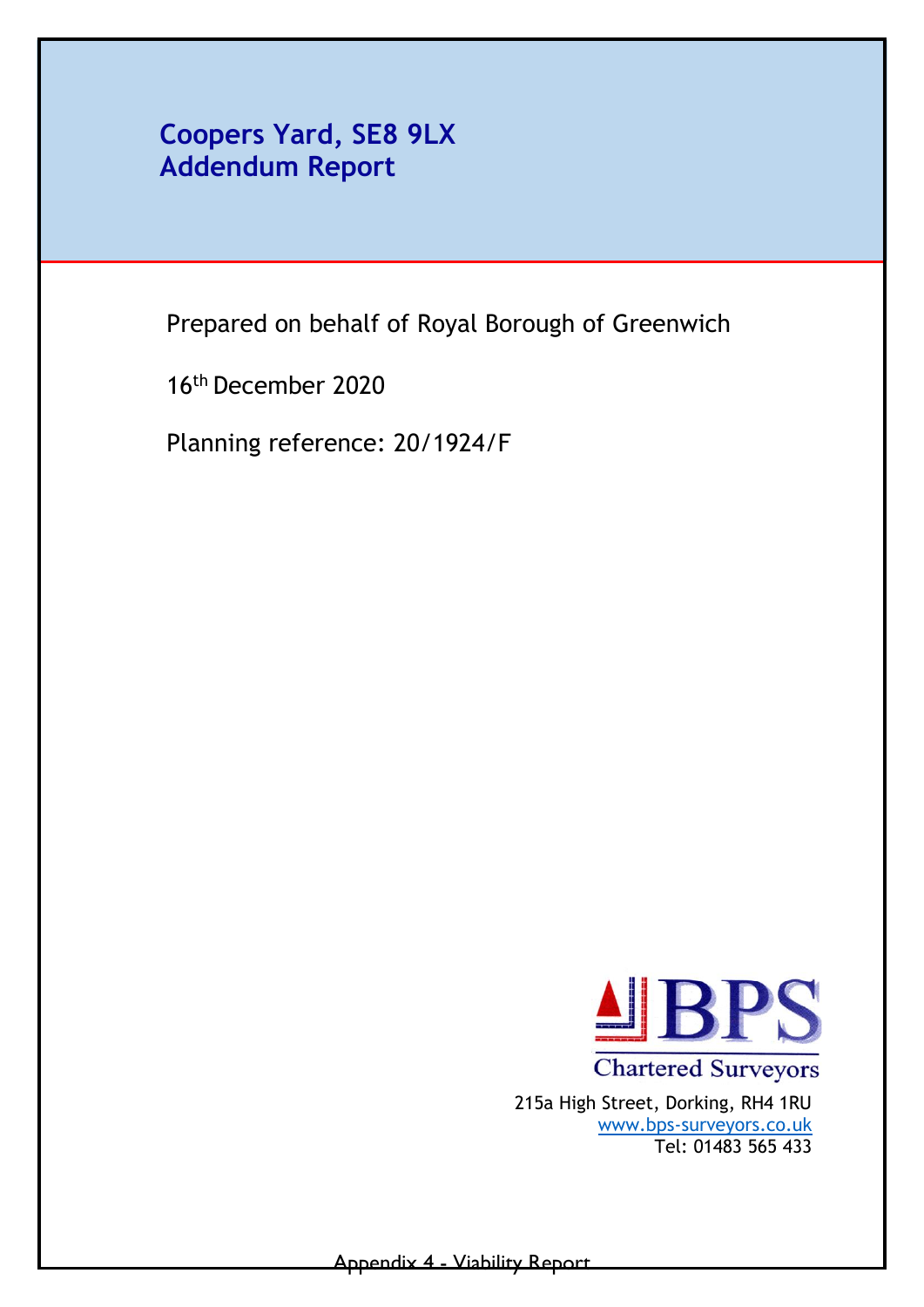# Coopers Yard, SE8 9LX
# Addendum Report

Prepared on behalf of Royal Borough of Greenwich

16th December 2020

Planning reference: 20/1924/F

BPS
Chartered Surveyors

215a High Street, Dorking, RH4 1RU
www.bps-surveyors.co.uk
Tel: 01483 565 433

Appendix 4 - Viability Report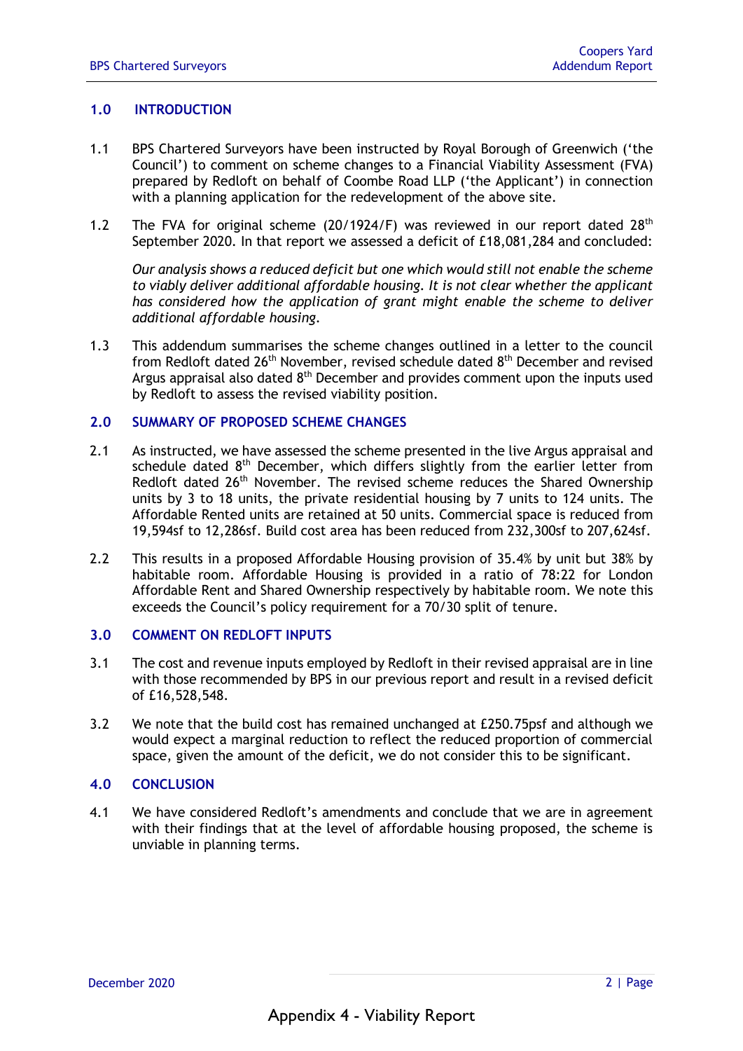## 1.0 INTRODUCTION

1.1 BPS Chartered Surveyors have been instructed by Royal Borough of Greenwich ('the Council') to comment on scheme changes to a Financial Viability Assessment (FVA) prepared by Redloft on behalf of Coombe Road LLP ('the Applicant') in connection with a planning application for the redevelopment of the above site.

1.2 The FVA for original scheme (20/1924/F) was reviewed in our report dated 28th September 2020. In that report we assessed a deficit of £18,081,284 and concluded:

*Our analysis shows a reduced deficit but one which would still not enable the scheme to viably deliver additional affordable housing. It is not clear whether the applicant has considered how the application of grant might enable the scheme to deliver additional affordable housing.*

1.3 This addendum summarises the scheme changes outlined in a letter to the council from Redloft dated 26th November, revised schedule dated 8th December and revised Argus appraisal also dated 8th December and provides comment upon the inputs used by Redloft to assess the revised viability position.

## 2.0 SUMMARY OF PROPOSED SCHEME CHANGES

2.1 As instructed, we have assessed the scheme presented in the live Argus appraisal and schedule dated 8th December, which differs slightly from the earlier letter from Redloft dated 26th November. The revised scheme reduces the Shared Ownership units by 3 to 18 units, the private residential housing by 7 units to 124 units. The Affordable Rented units are retained at 50 units. Commercial space is reduced from 19,594sf to 12,286sf. Build cost area has been reduced from 232,300sf to 207,624sf.

2.2 This results in a proposed Affordable Housing provision of 35.4% by unit but 38% by habitable room. Affordable Housing is provided in a ratio of 78:22 for London Affordable Rent and Shared Ownership respectively by habitable room. We note this exceeds the Council's policy requirement for a 70/30 split of tenure.

## 3.0 COMMENT ON REDLOFT INPUTS

3.1 The cost and revenue inputs employed by Redloft in their revised appraisal are in line with those recommended by BPS in our previous report and result in a revised deficit of £16,528,548.

3.2 We note that the build cost has remained unchanged at £250.75psf and although we would expect a marginal reduction to reflect the reduced proportion of commercial space, given the amount of the deficit, we do not consider this to be significant.

## 4.0 CONCLUSION

4.1 We have considered Redloft's amendments and conclude that we are in agreement with their findings that at the level of affordable housing proposed, the scheme is unviable in planning terms.

Appendix 4 - Viability Report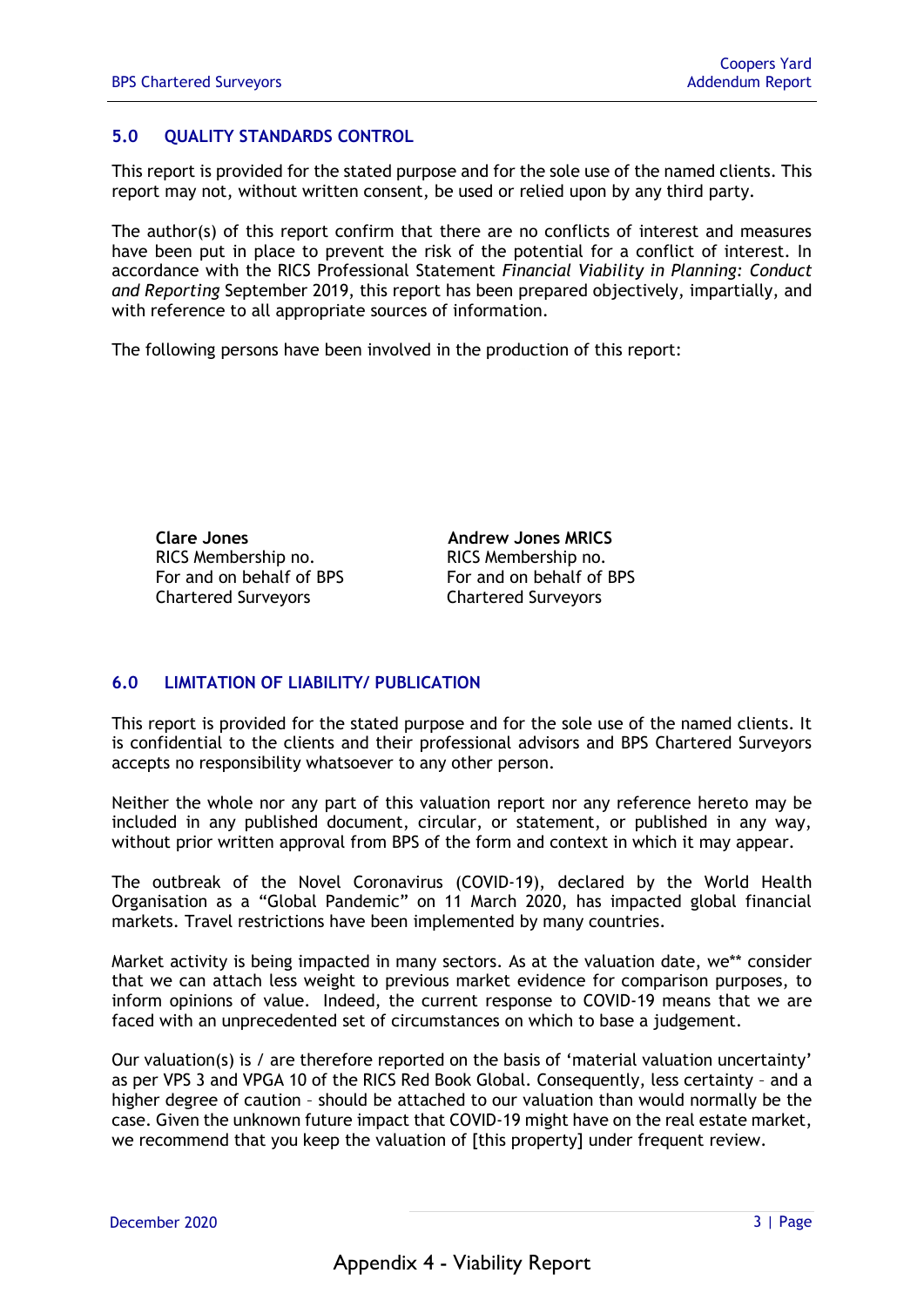## 5.0 QUALITY STANDARDS CONTROL

This report is provided for the stated purpose and for the sole use of the named clients. This report may not, without written consent, be used or relied upon by any third party.

The author(s) of this report confirm that there are no conflicts of interest and measures have been put in place to prevent the risk of the potential for a conflict of interest. In accordance with the RICS Professional Statement *Financial Viability in Planning: Conduct and Reporting* September 2019, this report has been prepared objectively, impartially, and with reference to all appropriate sources of information.

The following persons have been involved in the production of this report:

**Clare Jones**
RICS Membership no.
For and on behalf of BPS Chartered Surveyors

**Andrew Jones MRICS**
RICS Membership no.
For and on behalf of BPS Chartered Surveyors

## 6.0 LIMITATION OF LIABILITY/ PUBLICATION

This report is provided for the stated purpose and for the sole use of the named clients. It is confidential to the clients and their professional advisors and BPS Chartered Surveyors accepts no responsibility whatsoever to any other person.

Neither the whole nor any part of this valuation report nor any reference hereto may be included in any published document, circular, or statement, or published in any way, without prior written approval from BPS of the form and context in which it may appear.

The outbreak of the Novel Coronavirus (COVID-19), declared by the World Health Organisation as a "Global Pandemic" on 11 March 2020, has impacted global financial markets. Travel restrictions have been implemented by many countries.

Market activity is being impacted in many sectors. As at the valuation date, we** consider that we can attach less weight to previous market evidence for comparison purposes, to inform opinions of value. Indeed, the current response to COVID-19 means that we are faced with an unprecedented set of circumstances on which to base a judgement.

Our valuation(s) is / are therefore reported on the basis of 'material valuation uncertainty' as per VPS 3 and VPGA 10 of the RICS Red Book Global. Consequently, less certainty – and a higher degree of caution – should be attached to our valuation than would normally be the case. Given the unknown future impact that COVID-19 might have on the real estate market, we recommend that you keep the valuation of [this property] under frequent review.

Appendix 4 - Viability Report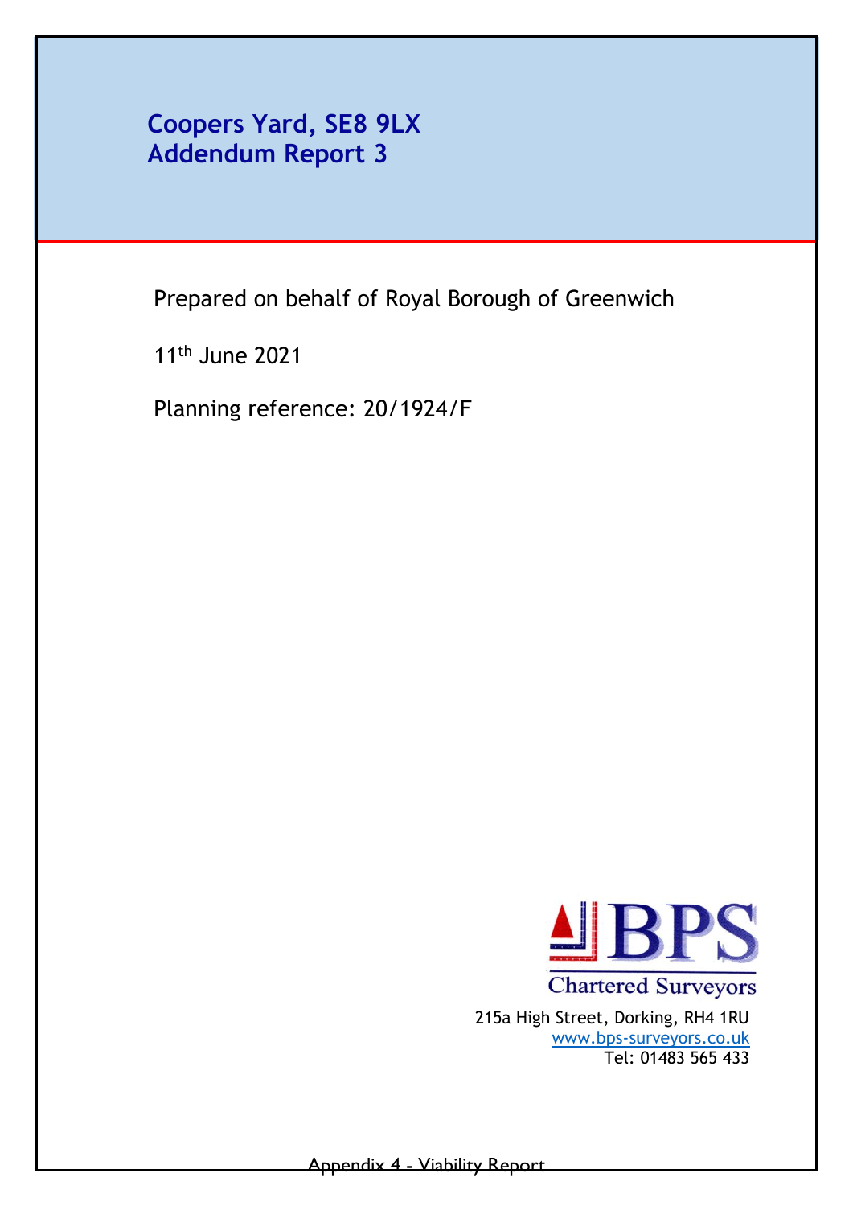# Coopers Yard, SE8 9LX
# Addendum Report 3

Prepared on behalf of Royal Borough of Greenwich

11th June 2021

Planning reference: 20/1924/F

BPS

Chartered Surveyors

215a High Street, Dorking, RH4 1RU
www.bps-surveyors.co.uk
Tel: 01483 565 433

Appendix 4 - Viability Report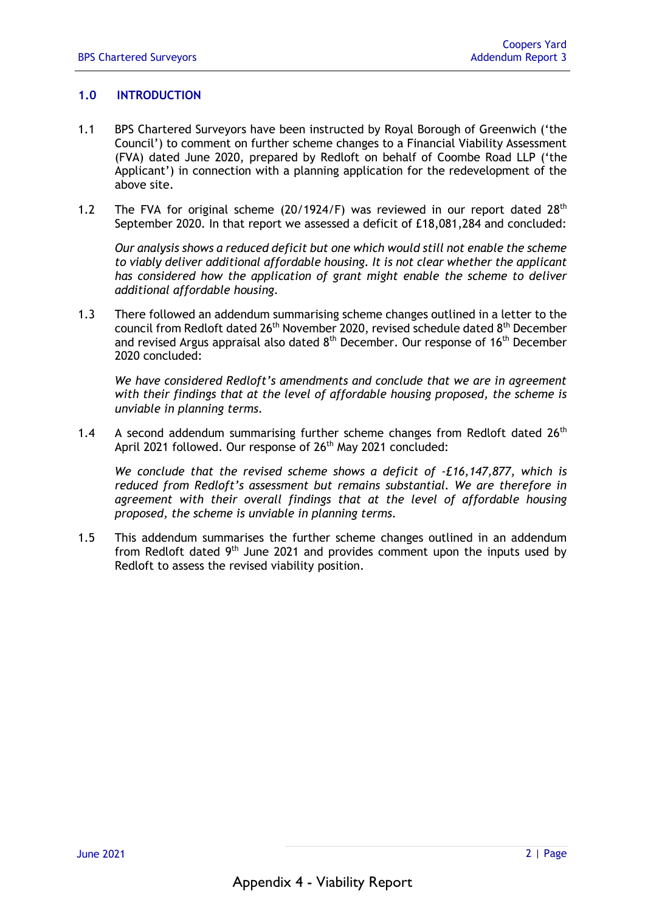## 1.0 INTRODUCTION

1.1 BPS Chartered Surveyors have been instructed by Royal Borough of Greenwich ('the Council') to comment on further scheme changes to a Financial Viability Assessment (FVA) dated June 2020, prepared by Redloft on behalf of Coombe Road LLP ('the Applicant') in connection with a planning application for the redevelopment of the above site.

1.2 The FVA for original scheme (20/1924/F) was reviewed in our report dated 28th September 2020. In that report we assessed a deficit of £18,081,284 and concluded:

*Our analysis shows a reduced deficit but one which would still not enable the scheme to viably deliver additional affordable housing. It is not clear whether the applicant has considered how the application of grant might enable the scheme to deliver additional affordable housing.*

1.3 There followed an addendum summarising scheme changes outlined in a letter to the council from Redloft dated 26th November 2020, revised schedule dated 8th December and revised Argus appraisal also dated 8th December. Our response of 16th December 2020 concluded:

*We have considered Redloft's amendments and conclude that we are in agreement with their findings that at the level of affordable housing proposed, the scheme is unviable in planning terms.*

1.4 A second addendum summarising further scheme changes from Redloft dated 26th April 2021 followed. Our response of 26th May 2021 concluded:

*We conclude that the revised scheme shows a deficit of -£16,147,877, which is reduced from Redloft's assessment but remains substantial. We are therefore in agreement with their overall findings that at the level of affordable housing proposed, the scheme is unviable in planning terms.*

1.5 This addendum summarises the further scheme changes outlined in an addendum from Redloft dated 9th June 2021 and provides comment upon the inputs used by Redloft to assess the revised viability position.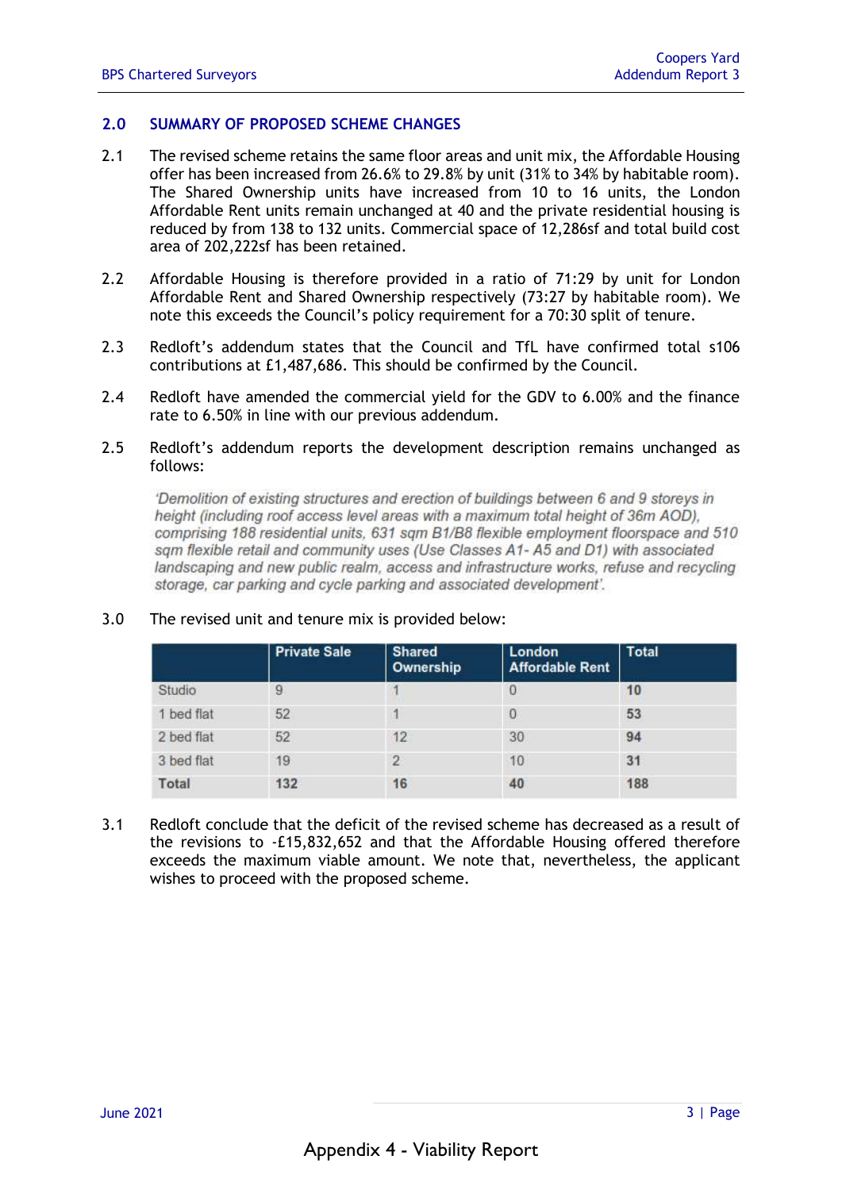## 2.0 SUMMARY OF PROPOSED SCHEME CHANGES

2.1 The revised scheme retains the same floor areas and unit mix, the Affordable Housing offer has been increased from 26.6% to 29.8% by unit (31% to 34% by habitable room). The Shared Ownership units have increased from 10 to 16 units, the London Affordable Rent units remain unchanged at 40 and the private residential housing is reduced by from 138 to 132 units. Commercial space of 12,286sf and total build cost area of 202,222sf has been retained.

2.2 Affordable Housing is therefore provided in a ratio of 71:29 by unit for London Affordable Rent and Shared Ownership respectively (73:27 by habitable room). We note this exceeds the Council's policy requirement for a 70:30 split of tenure.

2.3 Redloft's addendum states that the Council and TfL have confirmed total s106 contributions at £1,487,686. This should be confirmed by the Council.

2.4 Redloft have amended the commercial yield for the GDV to 6.00% and the finance rate to 6.50% in line with our previous addendum.

2.5 Redloft's addendum reports the development description remains unchanged as follows:

> *'Demolition of existing structures and erection of buildings between 6 and 9 storeys in height (including roof access level areas with a maximum total height of 36m AOD), comprising 188 residential units, 631 sqm B1/B8 flexible employment floorspace and 510 sqm flexible retail and community uses (Use Classes A1- A5 and D1) with associated landscaping and new public realm, access and infrastructure works, refuse and recycling storage, car parking and cycle parking and associated development'.*

3.0 The revised unit and tenure mix is provided below:

| | Private Sale | Shared Ownership | London Affordable Rent | Total |
|---|---|---|---|---|
| Studio | 9 | 1 | 0 | **10** |
| 1 bed flat | 52 | 1 | 0 | **53** |
| 2 bed flat | 52 | 12 | 30 | **94** |
| 3 bed flat | 19 | 2 | 10 | **31** |
| **Total** | **132** | **16** | **40** | **188** |

3.1 Redloft conclude that the deficit of the revised scheme has decreased as a result of the revisions to -£15,832,652 and that the Affordable Housing offered therefore exceeds the maximum viable amount. We note that, nevertheless, the applicant wishes to proceed with the proposed scheme.

Appendix 4 - Viability Report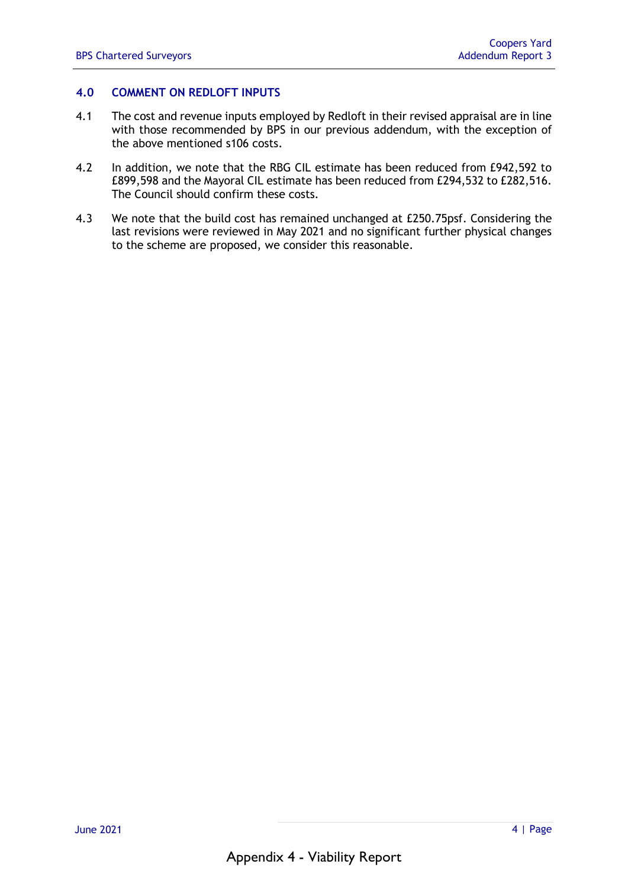## 4.0 COMMENT ON REDLOFT INPUTS

4.1 The cost and revenue inputs employed by Redloft in their revised appraisal are in line with those recommended by BPS in our previous addendum, with the exception of the above mentioned s106 costs.

4.2 In addition, we note that the RBG CIL estimate has been reduced from £942,592 to £899,598 and the Mayoral CIL estimate has been reduced from £294,532 to £282,516. The Council should confirm these costs.

4.3 We note that the build cost has remained unchanged at £250.75psf. Considering the last revisions were reviewed in May 2021 and no significant further physical changes to the scheme are proposed, we consider this reasonable.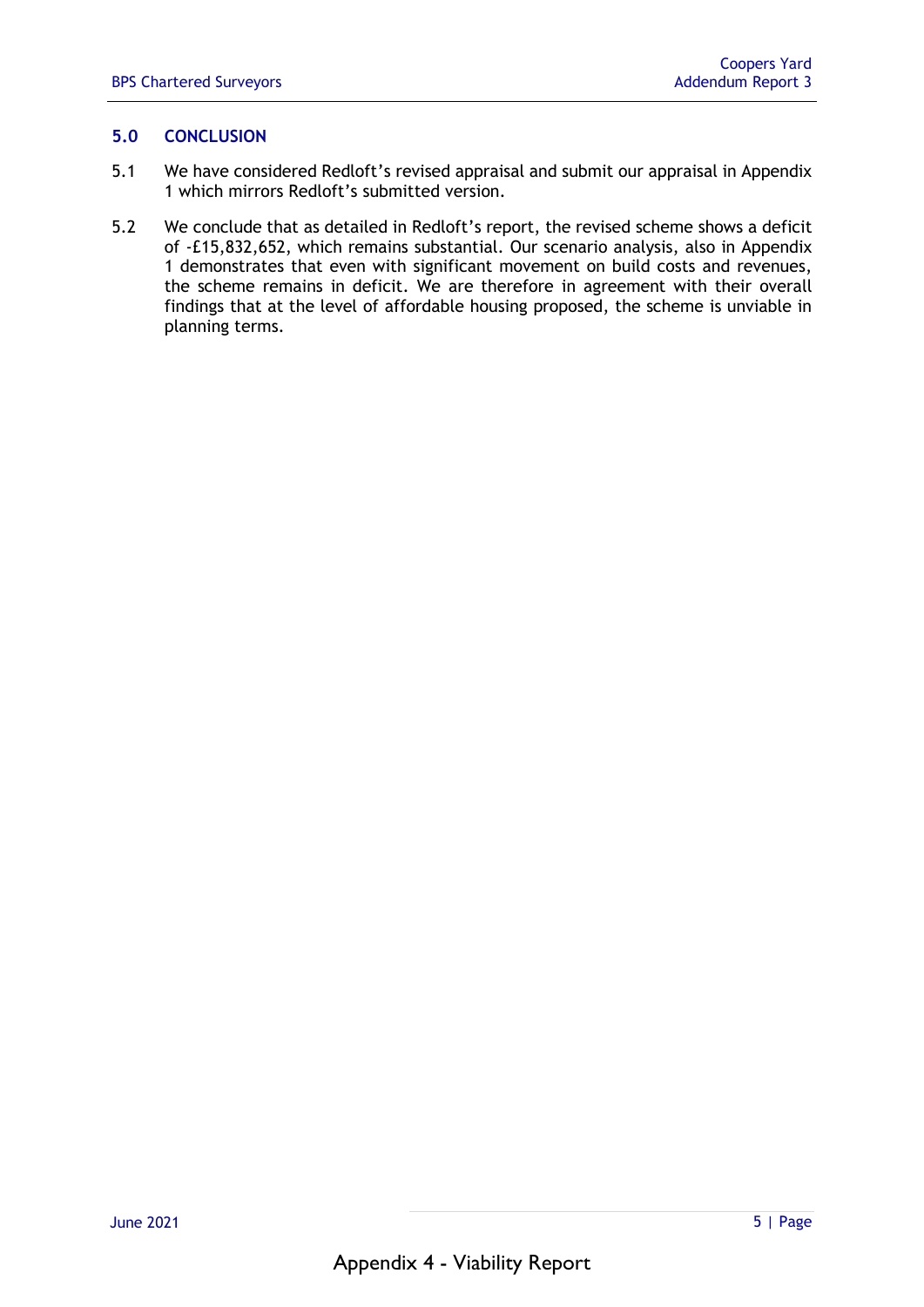## 5.0 CONCLUSION

5.1 We have considered Redloft's revised appraisal and submit our appraisal in Appendix 1 which mirrors Redloft's submitted version.

5.2 We conclude that as detailed in Redloft's report, the revised scheme shows a deficit of -£15,832,652, which remains substantial. Our scenario analysis, also in Appendix 1 demonstrates that even with significant movement on build costs and revenues, the scheme remains in deficit. We are therefore in agreement with their overall findings that at the level of affordable housing proposed, the scheme is unviable in planning terms.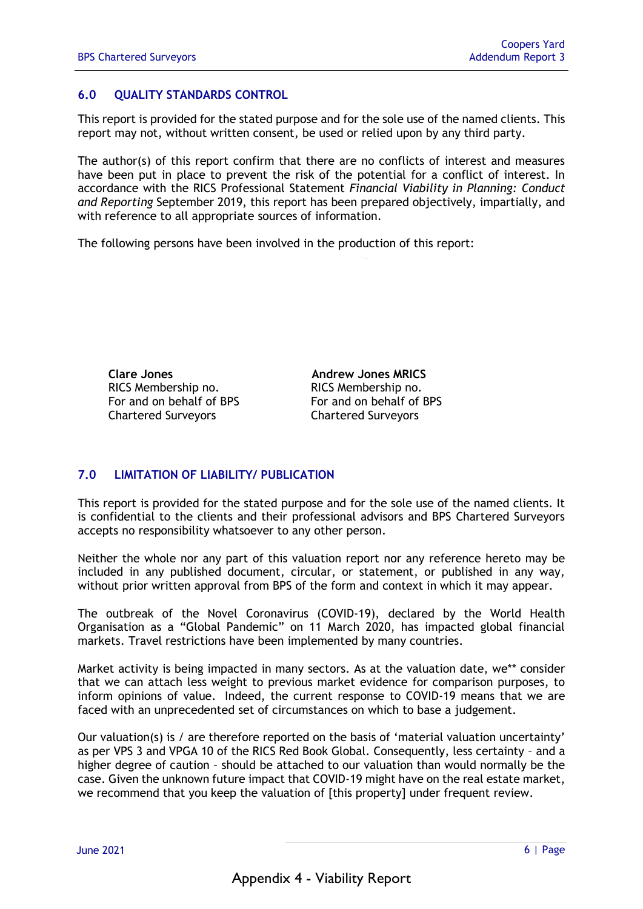## 6.0 QUALITY STANDARDS CONTROL

This report is provided for the stated purpose and for the sole use of the named clients. This report may not, without written consent, be used or relied upon by any third party.

The author(s) of this report confirm that there are no conflicts of interest and measures have been put in place to prevent the risk of the potential for a conflict of interest. In accordance with the RICS Professional Statement *Financial Viability in Planning: Conduct and Reporting* September 2019, this report has been prepared objectively, impartially, and with reference to all appropriate sources of information.

The following persons have been involved in the production of this report:

| | |
|---|---|
| **Clare Jones**<br>RICS Membership no.<br>For and on behalf of BPS Chartered Surveyors | **Andrew Jones MRICS**<br>RICS Membership no.<br>For and on behalf of BPS Chartered Surveyors |

## 7.0 LIMITATION OF LIABILITY/ PUBLICATION

This report is provided for the stated purpose and for the sole use of the named clients. It is confidential to the clients and their professional advisors and BPS Chartered Surveyors accepts no responsibility whatsoever to any other person.

Neither the whole nor any part of this valuation report nor any reference hereto may be included in any published document, circular, or statement, or published in any way, without prior written approval from BPS of the form and context in which it may appear.

The outbreak of the Novel Coronavirus (COVID-19), declared by the World Health Organisation as a "Global Pandemic" on 11 March 2020, has impacted global financial markets. Travel restrictions have been implemented by many countries.

Market activity is being impacted in many sectors. As at the valuation date, we** consider that we can attach less weight to previous market evidence for comparison purposes, to inform opinions of value. Indeed, the current response to COVID-19 means that we are faced with an unprecedented set of circumstances on which to base a judgement.

Our valuation(s) is / are therefore reported on the basis of 'material valuation uncertainty' as per VPS 3 and VPGA 10 of the RICS Red Book Global. Consequently, less certainty – and a higher degree of caution – should be attached to our valuation than would normally be the case. Given the unknown future impact that COVID-19 might have on the real estate market, we recommend that you keep the valuation of [this property] under frequent review.

June 2021

Appendix 4 - Viability Report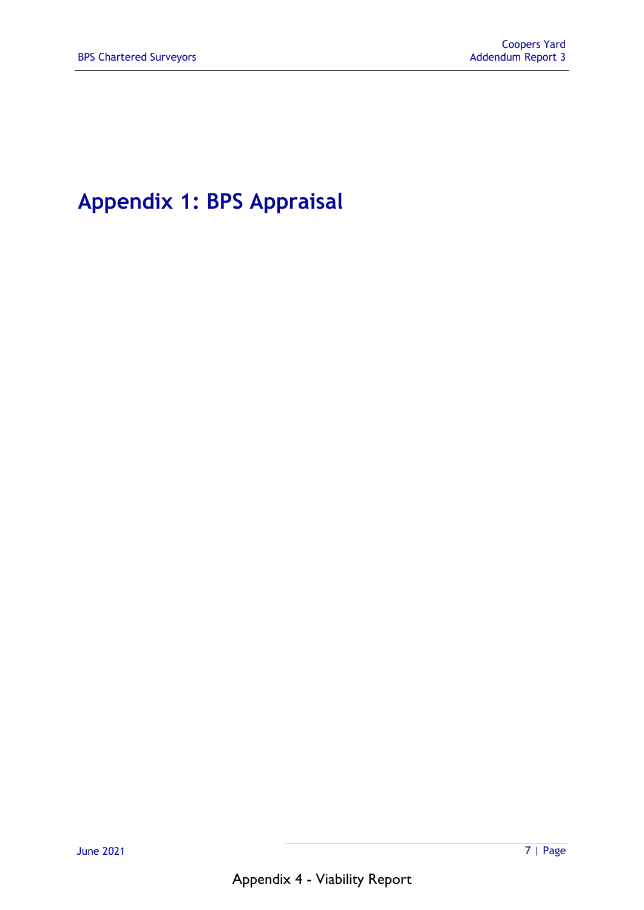# Appendix 1: BPS Appraisal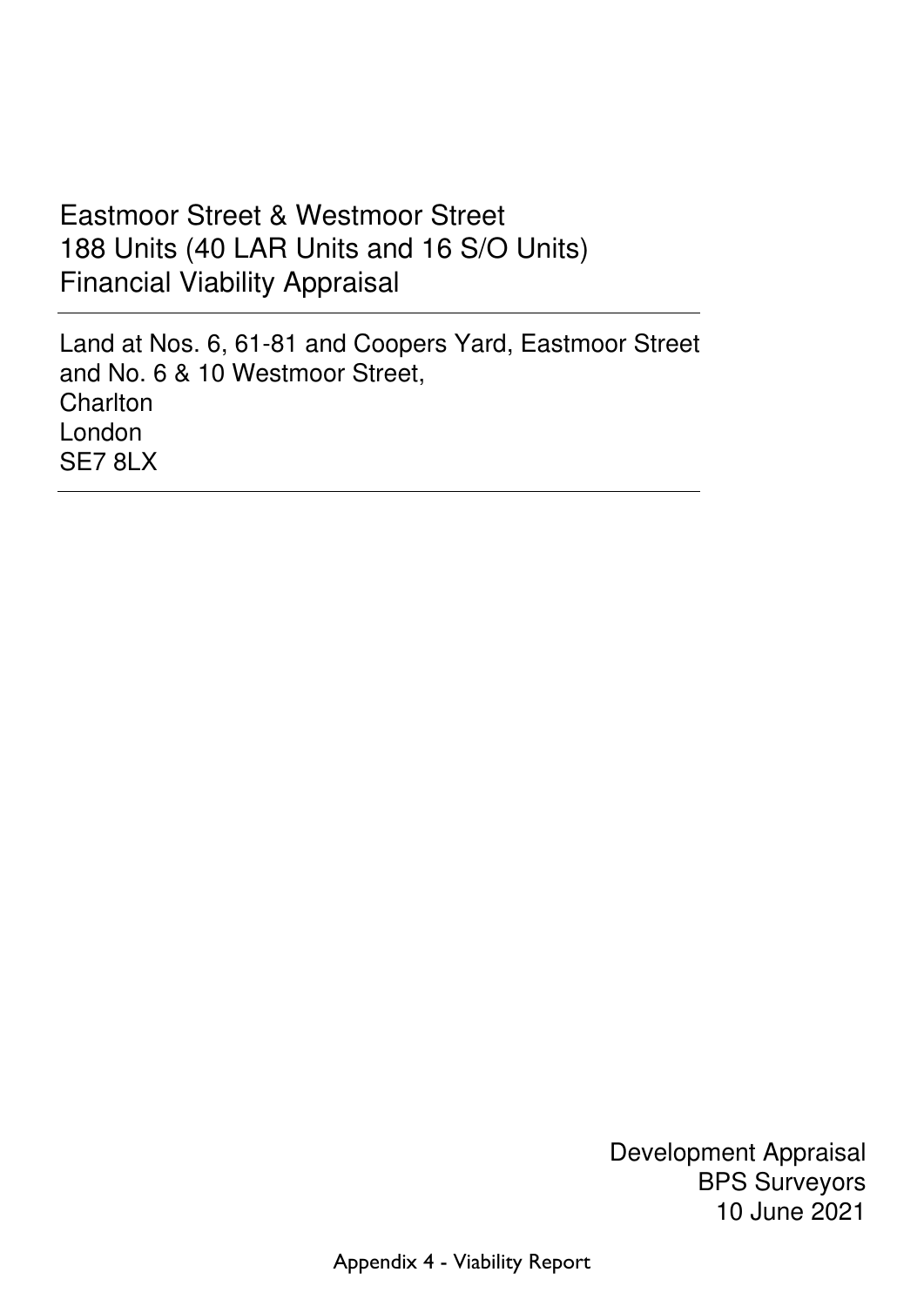# Eastmoor Street & Westmoor Street
# 188 Units (40 LAR Units and 16 S/O Units)
# Financial Viability Appraisal

---

Land at Nos. 6, 61-81 and Coopers Yard, Eastmoor Street
and No. 6 & 10 Westmoor Street,
Charlton
London
SE7 8LX

---

Development Appraisal
BPS Surveyors
10 June 2021

Appendix 4 - Viability Report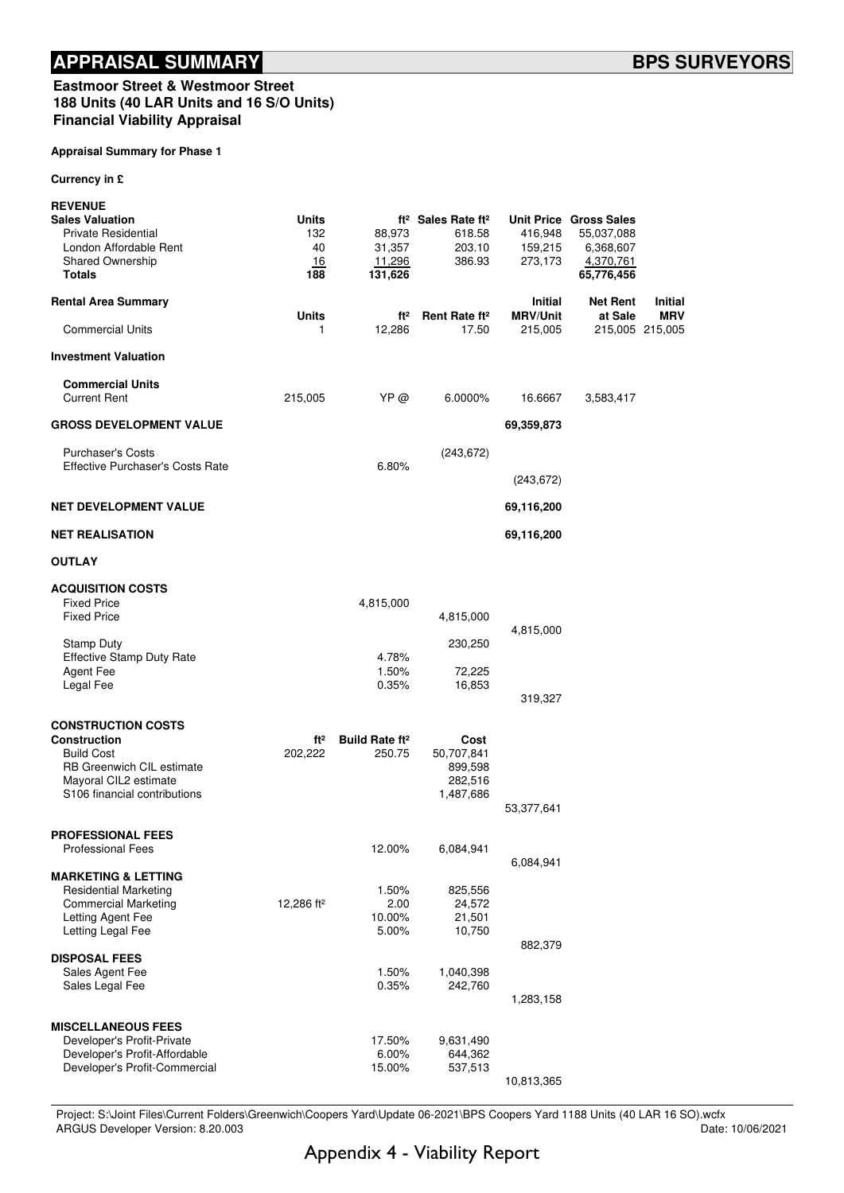# APPRAISAL SUMMARY

**BPS SURVEYORS**

**Eastmoor Street & Westmoor Street**
**188 Units (40 LAR Units and 16 S/O Units)**
**Financial Viability Appraisal**

**Appraisal Summary for Phase 1**

**Currency in £**

**REVENUE**

| **Sales Valuation** | **Units** | **ft²** | **Sales Rate ft²** | **Unit Price** | **Gross Sales** | |
|---|---|---|---|---|---|---|
| Private Residential | 132 | 88,973 | 618.58 | 416,948 | 55,037,088 | |
| London Affordable Rent | 40 | 31,357 | 203.10 | 159,215 | 6,368,607 | |
| Shared Ownership | 16 | 11,296 | 386.93 | 273,173 | 4,370,761 | |
| **Totals** | **188** | **131,626** | | | **65,776,456** | |
| **Rental Area Summary** | **Units** | **ft²** | **Rent Rate ft²** | **Initial MRV/Unit** | **Net Rent at Sale** | **Initial MRV** |
| Commercial Units | 1 | 12,286 | 17.50 | 215,005 | 215,005 | 215,005 |
| **Investment Valuation** | | | | | | |
| **Commercial Units** | | | | | | |
| Current Rent | 215,005 | YP @ | 6.0000% | 16.6667 | 3,583,417 | |
| **GROSS DEVELOPMENT VALUE** | | | | **69,359,873** | | |
| Purchaser's Costs | | | (243,672) | | | |
| Effective Purchaser's Costs Rate | | 6.80% | | | | |
| | | | | (243,672) | | |
| **NET DEVELOPMENT VALUE** | | | | **69,116,200** | | |
| **NET REALISATION** | | | | **69,116,200** | | |

**OUTLAY**

| **ACQUISITION COSTS** | | | | |
|---|---|---|---|---|
| Fixed Price | | 4,815,000 | | |
| Fixed Price | | | 4,815,000 | |
| | | | | 4,815,000 |
| Stamp Duty | | | 230,250 | |
| Effective Stamp Duty Rate | | 4.78% | | |
| Agent Fee | | 1.50% | 72,225 | |
| Legal Fee | | 0.35% | 16,853 | |
| | | | | 319,327 |
| **CONSTRUCTION COSTS** | | | | |
| **Construction** | **ft²** | **Build Rate ft²** | **Cost** | |
| Build Cost | 202,222 | 250.75 | 50,707,841 | |
| RB Greenwich CIL estimate | | | 899,598 | |
| Mayoral CIL2 estimate | | | 282,516 | |
| S106 financial contributions | | | 1,487,686 | |
| | | | | 53,377,641 |
| **PROFESSIONAL FEES** | | | | |
| Professional Fees | | 12.00% | 6,084,941 | |
| | | | | 6,084,941 |
| **MARKETING & LETTING** | | | | |
| Residential Marketing | | 1.50% | 825,556 | |
| Commercial Marketing | 12,286 ft² | 2.00 | 24,572 | |
| Letting Agent Fee | | 10.00% | 21,501 | |
| Letting Legal Fee | | 5.00% | 10,750 | |
| | | | | 882,379 |
| **DISPOSAL FEES** | | | | |
| Sales Agent Fee | | 1.50% | 1,040,398 | |
| Sales Legal Fee | | 0.35% | 242,760 | |
| | | | | 1,283,158 |
| **MISCELLANEOUS FEES** | | | | |
| Developer's Profit-Private | | 17.50% | 9,631,490 | |
| Developer's Profit-Affordable | | 6.00% | 644,362 | |
| Developer's Profit-Commercial | | 15.00% | 537,513 | |
| | | | | 10,813,365 |

Project: S:\Joint Files\Current Folders\Greenwich\Coopers Yard\Update 06-2021\BPS Coopers Yard 1188 Units (40 LAR 16 SO).wcfx
ARGUS Developer Version: 8.20.003
Date: 10/06/2021

Appendix 4 - Viability Report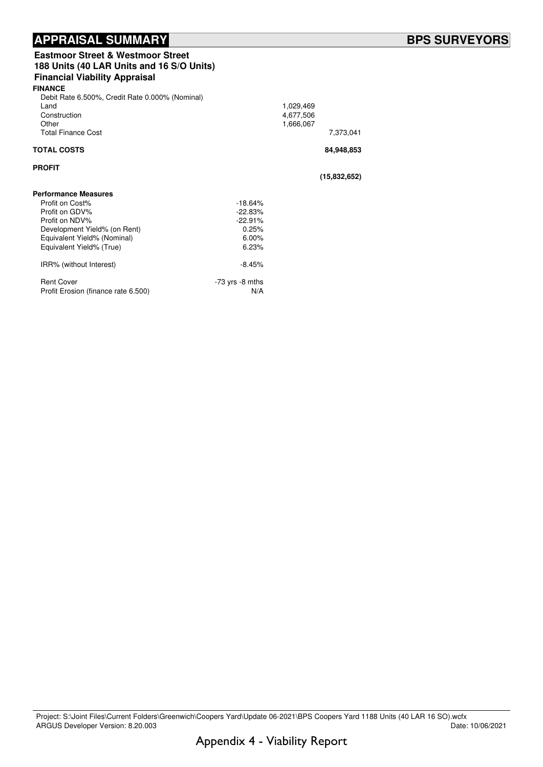# APPRAISAL SUMMARY

**BPS SURVEYORS**

**Eastmoor Street & Westmoor Street**
**188 Units (40 LAR Units and 16 S/O Units)**
**Financial Viability Appraisal**

**FINANCE**

| | | | |
|---|---|---|---|
| Debit Rate 6.500%, Credit Rate 0.000% (Nominal) | | | |
| Land | | 1,029,469 | |
| Construction | | 4,677,506 | |
| Other | | 1,666,067 | |
| Total Finance Cost | | | 7,373,041 |
| **TOTAL COSTS** | | | **84,948,853** |
| **PROFIT** | | | |
| | | | **(15,832,652)** |

**Performance Measures**

| | |
|---|---|
| Profit on Cost% | -18.64% |
| Profit on GDV% | -22.83% |
| Profit on NDV% | -22.91% |
| Development Yield% (on Rent) | 0.25% |
| Equivalent Yield% (Nominal) | 6.00% |
| Equivalent Yield% (True) | 6.23% |
| IRR% (without Interest) | -8.45% |
| Rent Cover | -73 yrs -8 mths |
| Profit Erosion (finance rate 6.500) | N/A |

Project: S:\Joint Files\Current Folders\Greenwich\Coopers Yard\Update 06-2021\BPS Coopers Yard 1188 Units (40 LAR 16 SO).wcfx
ARGUS Developer Version: 8.20.003
Date: 10/06/2021

Appendix 4 - Viability Report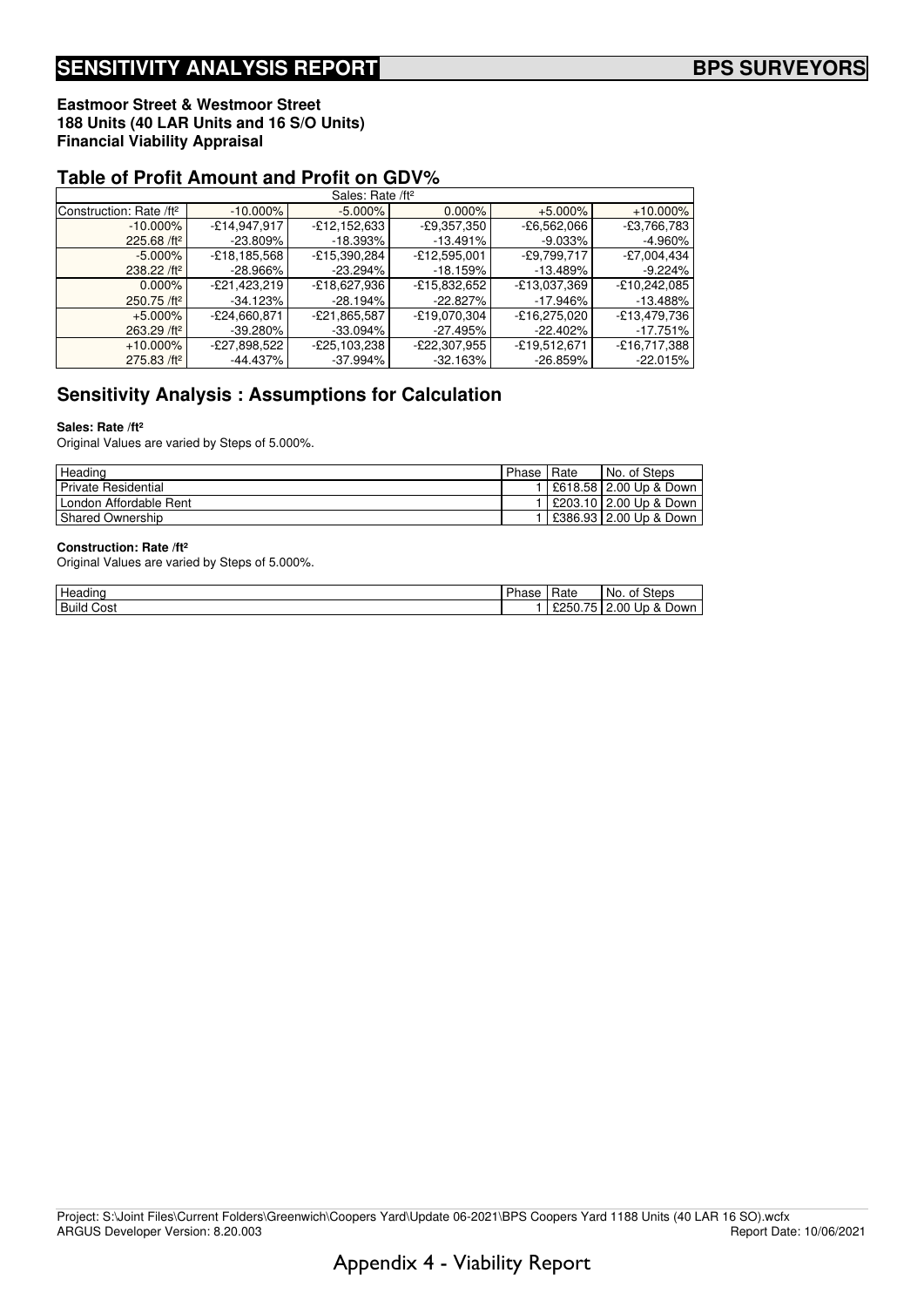# SENSITIVITY ANALYSIS REPORT

**BPS SURVEYORS**

**Eastmoor Street & Westmoor Street**
**188 Units (40 LAR Units and 16 S/O Units)**
**Financial Viability Appraisal**

## Table of Profit Amount and Profit on GDV%

| | Sales: Rate /ft² | | | | |
|---|---|---|---|---|---|
| Construction: Rate /ft² | -10.000% | -5.000% | 0.000% | +5.000% | +10.000% |
| -10.000% | -£14,947,917 | -£12,152,633 | -£9,357,350 | -£6,562,066 | -£3,766,783 |
| 225.68 /ft² | -23.809% | -18.393% | -13.491% | -9.033% | -4.960% |
| -5.000% | -£18,185,568 | -£15,390,284 | -£12,595,001 | -£9,799,717 | -£7,004,434 |
| 238.22 /ft² | -28.966% | -23.294% | -18.159% | -13.489% | -9.224% |
| 0.000% | -£21,423,219 | -£18,627,936 | -£15,832,652 | -£13,037,369 | -£10,242,085 |
| 250.75 /ft² | -34.123% | -28.194% | -22.827% | -17.946% | -13.488% |
| +5.000% | -£24,660,871 | -£21,865,587 | -£19,070,304 | -£16,275,020 | -£13,479,736 |
| 263.29 /ft² | -39.280% | -33.094% | -27.495% | -22.402% | -17.751% |
| +10.000% | -£27,898,522 | -£25,103,238 | -£22,307,955 | -£19,512,671 | -£16,717,388 |
| 275.83 /ft² | -44.437% | -37.994% | -32.163% | -26.859% | -22.015% |

## Sensitivity Analysis : Assumptions for Calculation

**Sales: Rate /ft²**

Original Values are varied by Steps of 5.000%.

| Heading | Phase | Rate | No. of Steps |
|---|---|---|---|
| Private Residential | 1 | £618.58 | 2.00 Up & Down |
| London Affordable Rent | 1 | £203.10 | 2.00 Up & Down |
| Shared Ownership | 1 | £386.93 | 2.00 Up & Down |

**Construction: Rate /ft²**

Original Values are varied by Steps of 5.000%.

| Heading | Phase | Rate | No. of Steps |
|---|---|---|---|
| Build Cost | 1 | £250.75 | 2.00 Up & Down |

Project: S:\Joint Files\Current Folders\Greenwich\Coopers Yard\Update 06-2021\BPS Coopers Yard 1188 Units (40 LAR 16 SO).wcfx
ARGUS Developer Version: 8.20.003
Report Date: 10/06/2021

Appendix 4 - Viability Report